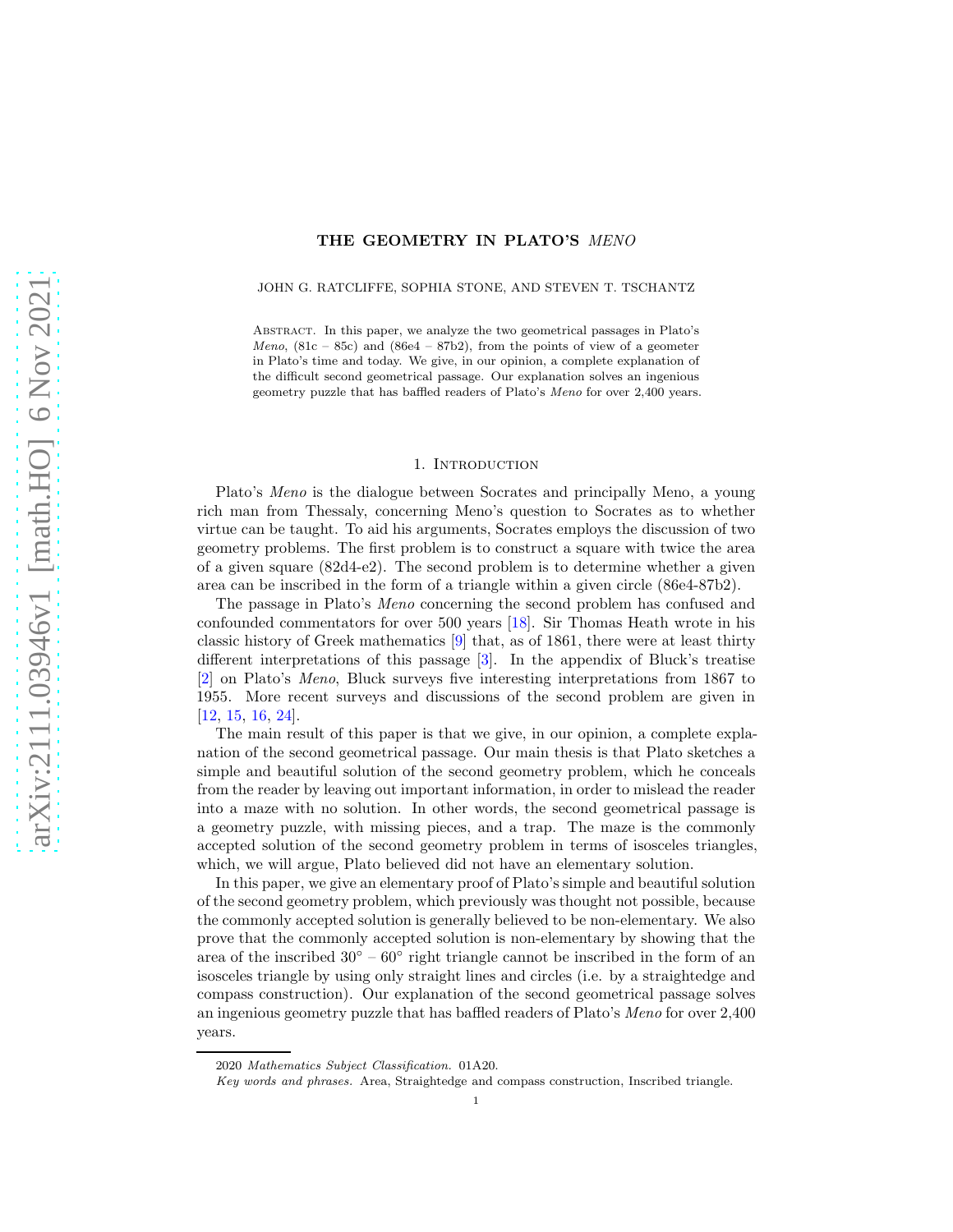# THE GEOMETRY IN PLATO'S *MENO*

JOHN G. RATCLIFFE, SOPHIA STONE, AND STEVEN T. TSCHANTZ

Abstract. In this paper, we analyze the two geometrical passages in Plato's *Meno*, (81c – 85c) and (86e4 – 87b2), from the points of view of a geometer in Plato's time and today. We give, in our opinion, a complete explanation of the difficult second geometrical passage. Our explanation solves an ingenious geometry puzzle that has baffled readers of Plato's *Meno* for over 2,400 years.

## 1. Introduction

Plato's *Meno* is the dialogue between Socrates and principally Meno, a young rich man from Thessaly, concerning Meno's question to Socrates as to whether virtue can be taught. To aid his arguments, Socrates employs the discussion of two geometry problems. The first problem is to construct a square with twice the area of a given square (82d4-e2). The second problem is to determine whether a given area can be inscribed in the form of a triangle within a given circle (86e4-87b2).

The passage in Plato's *Meno* concerning the second problem has confused and confounded commentators for over 500 years [18]. Sir Thomas Heath wrote in his classic history of Greek mathematics [9] that, as of 1861, there were at least thirty different interpretations of this passage [3]. In the appendix of Bluck's treatise [2] on Plato's *Meno*, Bluck surveys five interesting interpretations from 1867 to 1955. More recent surveys and discussions of the second problem are given in [12, 15, 16, 24].

The main result of this paper is that we give, in our opinion, a complete explanation of the second geometrical passage. Our main thesis is that Plato sketches a simple and beautiful solution of the second geometry problem, which he conceals from the reader by leaving out important information, in order to mislead the reader into a maze with no solution. In other words, the second geometrical passage is a geometry puzzle, with missing pieces, and a trap. The maze is the commonly accepted solution of the second geometry problem in terms of isosceles triangles, which, we will argue, Plato believed did not have an elementary solution.

In this paper, we give an elementary proof of Plato's simple and beautiful solution of the second geometry problem, which previously was thought not possible, because the commonly accepted solution is generally believed to be non-elementary. We also prove that the commonly accepted solution is non-elementary by showing that the area of the inscribed $30^\circ$ – $60^\circ$ right triangle cannot be inscribed in the form of an isosceles triangle by using only straight lines and circles (i.e. by a straightedge and compass construction). Our explanation of the second geometrical passage solves an ingenious geometry puzzle that has baffled readers of Plato's *Meno* for over 2,400 years.

2020 *Mathematics Subject Classification.* 01A20.

*Key words and phrases.* Area, Straightedge and compass construction, Inscribed triangle.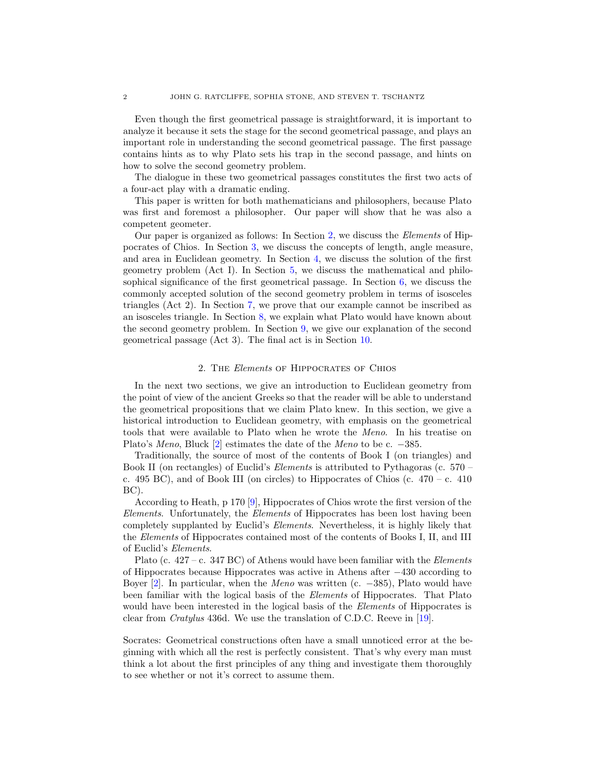Even though the first geometrical passage is straightforward, it is important to analyze it because it sets the stage for the second geometrical passage, and plays an important role in understanding the second geometrical passage. The first passage contains hints as to why Plato sets his trap in the second passage, and hints on how to solve the second geometry problem.

The dialogue in these two geometrical passages constitutes the first two acts of a four-act play with a dramatic ending.

This paper is written for both mathematicians and philosophers, because Plato was first and foremost a philosopher. Our paper will show that he was also a competent geometer.

Our paper is organized as follows: In Section 2, we discuss the *Elements* of Hippocrates of Chios. In Section 3, we discuss the concepts of length, angle measure, and area in Euclidean geometry. In Section 4, we discuss the solution of the first geometry problem (Act I). In Section 5, we discuss the mathematical and philosophical significance of the first geometrical passage. In Section 6, we discuss the commonly accepted solution of the second geometry problem in terms of isosceles triangles (Act 2). In Section 7, we prove that our example cannot be inscribed as an isosceles triangle. In Section 8, we explain what Plato would have known about the second geometry problem. In Section 9, we give our explanation of the second geometrical passage (Act 3). The final act is in Section 10.

## 2. The *Elements* of Hippocrates of Chios

In the next two sections, we give an introduction to Euclidean geometry from the point of view of the ancient Greeks so that the reader will be able to understand the geometrical propositions that we claim Plato knew. In this section, we give a historical introduction to Euclidean geometry, with emphasis on the geometrical tools that were available to Plato when he wrote the *Meno*. In his treatise on Plato's *Meno*, Bluck [2] estimates the date of the *Meno* to be c. −385.

Traditionally, the source of most of the contents of Book I (on triangles) and Book II (on rectangles) of Euclid's *Elements* is attributed to Pythagoras (c. 570 – c. 495 BC), and of Book III (on circles) to Hippocrates of Chios (c. 470 – c. 410 BC).

According to Heath, p 170 [9], Hippocrates of Chios wrote the first version of the *Elements*. Unfortunately, the *Elements* of Hippocrates has been lost having been completely supplanted by Euclid's *Elements*. Nevertheless, it is highly likely that the *Elements* of Hippocrates contained most of the contents of Books I, II, and III of Euclid's *Elements*.

Plato (c. 427 – c. 347 BC) of Athens would have been familiar with the *Elements* of Hippocrates because Hippocrates was active in Athens after −430 according to Boyer [2]. In particular, when the *Meno* was written (c. −385), Plato would have been familiar with the logical basis of the *Elements* of Hippocrates. That Plato would have been interested in the logical basis of the *Elements* of Hippocrates is clear from *Cratylus* 436d. We use the translation of C.D.C. Reeve in [19].

Socrates: Geometrical constructions often have a small unnoticed error at the beginning with which all the rest is perfectly consistent. That's why every man must think a lot about the first principles of any thing and investigate them thoroughly to see whether or not it's correct to assume them.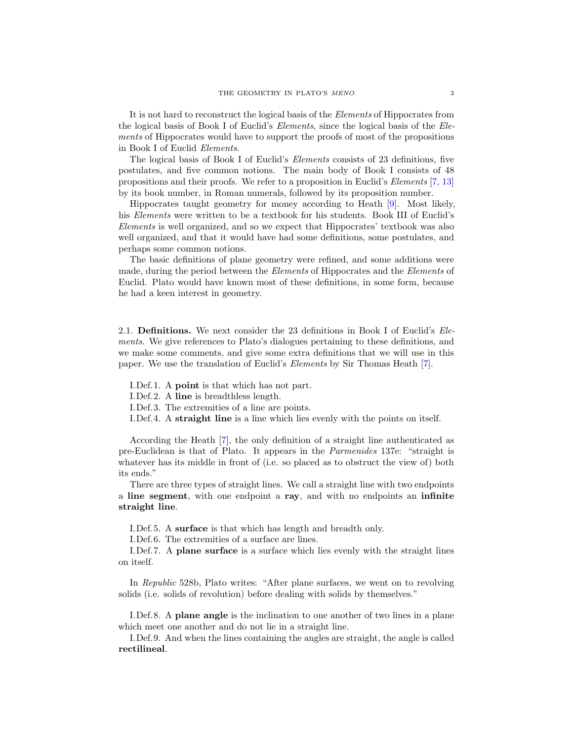It is not hard to reconstruct the logical basis of the *Elements* of Hippocrates from the logical basis of Book I of Euclid's *Elements*, since the logical basis of the *Elements* of Hippocrates would have to support the proofs of most of the propositions in Book I of Euclid *Elements*.

The logical basis of Book I of Euclid's *Elements* consists of 23 definitions, five postulates, and five common notions. The main body of Book I consists of 48 propositions and their proofs. We refer to a proposition in Euclid's *Elements* [7, 13] by its book number, in Roman numerals, followed by its proposition number.

Hippocrates taught geometry for money according to Heath [9]. Most likely, his *Elements* were written to be a textbook for his students. Book III of Euclid's *Elements* is well organized, and so we expect that Hippocrates' textbook was also well organized, and that it would have had some definitions, some postulates, and perhaps some common notions.

The basic definitions of plane geometry were refined, and some additions were made, during the period between the *Elements* of Hippocrates and the *Elements* of Euclid. Plato would have known most of these definitions, in some form, because he had a keen interest in geometry.

2.1. **Definitions.** We next consider the 23 definitions in Book I of Euclid's *Elements*. We give references to Plato's dialogues pertaining to these definitions, and we make some comments, and give some extra definitions that we will use in this paper. We use the translation of Euclid's *Elements* by Sir Thomas Heath [7].

I.Def.1. A **point** is that which has not part.
I.Def.2. A **line** is breadthless length.
I.Def.3. The extremities of a line are points.
I.Def.4. A **straight line** is a line which lies evenly with the points on itself.

According the Heath [7], the only definition of a straight line authenticated as pre-Euclidean is that of Plato. It appears in the *Parmenides* 137e: "straight is whatever has its middle in front of (i.e. so placed as to obstruct the view of) both its ends."

There are three types of straight lines. We call a straight line with two endpoints a **line segment**, with one endpoint a **ray**, and with no endpoints an **infinite straight line**.

I.Def.5. A **surface** is that which has length and breadth only.
I.Def.6. The extremities of a surface are lines.
I.Def.7. A **plane surface** is a surface which lies evenly with the straight lines on itself.

In *Republic* 528b, Plato writes: "After plane surfaces, we went on to revolving solids (i.e. solids of revolution) before dealing with solids by themselves."

I.Def.8. A **plane angle** is the inclination to one another of two lines in a plane which meet one another and do not lie in a straight line.
I.Def.9. And when the lines containing the angles are straight, the angle is called **rectilineal**.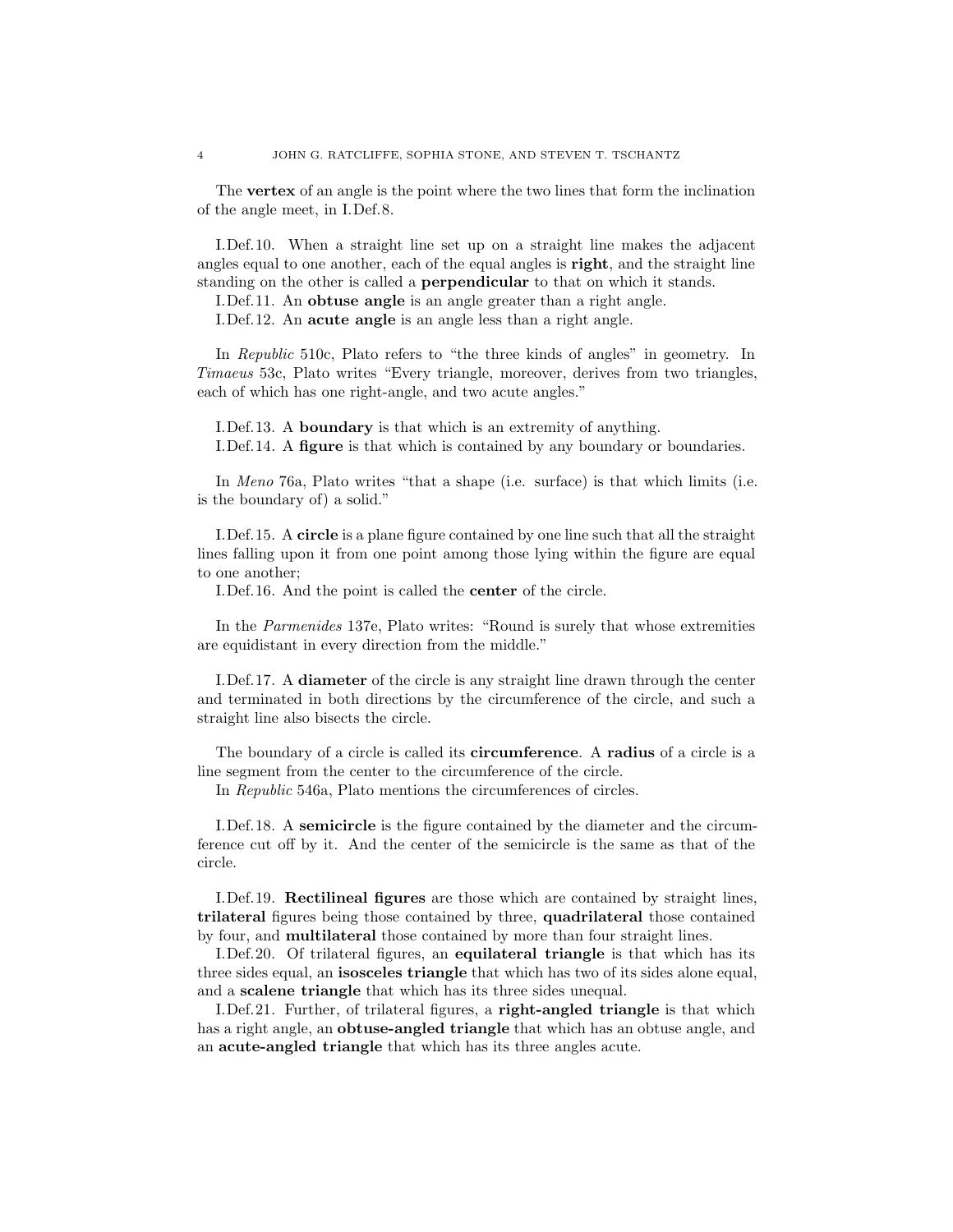The **vertex** of an angle is the point where the two lines that form the inclination of the angle meet, in I.Def.8.

I.Def.10. When a straight line set up on a straight line makes the adjacent angles equal to one another, each of the equal angles is **right**, and the straight line standing on the other is called a **perpendicular** to that on which it stands.

I.Def.11. An **obtuse angle** is an angle greater than a right angle.

I.Def.12. An **acute angle** is an angle less than a right angle.

In *Republic* 510c, Plato refers to "the three kinds of angles" in geometry. In *Timaeus* 53c, Plato writes "Every triangle, moreover, derives from two triangles, each of which has one right-angle, and two acute angles."

I.Def.13. A **boundary** is that which is an extremity of anything.

I.Def.14. A **figure** is that which is contained by any boundary or boundaries.

In *Meno* 76a, Plato writes "that a shape (i.e. surface) is that which limits (i.e. is the boundary of) a solid."

I.Def.15. A **circle** is a plane figure contained by one line such that all the straight lines falling upon it from one point among those lying within the figure are equal to one another;

I.Def.16. And the point is called the **center** of the circle.

In the *Parmenides* 137e, Plato writes: "Round is surely that whose extremities are equidistant in every direction from the middle."

I.Def.17. A **diameter** of the circle is any straight line drawn through the center and terminated in both directions by the circumference of the circle, and such a straight line also bisects the circle.

The boundary of a circle is called its **circumference**. A **radius** of a circle is a line segment from the center to the circumference of the circle.

In *Republic* 546a, Plato mentions the circumferences of circles.

I.Def.18. A **semicircle** is the figure contained by the diameter and the circumference cut off by it. And the center of the semicircle is the same as that of the circle.

I.Def.19. **Rectilineal figures** are those which are contained by straight lines, **trilateral** figures being those contained by three, **quadrilateral** those contained by four, and **multilateral** those contained by more than four straight lines.

I.Def.20. Of trilateral figures, an **equilateral triangle** is that which has its three sides equal, an **isosceles triangle** that which has two of its sides alone equal, and a **scalene triangle** that which has its three sides unequal.

I.Def.21. Further, of trilateral figures, a **right-angled triangle** is that which has a right angle, an **obtuse-angled triangle** that which has an obtuse angle, and an **acute-angled triangle** that which has its three angles acute.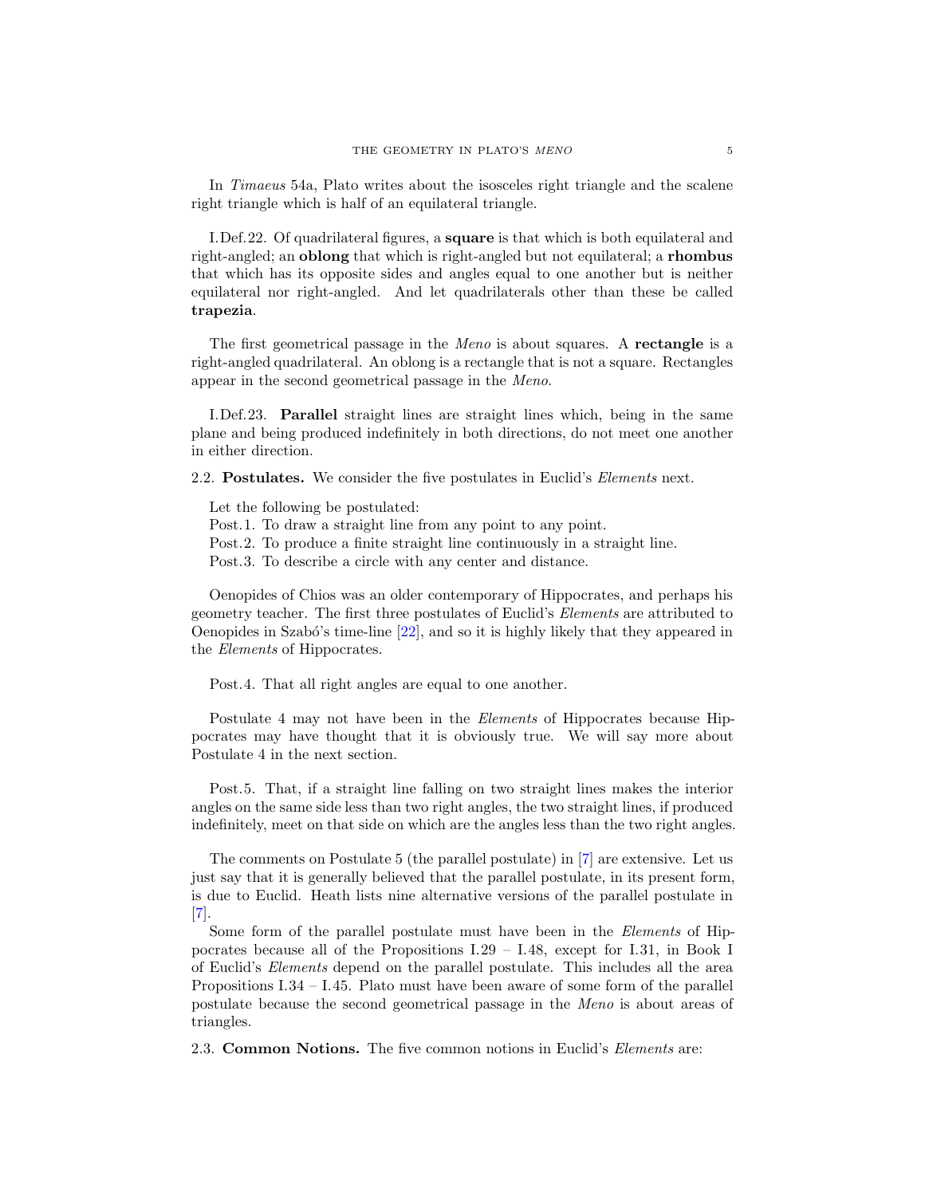In *Timaeus* 54a, Plato writes about the isosceles right triangle and the scalene right triangle which is half of an equilateral triangle.

I.Def.22. Of quadrilateral figures, a **square** is that which is both equilateral and right-angled; an **oblong** that which is right-angled but not equilateral; a **rhombus** that which has its opposite sides and angles equal to one another but is neither equilateral nor right-angled. And let quadrilaterals other than these be called **trapezia**.

The first geometrical passage in the *Meno* is about squares. A **rectangle** is a right-angled quadrilateral. An oblong is a rectangle that is not a square. Rectangles appear in the second geometrical passage in the *Meno*.

I.Def.23. **Parallel** straight lines are straight lines which, being in the same plane and being produced indefinitely in both directions, do not meet one another in either direction.

2.2. **Postulates.** We consider the five postulates in Euclid's *Elements* next.

Let the following be postulated:
Post.1. To draw a straight line from any point to any point.
Post.2. To produce a finite straight line continuously in a straight line.
Post.3. To describe a circle with any center and distance.

Oenopides of Chios was an older contemporary of Hippocrates, and perhaps his geometry teacher. The first three postulates of Euclid's *Elements* are attributed to Oenopides in Szabó's time-line [22], and so it is highly likely that they appeared in the *Elements* of Hippocrates.

Post.4. That all right angles are equal to one another.

Postulate 4 may not have been in the *Elements* of Hippocrates because Hippocrates may have thought that it is obviously true. We will say more about Postulate 4 in the next section.

Post.5. That, if a straight line falling on two straight lines makes the interior angles on the same side less than two right angles, the two straight lines, if produced indefinitely, meet on that side on which are the angles less than the two right angles.

The comments on Postulate 5 (the parallel postulate) in [7] are extensive. Let us just say that it is generally believed that the parallel postulate, in its present form, is due to Euclid. Heath lists nine alternative versions of the parallel postulate in [7].

Some form of the parallel postulate must have been in the *Elements* of Hippocrates because all of the Propositions I.29 – I.48, except for I.31, in Book I of Euclid's *Elements* depend on the parallel postulate. This includes all the area Propositions I.34 – I.45. Plato must have been aware of some form of the parallel postulate because the second geometrical passage in the *Meno* is about areas of triangles.

2.3. **Common Notions.** The five common notions in Euclid's *Elements* are: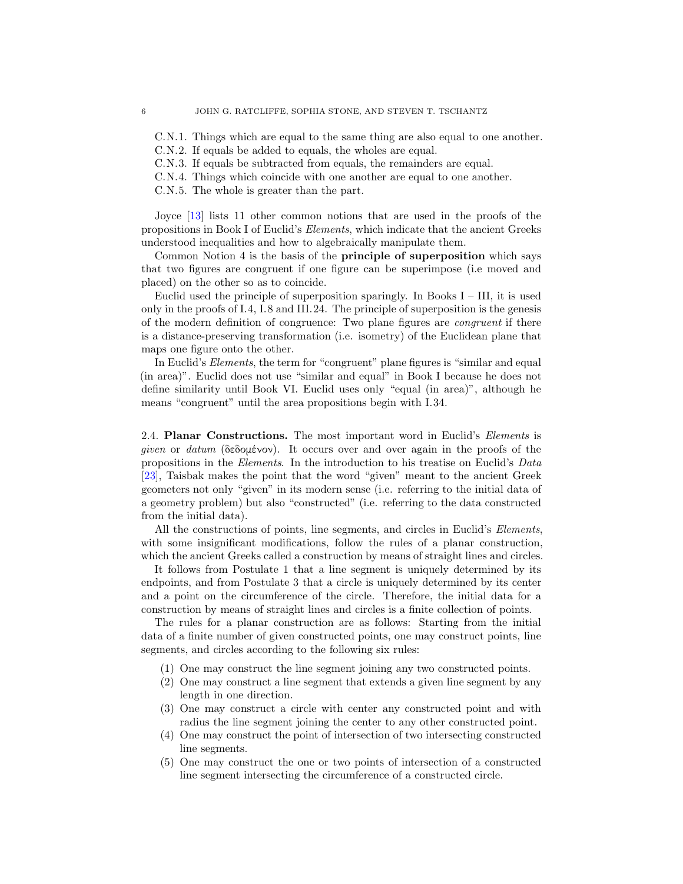C.N.1. Things which are equal to the same thing are also equal to one another.
C.N.2. If equals be added to equals, the wholes are equal.
C.N.3. If equals be subtracted from equals, the remainders are equal.
C.N.4. Things which coincide with one another are equal to one another.
C.N.5. The whole is greater than the part.

Joyce [13] lists 11 other common notions that are used in the proofs of the propositions in Book I of Euclid's *Elements*, which indicate that the ancient Greeks understood inequalities and how to algebraically manipulate them.

Common Notion 4 is the basis of the **principle of superposition** which says that two figures are congruent if one figure can be superimpose (i.e moved and placed) on the other so as to coincide.

Euclid used the principle of superposition sparingly. In Books I – III, it is used only in the proofs of I.4, I.8 and III.24. The principle of superposition is the genesis of the modern definition of congruence: Two plane figures are *congruent* if there is a distance-preserving transformation (i.e. isometry) of the Euclidean plane that maps one figure onto the other.

In Euclid's *Elements*, the term for "congruent" plane figures is "similar and equal (in area)". Euclid does not use "similar and equal" in Book I because he does not define similarity until Book VI. Euclid uses only "equal (in area)", although he means "congruent" until the area propositions begin with I.34.

## 2.4. Planar Constructions.

The most important word in Euclid's *Elements* is *given* or *datum* (δεδομένον). It occurs over and over again in the proofs of the propositions in the *Elements*. In the introduction to his treatise on Euclid's *Data* [23], Taisbak makes the point that the word "given" meant to the ancient Greek geometers not only "given" in its modern sense (i.e. referring to the initial data of a geometry problem) but also "constructed" (i.e. referring to the data constructed from the initial data).

All the constructions of points, line segments, and circles in Euclid's *Elements*, with some insignificant modifications, follow the rules of a planar construction, which the ancient Greeks called a construction by means of straight lines and circles.

It follows from Postulate 1 that a line segment is uniquely determined by its endpoints, and from Postulate 3 that a circle is uniquely determined by its center and a point on the circumference of the circle. Therefore, the initial data for a construction by means of straight lines and circles is a finite collection of points.

The rules for a planar construction are as follows: Starting from the initial data of a finite number of given constructed points, one may construct points, line segments, and circles according to the following six rules:

1. One may construct the line segment joining any two constructed points.
2. One may construct a line segment that extends a given line segment by any length in one direction.
3. One may construct a circle with center any constructed point and with radius the line segment joining the center to any other constructed point.
4. One may construct the point of intersection of two intersecting constructed line segments.
5. One may construct the one or two points of intersection of a constructed line segment intersecting the circumference of a constructed circle.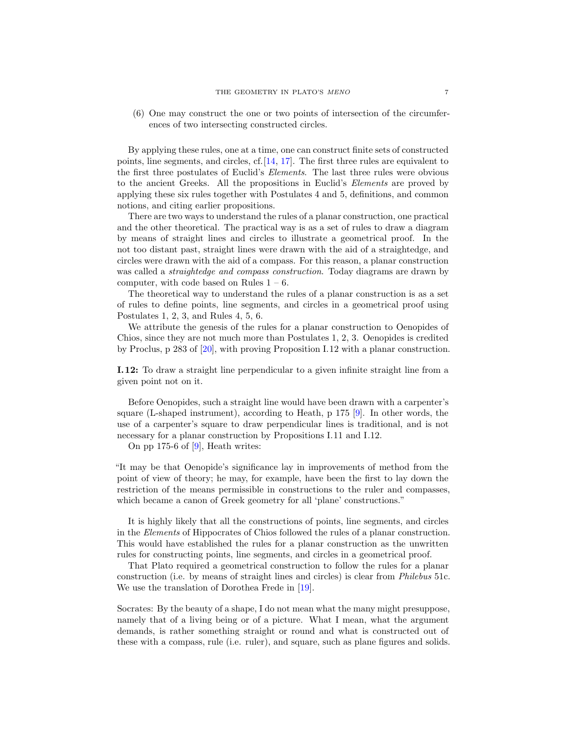(6) One may construct the one or two points of intersection of the circumferences of two intersecting constructed circles.

By applying these rules, one at a time, one can construct finite sets of constructed points, line segments, and circles, cf.[14, 17]. The first three rules are equivalent to the first three postulates of Euclid's *Elements*. The last three rules were obvious to the ancient Greeks. All the propositions in Euclid's *Elements* are proved by applying these six rules together with Postulates 4 and 5, definitions, and common notions, and citing earlier propositions.

There are two ways to understand the rules of a planar construction, one practical and the other theoretical. The practical way is as a set of rules to draw a diagram by means of straight lines and circles to illustrate a geometrical proof. In the not too distant past, straight lines were drawn with the aid of a straightedge, and circles were drawn with the aid of a compass. For this reason, a planar construction was called a *straightedge and compass construction*. Today diagrams are drawn by computer, with code based on Rules 1 – 6.

The theoretical way to understand the rules of a planar construction is as a set of rules to define points, line segments, and circles in a geometrical proof using Postulates 1, 2, 3, and Rules 4, 5, 6.

We attribute the genesis of the rules for a planar construction to Oenopides of Chios, since they are not much more than Postulates 1, 2, 3. Oenopides is credited by Proclus, p 283 of [20], with proving Proposition I.12 with a planar construction.

**I.12:** To draw a straight line perpendicular to a given infinite straight line from a given point not on it.

Before Oenopides, such a straight line would have been drawn with a carpenter's square (L-shaped instrument), according to Heath, p 175 [9]. In other words, the use of a carpenter's square to draw perpendicular lines is traditional, and is not necessary for a planar construction by Propositions I.11 and I.12.

On pp 175-6 of [9], Heath writes:

"It may be that Oenopide's significance lay in improvements of method from the point of view of theory; he may, for example, have been the first to lay down the restriction of the means permissible in constructions to the ruler and compasses, which became a canon of Greek geometry for all 'plane' constructions."

It is highly likely that all the constructions of points, line segments, and circles in the *Elements* of Hippocrates of Chios followed the rules of a planar construction. This would have established the rules for a planar construction as the unwritten rules for constructing points, line segments, and circles in a geometrical proof.

That Plato required a geometrical construction to follow the rules for a planar construction (i.e. by means of straight lines and circles) is clear from *Philebus* 51c. We use the translation of Dorothea Frede in [19].

Socrates: By the beauty of a shape, I do not mean what the many might presuppose, namely that of a living being or of a picture. What I mean, what the argument demands, is rather something straight or round and what is constructed out of these with a compass, rule (i.e. ruler), and square, such as plane figures and solids.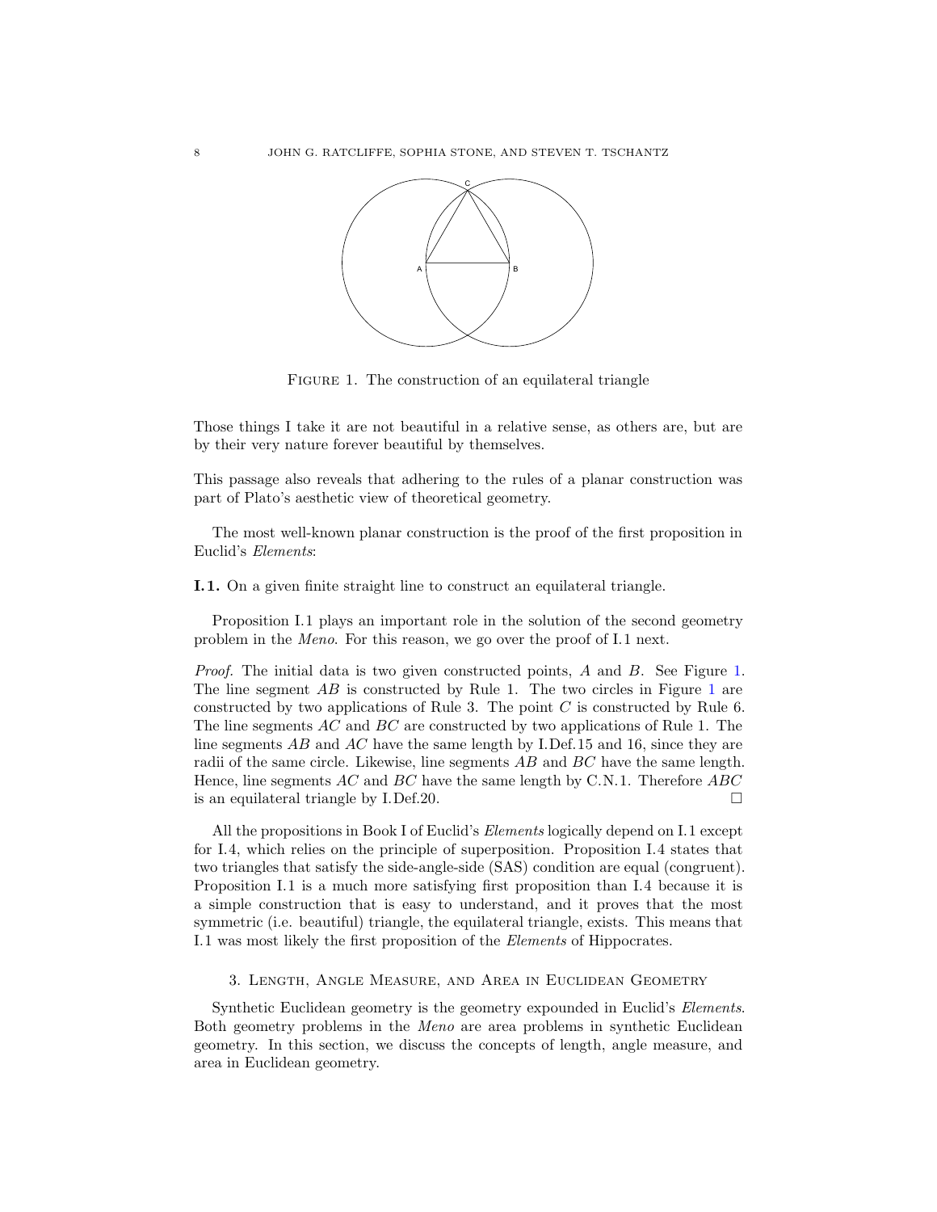Figure 1. The construction of an equilateral triangle

Those things I take it are not beautiful in a relative sense, as others are, but are by their very nature forever beautiful by themselves.

This passage also reveals that adhering to the rules of a planar construction was part of Plato's aesthetic view of theoretical geometry.

The most well-known planar construction is the proof of the first proposition in Euclid's *Elements*:

**I.1.** On a given finite straight line to construct an equilateral triangle.

Proposition I.1 plays an important role in the solution of the second geometry problem in the *Meno*. For this reason, we go over the proof of I.1 next.

*Proof.* The initial data is two given constructed points, $A$ and $B$. See Figure 1. The line segment $AB$ is constructed by Rule 1. The two circles in Figure 1 are constructed by two applications of Rule 3. The point $C$ is constructed by Rule 6. The line segments $AC$ and $BC$ are constructed by two applications of Rule 1. The line segments $AB$ and $AC$ have the same length by I.Def.15 and 16, since they are radii of the same circle. Likewise, line segments $AB$ and $BC$ have the same length. Hence, line segments $AC$ and $BC$ have the same length by C.N.1. Therefore $ABC$ is an equilateral triangle by I.Def.20. □

All the propositions in Book I of Euclid's *Elements* logically depend on I.1 except for I.4, which relies on the principle of superposition. Proposition I.4 states that two triangles that satisfy the side-angle-side (SAS) condition are equal (congruent). Proposition I.1 is a much more satisfying first proposition than I.4 because it is a simple construction that is easy to understand, and it proves that the most symmetric (i.e. beautiful) triangle, the equilateral triangle, exists. This means that I.1 was most likely the first proposition of the *Elements* of Hippocrates.

## 3. Length, Angle Measure, and Area in Euclidean Geometry

Synthetic Euclidean geometry is the geometry expounded in Euclid's *Elements*. Both geometry problems in the *Meno* are area problems in synthetic Euclidean geometry. In this section, we discuss the concepts of length, angle measure, and area in Euclidean geometry.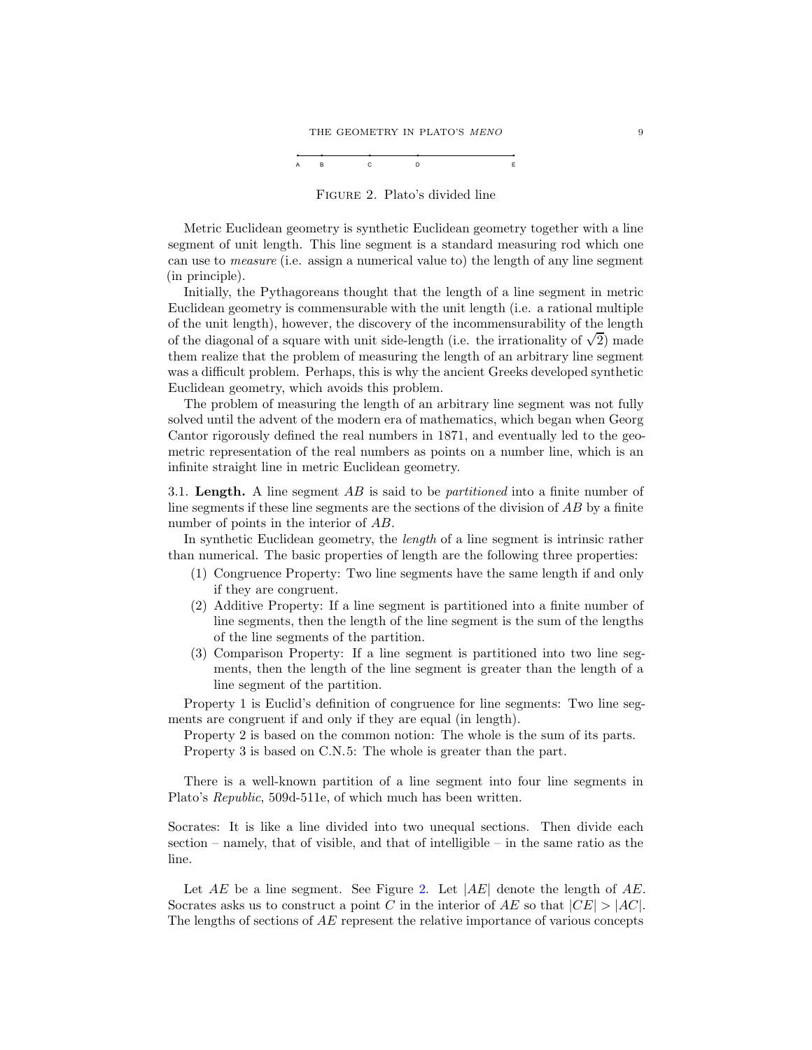A B C D E

Figure 2. Plato's divided line

Metric Euclidean geometry is synthetic Euclidean geometry together with a line segment of unit length. This line segment is a standard measuring rod which one can use to *measure* (i.e. assign a numerical value to) the length of any line segment (in principle).

Initially, the Pythagoreans thought that the length of a line segment in metric Euclidean geometry is commensurable with the unit length (i.e. a rational multiple of the unit length), however, the discovery of the incommensurability of the length of the diagonal of a square with unit side-length (i.e. the irrationality of $\sqrt{2}$) made them realize that the problem of measuring the length of an arbitrary line segment was a difficult problem. Perhaps, this is why the ancient Greeks developed synthetic Euclidean geometry, which avoids this problem.

The problem of measuring the length of an arbitrary line segment was not fully solved until the advent of the modern era of mathematics, which began when Georg Cantor rigorously defined the real numbers in 1871, and eventually led to the geometric representation of the real numbers as points on a number line, which is an infinite straight line in metric Euclidean geometry.

3.1. **Length.** A line segment $AB$ is said to be *partitioned* into a finite number of line segments if these line segments are the sections of the division of $AB$ by a finite number of points in the interior of $AB$.

In synthetic Euclidean geometry, the *length* of a line segment is intrinsic rather than numerical. The basic properties of length are the following three properties:

1. Congruence Property: Two line segments have the same length if and only if they are congruent.
2. Additive Property: If a line segment is partitioned into a finite number of line segments, then the length of the line segment is the sum of the lengths of the line segments of the partition.
3. Comparison Property: If a line segment is partitioned into two line segments, then the length of the line segment is greater than the length of a line segment of the partition.

Property 1 is Euclid's definition of congruence for line segments: Two line segments are congruent if and only if they are equal (in length).

Property 2 is based on the common notion: The whole is the sum of its parts.

Property 3 is based on C.N.5: The whole is greater than the part.

There is a well-known partition of a line segment into four line segments in Plato's *Republic*, 509d-511e, of which much has been written.

Socrates: It is like a line divided into two unequal sections. Then divide each section – namely, that of visible, and that of intelligible – in the same ratio as the line.

Let $AE$ be a line segment. See Figure 2. Let $|AE|$ denote the length of $AE$. Socrates asks us to construct a point $C$ in the interior of $AE$ so that $|CE| > |AC|$. The lengths of sections of $AE$ represent the relative importance of various concepts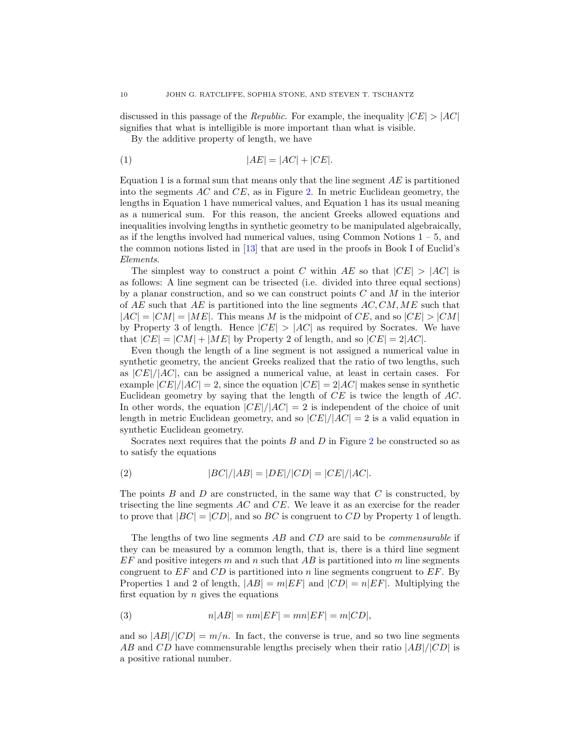discussed in this passage of the *Republic*. For example, the inequality $|CE| > |AC|$ signifies that what is intelligible is more important than what is visible.

By the additive property of length, we have

$$|AE| = |AC| + |CE|. \tag{1}$$

Equation 1 is a formal sum that means only that the line segment $AE$ is partitioned into the segments $AC$ and $CE$, as in Figure 2. In metric Euclidean geometry, the lengths in Equation 1 have numerical values, and Equation 1 has its usual meaning as a numerical sum. For this reason, the ancient Greeks allowed equations and inequalities involving lengths in synthetic geometry to be manipulated algebraically, as if the lengths involved had numerical values, using Common Notions 1 – 5, and the common notions listed in [13] that are used in the proofs in Book I of Euclid's *Elements*.

The simplest way to construct a point $C$ within $AE$ so that $|CE| > |AC|$ is as follows: A line segment can be trisected (i.e. divided into three equal sections) by a planar construction, and so we can construct points $C$ and $M$ in the interior of $AE$ such that $AE$ is partitioned into the line segments $AC, CM, ME$ such that $|AC| = |CM| = |ME|$. This means $M$ is the midpoint of $CE$, and so $|CE| > |CM|$ by Property 3 of length. Hence $|CE| > |AC|$ as required by Socrates. We have that $|CE| = |CM| + |ME|$ by Property 2 of length, and so $|CE| = 2|AC|$.

Even though the length of a line segment is not assigned a numerical value in synthetic geometry, the ancient Greeks realized that the ratio of two lengths, such as $|CE|/|AC|$, can be assigned a numerical value, at least in certain cases. For example $|CE|/|AC| = 2$, since the equation $|CE| = 2|AC|$ makes sense in synthetic Euclidean geometry by saying that the length of $CE$ is twice the length of $AC$. In other words, the equation $|CE|/|AC| = 2$ is independent of the choice of unit length in metric Euclidean geometry, and so $|CE|/|AC| = 2$ is a valid equation in synthetic Euclidean geometry.

Socrates next requires that the points $B$ and $D$ in Figure 2 be constructed so as to satisfy the equations

$$|BC|/|AB| = |DE|/|CD| = |CE|/|AC|. \tag{2}$$

The points $B$ and $D$ are constructed, in the same way that $C$ is constructed, by trisecting the line segments $AC$ and $CE$. We leave it as an exercise for the reader to prove that $|BC| = |CD|$, and so $BC$ is congruent to $CD$ by Property 1 of length.

The lengths of two line segments $AB$ and $CD$ are said to be *commensurable* if they can be measured by a common length, that is, there is a third line segment $EF$ and positive integers $m$ and $n$ such that $AB$ is partitioned into $m$ line segments congruent to $EF$ and $CD$ is partitioned into $n$ line segments congruent to $EF$. By Properties 1 and 2 of length, $|AB| = m|EF|$ and $|CD| = n|EF|$. Multiplying the first equation by $n$ gives the equations

$$n|AB| = nm|EF| = mn|EF| = m|CD|, \tag{3}$$

and so $|AB|/|CD| = m/n$. In fact, the converse is true, and so two line segments $AB$ and $CD$ have commensurable lengths precisely when their ratio $|AB|/|CD|$ is a positive rational number.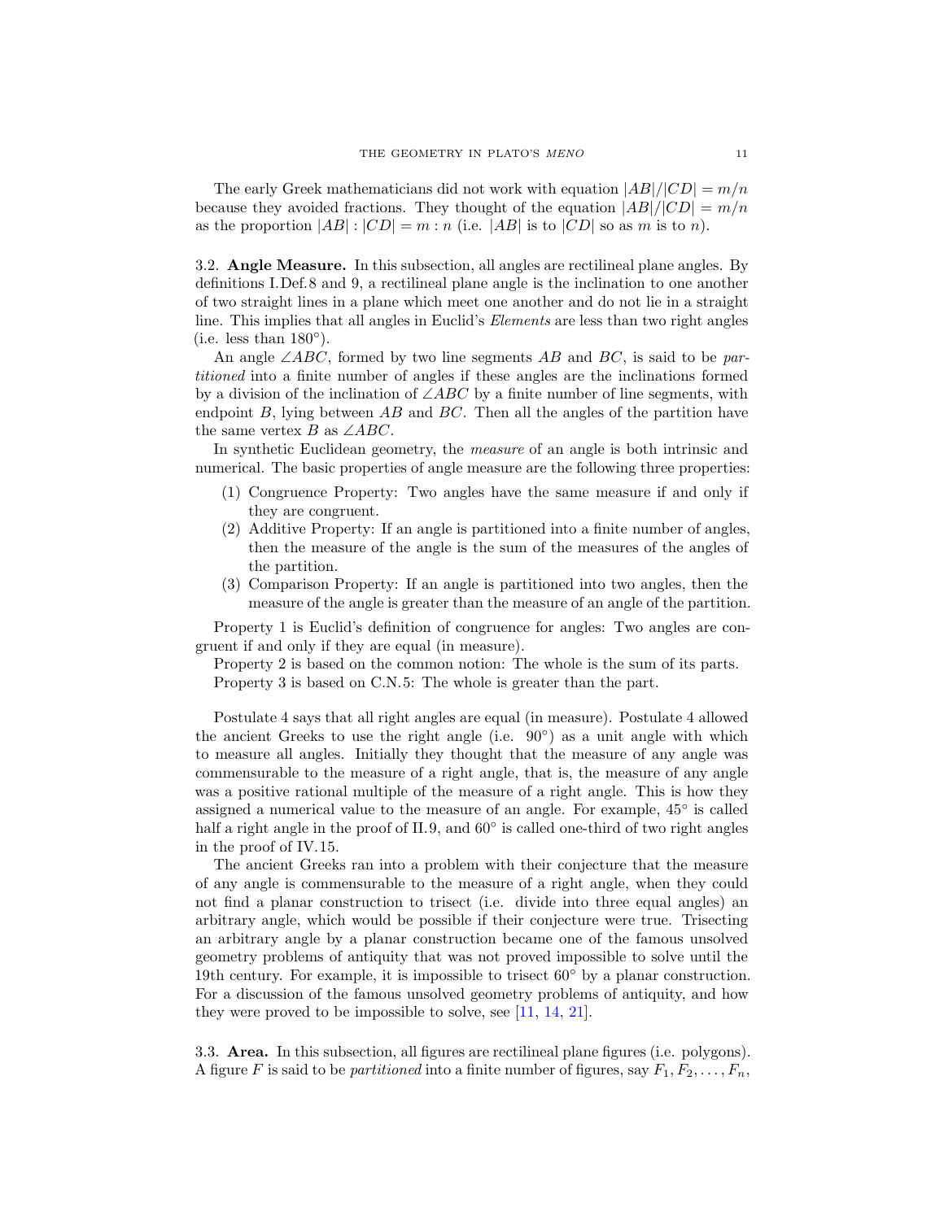The early Greek mathematicians did not work with equation $|AB|/|CD| = m/n$ because they avoided fractions. They thought of the equation $|AB|/|CD| = m/n$ as the proportion $|AB| : |CD| = m : n$ (i.e. $|AB|$ is to $|CD|$ so as $m$ is to $n$).

### 3.2. Angle Measure.

In this subsection, all angles are rectilineal plane angles. By definitions I.Def.8 and 9, a rectilineal plane angle is the inclination to one another of two straight lines in a plane which meet one another and do not lie in a straight line. This implies that all angles in Euclid's *Elements* are less than two right angles (i.e. less than $180°$).

An angle $\angle ABC$, formed by two line segments $AB$ and $BC$, is said to be *partitioned* into a finite number of angles if these angles are the inclinations formed by a division of the inclination of $\angle ABC$ by a finite number of line segments, with endpoint $B$, lying between $AB$ and $BC$. Then all the angles of the partition have the same vertex $B$ as $\angle ABC$.

In synthetic Euclidean geometry, the *measure* of an angle is both intrinsic and numerical. The basic properties of angle measure are the following three properties:

1. Congruence Property: Two angles have the same measure if and only if they are congruent.
2. Additive Property: If an angle is partitioned into a finite number of angles, then the measure of the angle is the sum of the measures of the angles of the partition.
3. Comparison Property: If an angle is partitioned into two angles, then the measure of the angle is greater than the measure of an angle of the partition.

Property 1 is Euclid's definition of congruence for angles: Two angles are congruent if and only if they are equal (in measure).

Property 2 is based on the common notion: The whole is the sum of its parts.

Property 3 is based on C.N.5: The whole is greater than the part.

Postulate 4 says that all right angles are equal (in measure). Postulate 4 allowed the ancient Greeks to use the right angle (i.e. $90°$) as a unit angle with which to measure all angles. Initially they thought that the measure of any angle was commensurable to the measure of a right angle, that is, the measure of any angle was a positive rational multiple of the measure of a right angle. This is how they assigned a numerical value to the measure of an angle. For example, $45°$ is called half a right angle in the proof of II.9, and $60°$ is called one-third of two right angles in the proof of IV.15.

The ancient Greeks ran into a problem with their conjecture that the measure of any angle is commensurable to the measure of a right angle, when they could not find a planar construction to trisect (i.e. divide into three equal angles) an arbitrary angle, which would be possible if their conjecture were true. Trisecting an arbitrary angle by a planar construction became one of the famous unsolved geometry problems of antiquity that was not proved impossible to solve until the 19th century. For example, it is impossible to trisect $60°$ by a planar construction. For a discussion of the famous unsolved geometry problems of antiquity, and how they were proved to be impossible to solve, see [11, 14, 21].

### 3.3. Area.

In this subsection, all figures are rectilineal plane figures (i.e. polygons). A figure $F$ is said to be *partitioned* into a finite number of figures, say $F_1, F_2, \ldots, F_n$,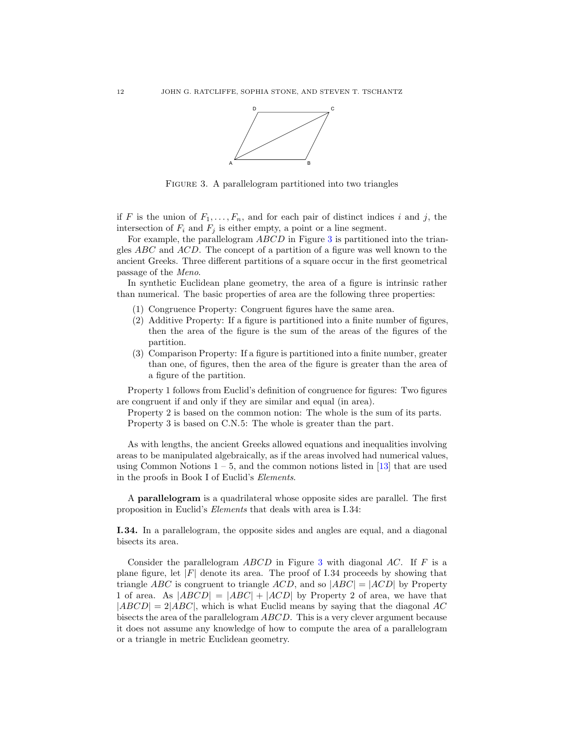FIGURE 3. A parallelogram partitioned into two triangles

if $F$ is the union of $F_1, \ldots, F_n$, and for each pair of distinct indices $i$ and $j$, the intersection of $F_i$ and $F_j$ is either empty, a point or a line segment.

For example, the parallelogram $ABCD$ in Figure 3 is partitioned into the triangles $ABC$ and $ACD$. The concept of a partition of a figure was well known to the ancient Greeks. Three different partitions of a square occur in the first geometrical passage of the *Meno*.

In synthetic Euclidean plane geometry, the area of a figure is intrinsic rather than numerical. The basic properties of area are the following three properties:

(1) Congruence Property: Congruent figures have the same area.
(2) Additive Property: If a figure is partitioned into a finite number of figures, then the area of the figure is the sum of the areas of the figures of the partition.
(3) Comparison Property: If a figure is partitioned into a finite number, greater than one, of figures, then the area of the figure is greater than the area of a figure of the partition.

Property 1 follows from Euclid's definition of congruence for figures: Two figures are congruent if and only if they are similar and equal (in area).

Property 2 is based on the common notion: The whole is the sum of its parts.

Property 3 is based on C.N.5: The whole is greater than the part.

As with lengths, the ancient Greeks allowed equations and inequalities involving areas to be manipulated algebraically, as if the areas involved had numerical values, using Common Notions 1 – 5, and the common notions listed in [13] that are used in the proofs in Book I of Euclid's *Elements*.

A **parallelogram** is a quadrilateral whose opposite sides are parallel. The first proposition in Euclid's *Elements* that deals with area is I.34:

**I.34.** In a parallelogram, the opposite sides and angles are equal, and a diagonal bisects its area.

Consider the parallelogram $ABCD$ in Figure 3 with diagonal $AC$. If $F$ is a plane figure, let $|F|$ denote its area. The proof of I.34 proceeds by showing that triangle $ABC$ is congruent to triangle $ACD$, and so $|ABC| = |ACD|$ by Property 1 of area. As $|ABCD| = |ABC| + |ACD|$ by Property 2 of area, we have that $|ABCD| = 2|ABC|$, which is what Euclid means by saying that the diagonal $AC$ bisects the area of the parallelogram $ABCD$. This is a very clever argument because it does not assume any knowledge of how to compute the area of a parallelogram or a triangle in metric Euclidean geometry.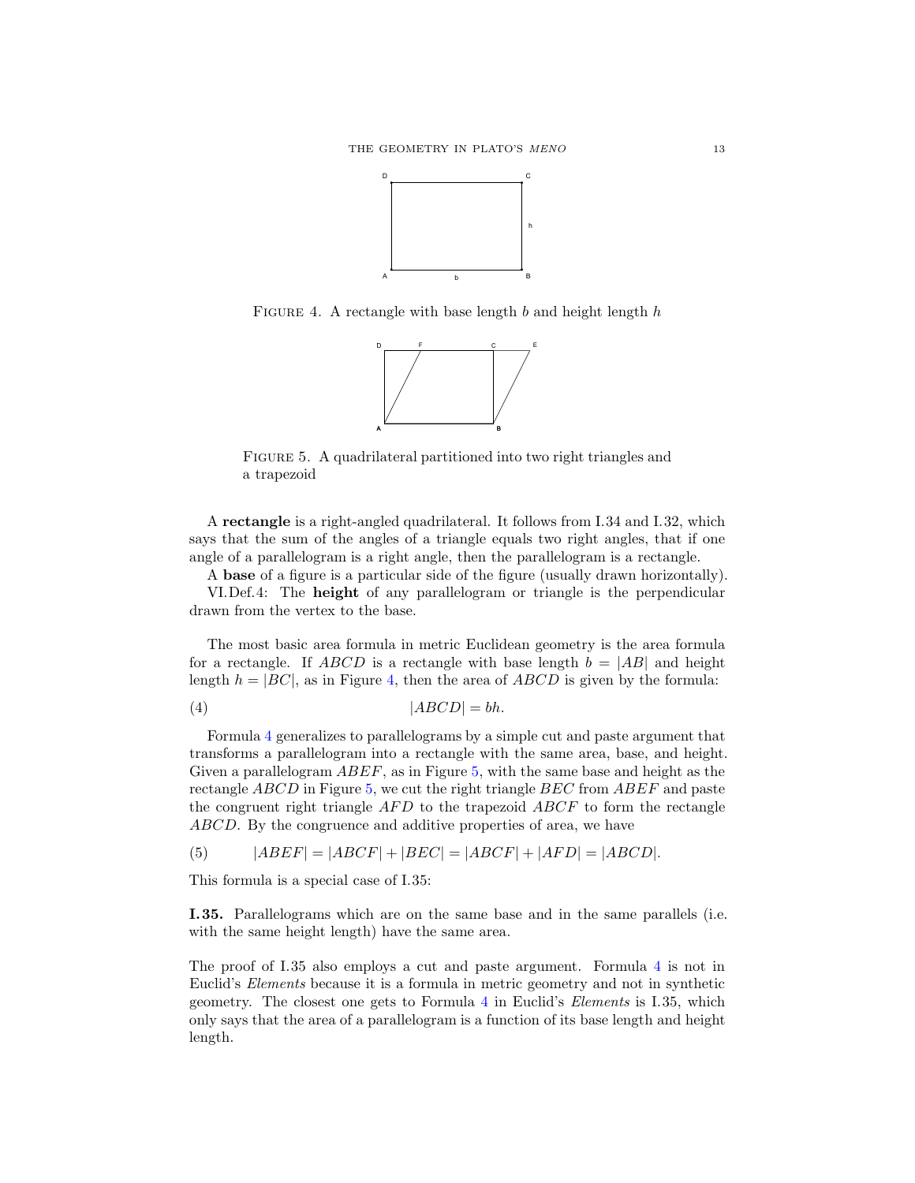FIGURE 4. A rectangle with base length $b$ and height length $h$

FIGURE 5. A quadrilateral partitioned into two right triangles and a trapezoid

A **rectangle** is a right-angled quadrilateral. It follows from I.34 and I.32, which says that the sum of the angles of a triangle equals two right angles, that if one angle of a parallelogram is a right angle, then the parallelogram is a rectangle.

A **base** of a figure is a particular side of the figure (usually drawn horizontally).

VI.Def.4: The **height** of any parallelogram or triangle is the perpendicular drawn from the vertex to the base.

The most basic area formula in metric Euclidean geometry is the area formula for a rectangle. If $ABCD$ is a rectangle with base length $b = |AB|$ and height length $h = |BC|$, as in Figure 4, then the area of $ABCD$ is given by the formula:

$$|ABCD| = bh. \tag{4}$$

Formula 4 generalizes to parallelograms by a simple cut and paste argument that transforms a parallelogram into a rectangle with the same area, base, and height. Given a parallelogram $ABEF$, as in Figure 5, with the same base and height as the rectangle $ABCD$ in Figure 5, we cut the right triangle $BEC$ from $ABEF$ and paste the congruent right triangle $AFD$ to the trapezoid $ABCF$ to form the rectangle $ABCD$. By the congruence and additive properties of area, we have

$$|ABEF| = |ABCF| + |BEC| = |ABCF| + |AFD| = |ABCD|. \tag{5}$$

This formula is a special case of I.35:

**I.35.** Parallelograms which are on the same base and in the same parallels (i.e. with the same height length) have the same area.

The proof of I.35 also employs a cut and paste argument. Formula 4 is not in Euclid's *Elements* because it is a formula in metric geometry and not in synthetic geometry. The closest one gets to Formula 4 in Euclid's *Elements* is I.35, which only says that the area of a parallelogram is a function of its base length and height length.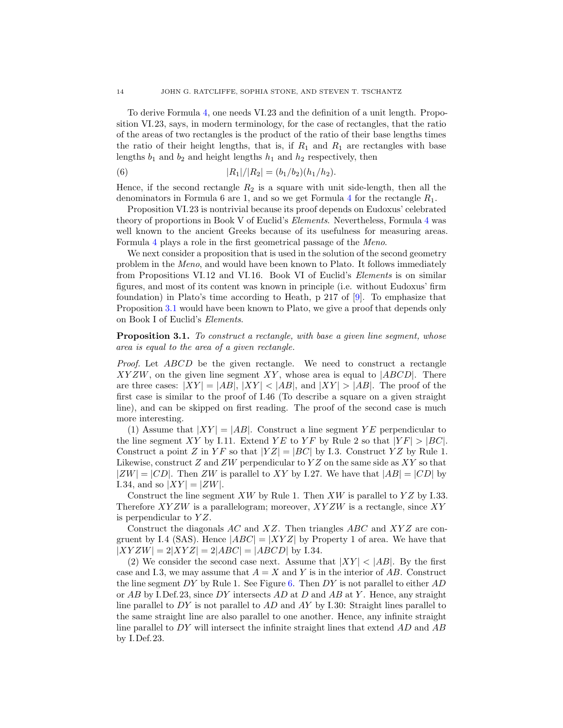To derive Formula 4, one needs VI.23 and the definition of a unit length. Proposition VI.23, says, in modern terminology, for the case of rectangles, that the ratio of the areas of two rectangles is the product of the ratio of their base lengths times the ratio of their height lengths, that is, if $R_1$ and $R_1$ are rectangles with base lengths $b_1$ and $b_2$ and height lengths $h_1$ and $h_2$ respectively, then

$$|R_1|/|R_2| = (b_1/b_2)(h_1/h_2). \tag{6}$$

Hence, if the second rectangle $R_2$ is a square with unit side-length, then all the denominators in Formula 6 are 1, and so we get Formula 4 for the rectangle $R_1$.

Proposition VI.23 is nontrivial because its proof depends on Eudoxus' celebrated theory of proportions in Book V of Euclid's *Elements*. Nevertheless, Formula 4 was well known to the ancient Greeks because of its usefulness for measuring areas. Formula 4 plays a role in the first geometrical passage of the *Meno*.

We next consider a proposition that is used in the solution of the second geometry problem in the *Meno*, and would have been known to Plato. It follows immediately from Propositions VI.12 and VI.16. Book VI of Euclid's *Elements* is on similar figures, and most of its content was known in principle (i.e. without Eudoxus' firm foundation) in Plato's time according to Heath, p 217 of [9]. To emphasize that Proposition 3.1 would have been known to Plato, we give a proof that depends only on Book I of Euclid's *Elements*.

**Proposition 3.1.** *To construct a rectangle, with base a given line segment, whose area is equal to the area of a given rectangle.*

*Proof.* Let $ABCD$ be the given rectangle. We need to construct a rectangle $XYZW$, on the given line segment $XY$, whose area is equal to $|ABCD|$. There are three cases: $|XY| = |AB|$, $|XY| < |AB|$, and $|XY| > |AB|$. The proof of the first case is similar to the proof of I.46 (To describe a square on a given straight line), and can be skipped on first reading. The proof of the second case is much more interesting.

(1) Assume that $|XY| = |AB|$. Construct a line segment $YE$ perpendicular to the line segment $XY$ by I.11. Extend $YE$ to $YF$ by Rule 2 so that $|YF| > |BC|$. Construct a point $Z$ in $YF$ so that $|YZ| = |BC|$ by I.3. Construct $YZ$ by Rule 1. Likewise, construct $Z$ and $ZW$ perpendicular to $YZ$ on the same side as $XY$ so that $|ZW| = |CD|$. Then $ZW$ is parallel to $XY$ by I.27. We have that $|AB| = |CD|$ by I.34, and so $|XY| = |ZW|$.

Construct the line segment $XW$ by Rule 1. Then $XW$ is parallel to $YZ$ by I.33. Therefore $XYZW$ is a parallelogram; moreover, $XYZW$ is a rectangle, since $XY$ is perpendicular to $YZ$.

Construct the diagonals $AC$ and $XZ$. Then triangles $ABC$ and $XYZ$ are congruent by I.4 (SAS). Hence $|ABC| = |XYZ|$ by Property 1 of area. We have that $|XYZW| = 2|XYZ| = 2|ABC| = |ABCD|$ by I.34.

(2) We consider the second case next. Assume that $|XY| < |AB|$. By the first case and I.3, we may assume that $A = X$ and $Y$ is in the interior of $AB$. Construct the line segment $DY$ by Rule 1. See Figure 6. Then $DY$ is not parallel to either $AD$ or $AB$ by I.Def.23, since $DY$ intersects $AD$ at $D$ and $AB$ at $Y$. Hence, any straight line parallel to $DY$ is not parallel to $AD$ and $AY$ by I.30: Straight lines parallel to the same straight line are also parallel to one another. Hence, any infinite straight line parallel to $DY$ will intersect the infinite straight lines that extend $AD$ and $AB$ by I.Def.23.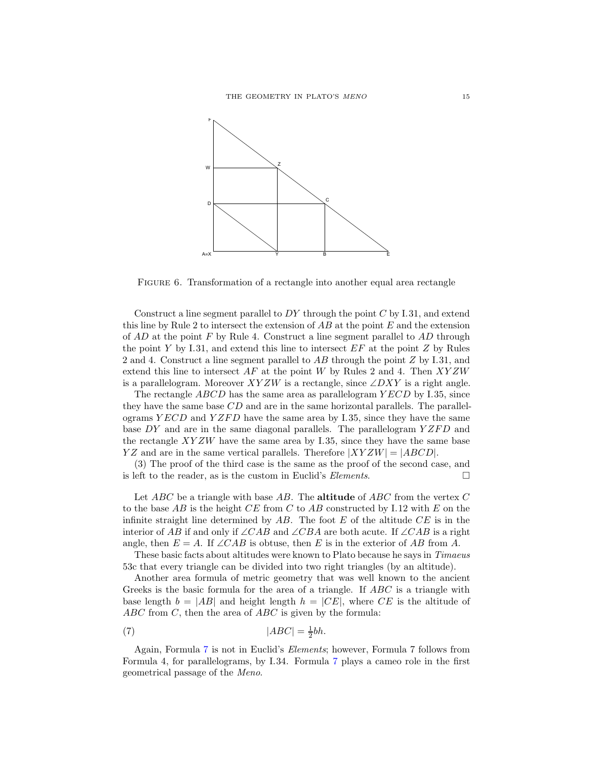FIGURE 6. Transformation of a rectangle into another equal area rectangle

Construct a line segment parallel to $DY$ through the point $C$ by I.31, and extend this line by Rule 2 to intersect the extension of $AB$ at the point $E$ and the extension of $AD$ at the point $F$ by Rule 4. Construct a line segment parallel to $AD$ through the point $Y$ by I.31, and extend this line to intersect $EF$ at the point $Z$ by Rules 2 and 4. Construct a line segment parallel to $AB$ through the point $Z$ by I.31, and extend this line to intersect $AF$ at the point $W$ by Rules 2 and 4. Then $XYZW$ is a parallelogram. Moreover $XYZW$ is a rectangle, since $\angle DXY$ is a right angle.

The rectangle $ABCD$ has the same area as parallelogram $YECD$ by I.35, since they have the same base $CD$ and are in the same horizontal parallels. The parallelograms $YECD$ and $YZFD$ have the same area by I.35, since they have the same base $DY$ and are in the same diagonal parallels. The parallelogram $YZFD$ and the rectangle $XYZW$ have the same area by I.35, since they have the same base $YZ$ and are in the same vertical parallels. Therefore $|XYZW| = |ABCD|$.

(3) The proof of the third case is the same as the proof of the second case, and is left to the reader, as is the custom in Euclid's *Elements*. □

Let $ABC$ be a triangle with base $AB$. The **altitude** of $ABC$ from the vertex $C$ to the base $AB$ is the height $CE$ from $C$ to $AB$ constructed by I.12 with $E$ on the infinite straight line determined by $AB$. The foot $E$ of the altitude $CE$ is in the interior of $AB$ if and only if $\angle CAB$ and $\angle CBA$ are both acute. If $\angle CAB$ is a right angle, then $E = A$. If $\angle CAB$ is obtuse, then $E$ is in the exterior of $AB$ from $A$.

These basic facts about altitudes were known to Plato because he says in *Timaeus* 53c that every triangle can be divided into two right triangles (by an altitude).

Another area formula of metric geometry that was well known to the ancient Greeks is the basic formula for the area of a triangle. If $ABC$ is a triangle with base length $b = |AB|$ and height length $h = |CE|$, where $CE$ is the altitude of $ABC$ from $C$, then the area of $ABC$ is given by the formula:

$$|ABC| = \tfrac{1}{2}bh. \tag{7}$$

Again, Formula 7 is not in Euclid's *Elements*; however, Formula 7 follows from Formula 4, for parallelograms, by I.34. Formula 7 plays a cameo role in the first geometrical passage of the *Meno*.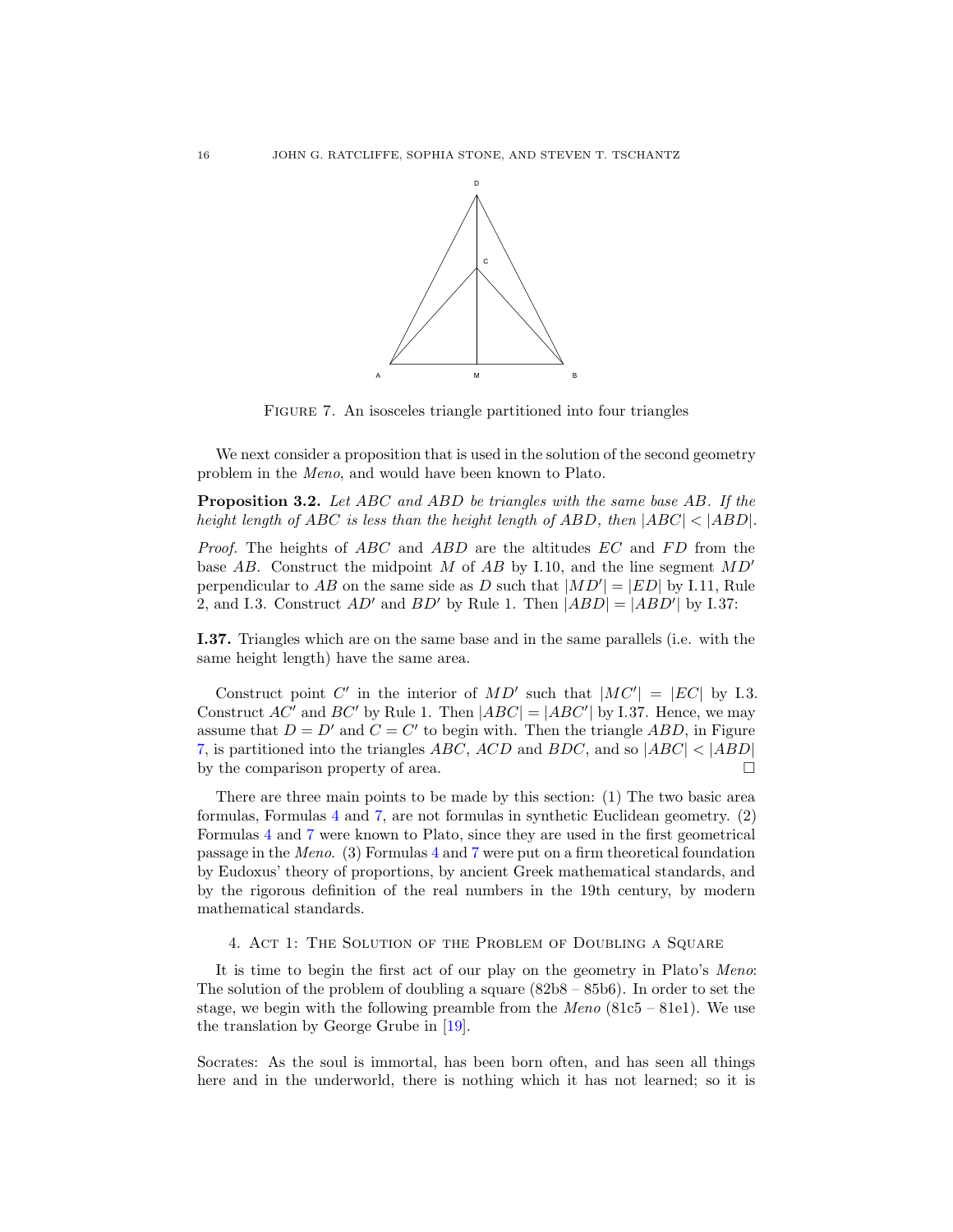FIGURE 7. An isosceles triangle partitioned into four triangles

We next consider a proposition that is used in the solution of the second geometry problem in the *Meno*, and would have been known to Plato.

**Proposition 3.2.** *Let $ABC$ and $ABD$ be triangles with the same base $AB$. If the height length of $ABC$ is less than the height length of $ABD$, then $|ABC| < |ABD|$.*

*Proof.* The heights of $ABC$ and $ABD$ are the altitudes $EC$ and $FD$ from the base $AB$. Construct the midpoint $M$ of $AB$ by I.10, and the line segment $MD'$ perpendicular to $AB$ on the same side as $D$ such that $|MD'| = |ED|$ by I.11, Rule 2, and I.3. Construct $AD'$ and $BD'$ by Rule 1. Then $|ABD| = |ABD'|$ by I.37:

**I.37.** Triangles which are on the same base and in the same parallels (i.e. with the same height length) have the same area.

Construct point $C'$ in the interior of $MD'$ such that $|MC'| = |EC|$ by I.3. Construct $AC'$ and $BC'$ by Rule 1. Then $|ABC| = |ABC'|$ by I.37. Hence, we may assume that $D = D'$ and $C = C'$ to begin with. Then the triangle $ABD$, in Figure 7, is partitioned into the triangles $ABC$, $ACD$ and $BDC$, and so $|ABC| < |ABD|$ by the comparison property of area. □

There are three main points to be made by this section: (1) The two basic area formulas, Formulas 4 and 7, are not formulas in synthetic Euclidean geometry. (2) Formulas 4 and 7 were known to Plato, since they are used in the first geometrical passage in the *Meno*. (3) Formulas 4 and 7 were put on a firm theoretical foundation by Eudoxus' theory of proportions, by ancient Greek mathematical standards, and by the rigorous definition of the real numbers in the 19th century, by modern mathematical standards.

## 4. Act 1: The Solution of the Problem of Doubling a Square

It is time to begin the first act of our play on the geometry in Plato's *Meno*: The solution of the problem of doubling a square (82b8 – 85b6). In order to set the stage, we begin with the following preamble from the *Meno* (81c5 – 81e1). We use the translation by George Grube in [19].

Socrates: As the soul is immortal, has been born often, and has seen all things here and in the underworld, there is nothing which it has not learned; so it is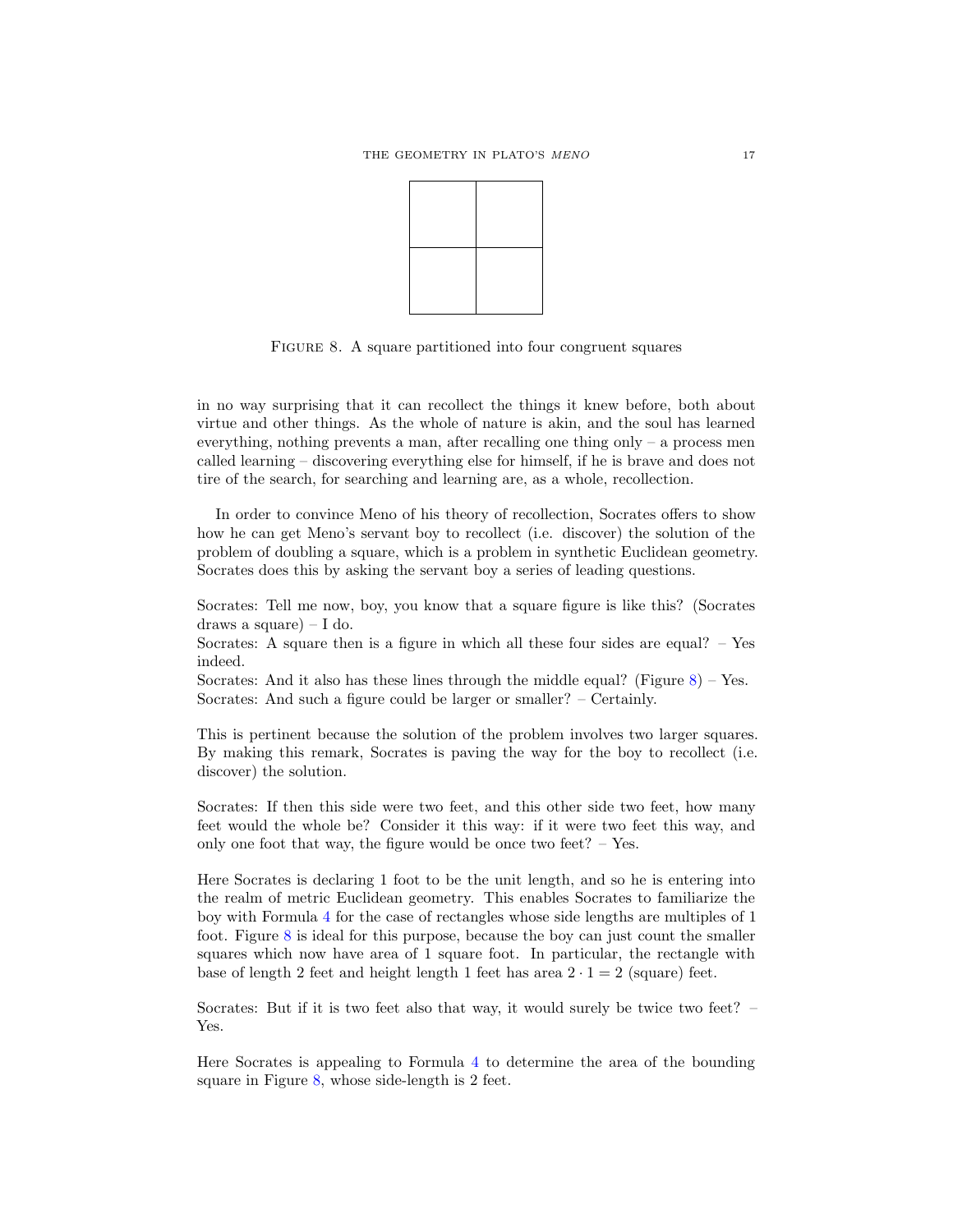FIGURE 8. A square partitioned into four congruent squares

in no way surprising that it can recollect the things it knew before, both about virtue and other things. As the whole of nature is akin, and the soul has learned everything, nothing prevents a man, after recalling one thing only – a process men called learning – discovering everything else for himself, if he is brave and does not tire of the search, for searching and learning are, as a whole, recollection.

In order to convince Meno of his theory of recollection, Socrates offers to show how he can get Meno's servant boy to recollect (i.e. discover) the solution of the problem of doubling a square, which is a problem in synthetic Euclidean geometry. Socrates does this by asking the servant boy a series of leading questions.

Socrates: Tell me now, boy, you know that a square figure is like this? (Socrates draws a square) – I do.
Socrates: A square then is a figure in which all these four sides are equal? – Yes indeed.
Socrates: And it also has these lines through the middle equal? (Figure 8) – Yes.
Socrates: And such a figure could be larger or smaller? – Certainly.

This is pertinent because the solution of the problem involves two larger squares. By making this remark, Socrates is paving the way for the boy to recollect (i.e. discover) the solution.

Socrates: If then this side were two feet, and this other side two feet, how many feet would the whole be? Consider it this way: if it were two feet this way, and only one foot that way, the figure would be once two feet? – Yes.

Here Socrates is declaring 1 foot to be the unit length, and so he is entering into the realm of metric Euclidean geometry. This enables Socrates to familiarize the boy with Formula 4 for the case of rectangles whose side lengths are multiples of 1 foot. Figure 8 is ideal for this purpose, because the boy can just count the smaller squares which now have area of 1 square foot. In particular, the rectangle with base of length 2 feet and height length 1 feet has area $2 \cdot 1 = 2$ (square) feet.

Socrates: But if it is two feet also that way, it would surely be twice two feet? – Yes.

Here Socrates is appealing to Formula 4 to determine the area of the bounding square in Figure 8, whose side-length is 2 feet.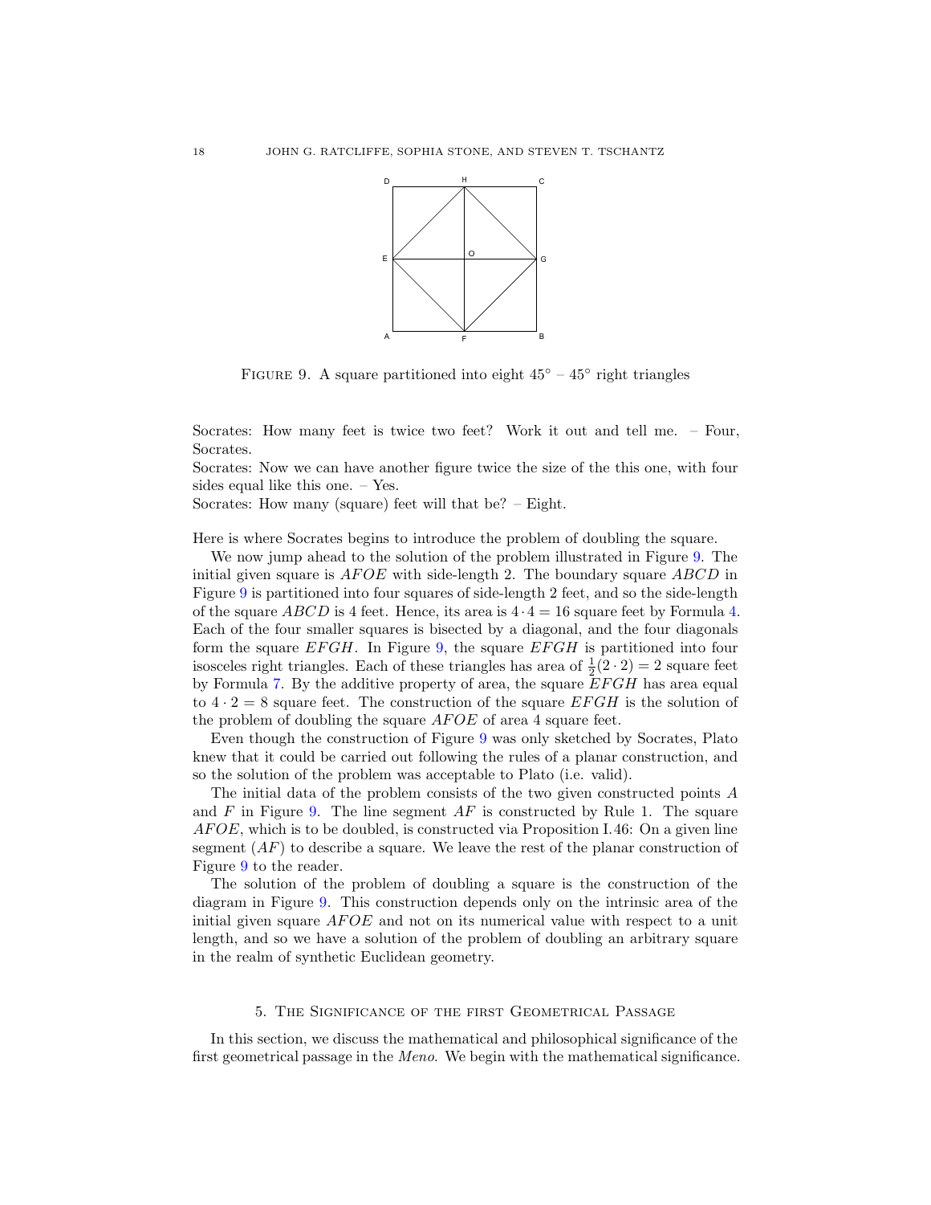FIGURE 9. A square partitioned into eight $45° – 45°$ right triangles

Socrates: How many feet is twice two feet? Work it out and tell me. – Four, Socrates.
Socrates: Now we can have another figure twice the size of the this one, with four sides equal like this one. – Yes.
Socrates: How many (square) feet will that be? – Eight.

Here is where Socrates begins to introduce the problem of doubling the square.

We now jump ahead to the solution of the problem illustrated in Figure 9. The initial given square is $AFOE$ with side-length 2. The boundary square $ABCD$ in Figure 9 is partitioned into four squares of side-length 2 feet, and so the side-length of the square $ABCD$ is 4 feet. Hence, its area is $4 \cdot 4 = 16$ square feet by Formula 4. Each of the four smaller squares is bisected by a diagonal, and the four diagonals form the square $EFGH$. In Figure 9, the square $EFGH$ is partitioned into four isosceles right triangles. Each of these triangles has area of $\frac{1}{2}(2 \cdot 2) = 2$ square feet by Formula 7. By the additive property of area, the square $EFGH$ has area equal to $4 \cdot 2 = 8$ square feet. The construction of the square $EFGH$ is the solution of the problem of doubling the square $AFOE$ of area 4 square feet.

Even though the construction of Figure 9 was only sketched by Socrates, Plato knew that it could be carried out following the rules of a planar construction, and so the solution of the problem was acceptable to Plato (i.e. valid).

The initial data of the problem consists of the two given constructed points $A$ and $F$ in Figure 9. The line segment $AF$ is constructed by Rule 1. The square $AFOE$, which is to be doubled, is constructed via Proposition I.46: On a given line segment ($AF$) to describe a square. We leave the rest of the planar construction of Figure 9 to the reader.

The solution of the problem of doubling a square is the construction of the diagram in Figure 9. This construction depends only on the intrinsic area of the initial given square $AFOE$ and not on its numerical value with respect to a unit length, and so we have a solution of the problem of doubling an arbitrary square in the realm of synthetic Euclidean geometry.

## 5. The Significance of the first Geometrical Passage

In this section, we discuss the mathematical and philosophical significance of the first geometrical passage in the *Meno*. We begin with the mathematical significance.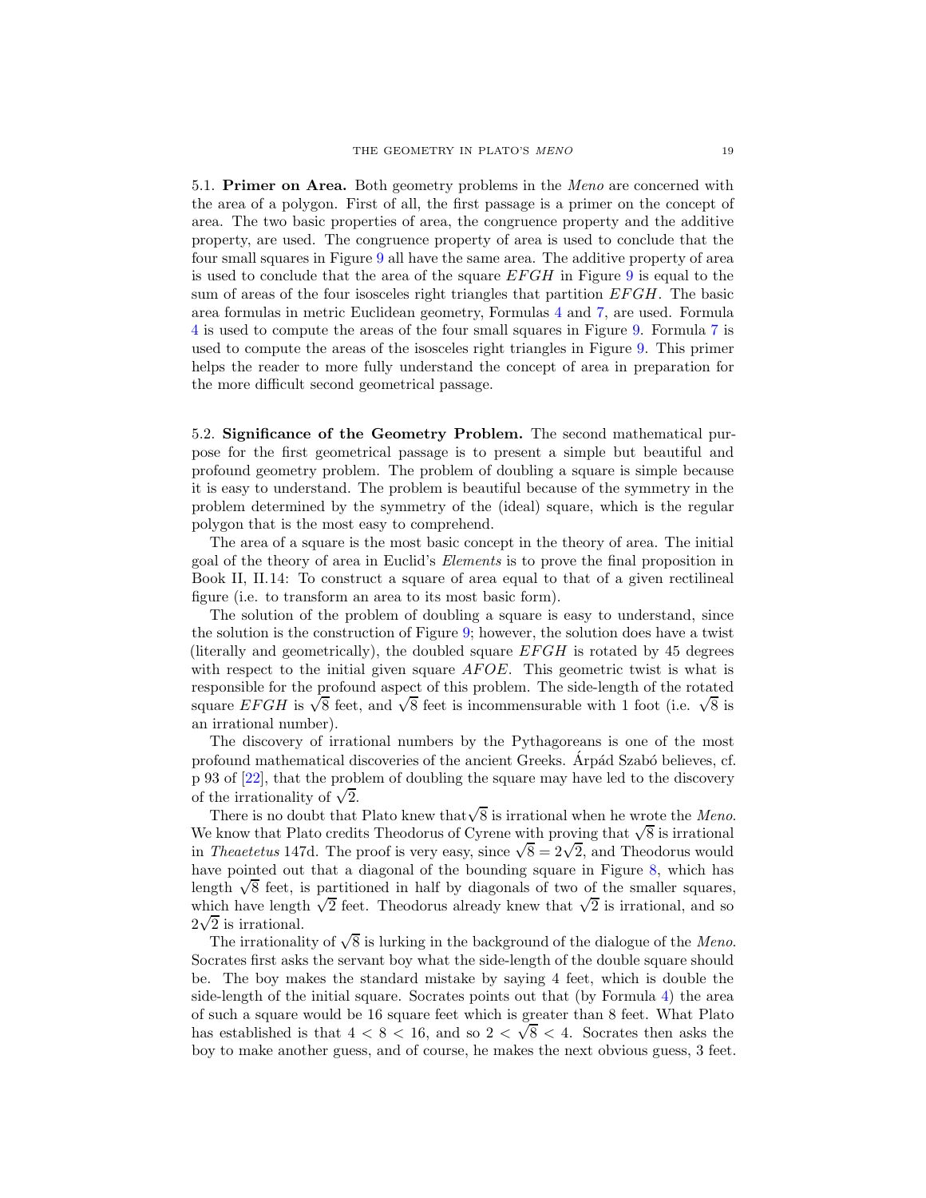### 5.1. Primer on Area.

Both geometry problems in the *Meno* are concerned with the area of a polygon. First of all, the first passage is a primer on the concept of area. The two basic properties of area, the congruence property and the additive property, are used. The congruence property of area is used to conclude that the four small squares in Figure 9 all have the same area. The additive property of area is used to conclude that the area of the square $EFGH$ in Figure 9 is equal to the sum of areas of the four isosceles right triangles that partition $EFGH$. The basic area formulas in metric Euclidean geometry, Formulas 4 and 7, are used. Formula 4 is used to compute the areas of the four small squares in Figure 9. Formula 7 is used to compute the areas of the isosceles right triangles in Figure 9. This primer helps the reader to more fully understand the concept of area in preparation for the more difficult second geometrical passage.

### 5.2. Significance of the Geometry Problem.

The second mathematical purpose for the first geometrical passage is to present a simple but beautiful and profound geometry problem. The problem of doubling a square is simple because it is easy to understand. The problem is beautiful because of the symmetry in the problem determined by the symmetry of the (ideal) square, which is the regular polygon that is the most easy to comprehend.

The area of a square is the most basic concept in the theory of area. The initial goal of the theory of area in Euclid's *Elements* is to prove the final proposition in Book II, II.14: To construct a square of area equal to that of a given rectilineal figure (i.e. to transform an area to its most basic form).

The solution of the problem of doubling a square is easy to understand, since the solution is the construction of Figure 9; however, the solution does have a twist (literally and geometrically), the doubled square $EFGH$ is rotated by 45 degrees with respect to the initial given square $AFOE$. This geometric twist is what is responsible for the profound aspect of this problem. The side-length of the rotated square $EFGH$ is $\sqrt{8}$ feet, and $\sqrt{8}$ feet is incommensurable with 1 foot (i.e. $\sqrt{8}$ is an irrational number).

The discovery of irrational numbers by the Pythagoreans is one of the most profound mathematical discoveries of the ancient Greeks. Árpád Szabó believes, cf. p 93 of [22], that the problem of doubling the square may have led to the discovery of the irrationality of $\sqrt{2}$.

There is no doubt that Plato knew that $\sqrt{8}$ is irrational when he wrote the *Meno*. We know that Plato credits Theodorus of Cyrene with proving that $\sqrt{8}$ is irrational in *Theaetetus* 147d. The proof is very easy, since $\sqrt{8} = 2\sqrt{2}$, and Theodorus would have pointed out that a diagonal of the bounding square in Figure 8, which has length $\sqrt{8}$ feet, is partitioned in half by diagonals of two of the smaller squares, which have length $\sqrt{2}$ feet. Theodorus already knew that $\sqrt{2}$ is irrational, and so $2\sqrt{2}$ is irrational.

The irrationality of $\sqrt{8}$ is lurking in the background of the dialogue of the *Meno*. Socrates first asks the servant boy what the side-length of the double square should be. The boy makes the standard mistake by saying 4 feet, which is double the side-length of the initial square. Socrates points out that (by Formula 4) the area of such a square would be 16 square feet which is greater than 8 feet. What Plato has established is that $4 < 8 < 16$, and so $2 < \sqrt{8} < 4$. Socrates then asks the boy to make another guess, and of course, he makes the next obvious guess, 3 feet.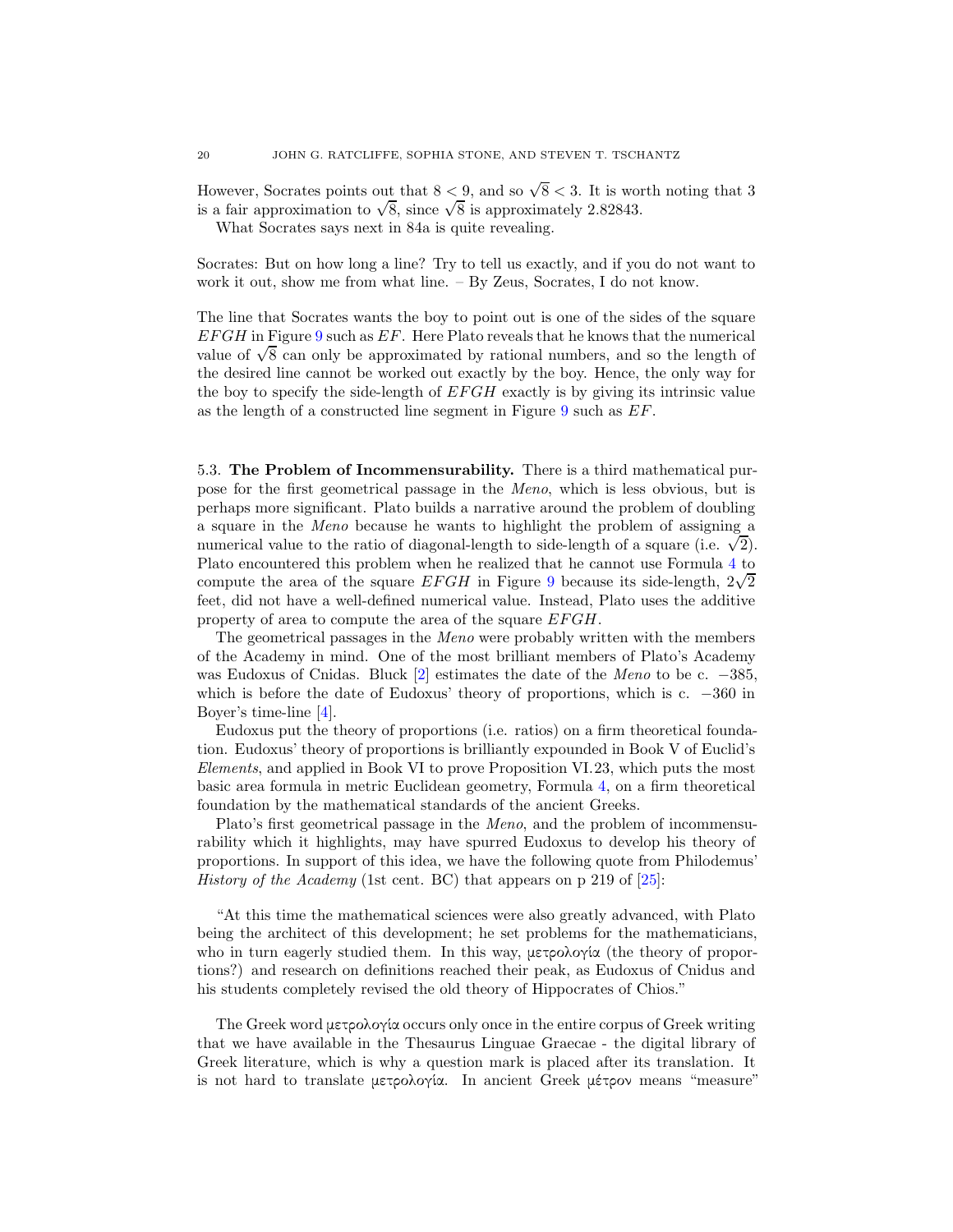However, Socrates points out that $8 < 9$, and so $\sqrt{8} < 3$. It is worth noting that 3 is a fair approximation to $\sqrt{8}$, since $\sqrt{8}$ is approximately 2.82843.

What Socrates says next in 84a is quite revealing.

Socrates: But on how long a line? Try to tell us exactly, and if you do not want to work it out, show me from what line. – By Zeus, Socrates, I do not know.

The line that Socrates wants the boy to point out is one of the sides of the square $EFGH$ in Figure 9 such as $EF$. Here Plato reveals that he knows that the numerical value of $\sqrt{8}$ can only be approximated by rational numbers, and so the length of the desired line cannot be worked out exactly by the boy. Hence, the only way for the boy to specify the side-length of $EFGH$ exactly is by giving its intrinsic value as the length of a constructed line segment in Figure 9 such as $EF$.

5.3. **The Problem of Incommensurability.** There is a third mathematical purpose for the first geometrical passage in the *Meno*, which is less obvious, but is perhaps more significant. Plato builds a narrative around the problem of doubling a square in the *Meno* because he wants to highlight the problem of assigning a numerical value to the ratio of diagonal-length to side-length of a square (i.e. $\sqrt{2}$). Plato encountered this problem when he realized that he cannot use Formula 4 to compute the area of the square $EFGH$ in Figure 9 because its side-length, $2\sqrt{2}$ feet, did not have a well-defined numerical value. Instead, Plato uses the additive property of area to compute the area of the square $EFGH$.

The geometrical passages in the *Meno* were probably written with the members of the Academy in mind. One of the most brilliant members of Plato's Academy was Eudoxus of Cnidas. Bluck [2] estimates the date of the *Meno* to be c. $-385$, which is before the date of Eudoxus' theory of proportions, which is c. $-360$ in Boyer's time-line [4].

Eudoxus put the theory of proportions (i.e. ratios) on a firm theoretical foundation. Eudoxus' theory of proportions is brilliantly expounded in Book V of Euclid's *Elements*, and applied in Book VI to prove Proposition VI.23, which puts the most basic area formula in metric Euclidean geometry, Formula 4, on a firm theoretical foundation by the mathematical standards of the ancient Greeks.

Plato's first geometrical passage in the *Meno*, and the problem of incommensurability which it highlights, may have spurred Eudoxus to develop his theory of proportions. In support of this idea, we have the following quote from Philodemus' *History of the Academy* (1st cent. BC) that appears on p 219 of [25]:

"At this time the mathematical sciences were also greatly advanced, with Plato being the architect of this development; he set problems for the mathematicians, who in turn eagerly studied them. In this way, μετρολογία (the theory of proportions?) and research on definitions reached their peak, as Eudoxus of Cnidus and his students completely revised the old theory of Hippocrates of Chios."

The Greek word μετρολογία occurs only once in the entire corpus of Greek writing that we have available in the Thesaurus Linguae Graecae - the digital library of Greek literature, which is why a question mark is placed after its translation. It is not hard to translate μετρολογία. In ancient Greek μέτρον means "measure"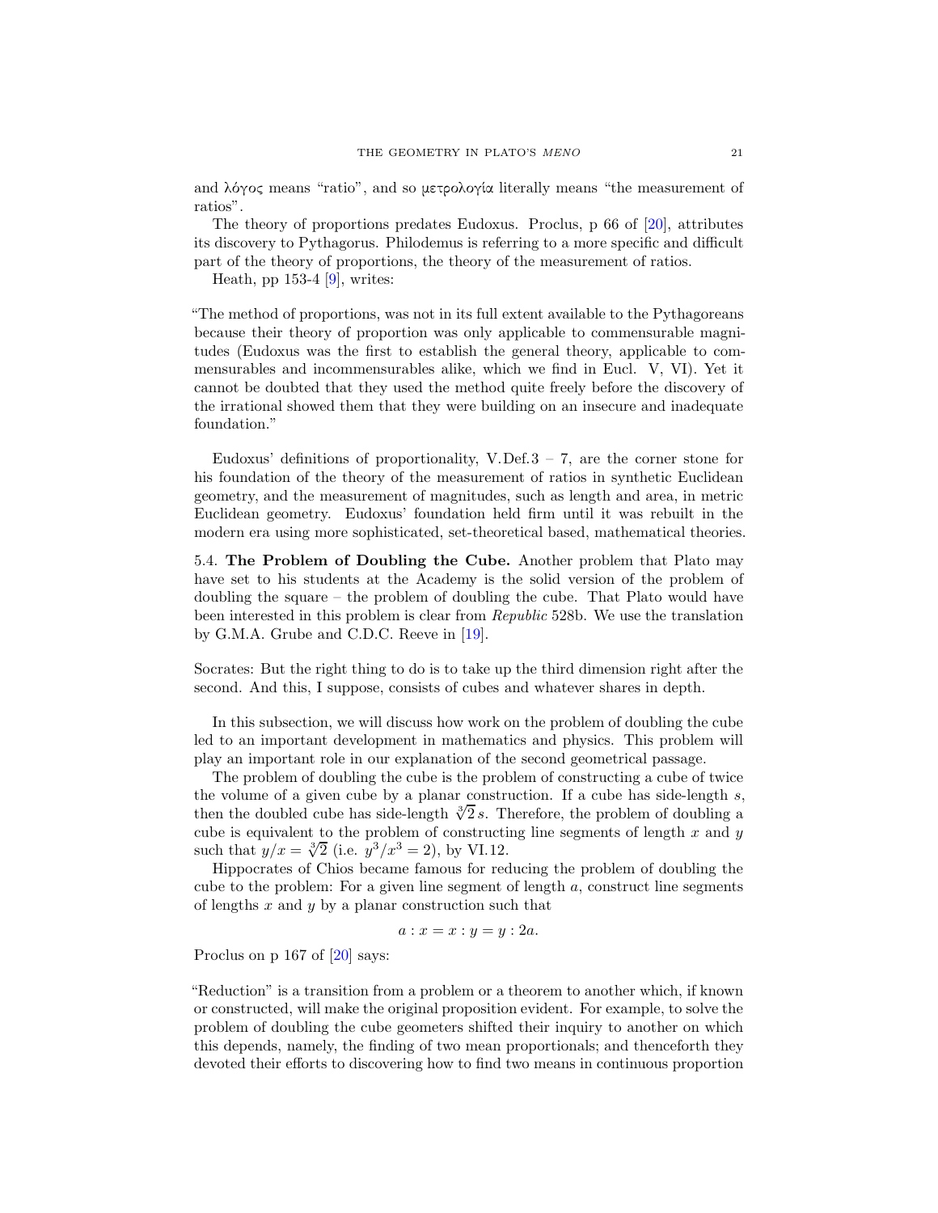and λόγος means "ratio", and so μετρολογία literally means "the measurement of ratios".

The theory of proportions predates Eudoxus. Proclus, p 66 of [20], attributes its discovery to Pythagorus. Philodemus is referring to a more specific and difficult part of the theory of proportions, the theory of the measurement of ratios.

Heath, pp 153-4 [9], writes:

"The method of proportions, was not in its full extent available to the Pythagoreans because their theory of proportion was only applicable to commensurable magnitudes (Eudoxus was the first to establish the general theory, applicable to commensurables and incommensurables alike, which we find in Eucl. V, VI). Yet it cannot be doubted that they used the method quite freely before the discovery of the irrational showed them that they were building on an insecure and inadequate foundation."

Eudoxus' definitions of proportionality, V.Def.3 – 7, are the corner stone for his foundation of the theory of the measurement of ratios in synthetic Euclidean geometry, and the measurement of magnitudes, such as length and area, in metric Euclidean geometry. Eudoxus' foundation held firm until it was rebuilt in the modern era using more sophisticated, set-theoretical based, mathematical theories.

### 5.4. The Problem of Doubling the Cube.

Another problem that Plato may have set to his students at the Academy is the solid version of the problem of doubling the square – the problem of doubling the cube. That Plato would have been interested in this problem is clear from *Republic* 528b. We use the translation by G.M.A. Grube and C.D.C. Reeve in [19].

Socrates: But the right thing to do is to take up the third dimension right after the second. And this, I suppose, consists of cubes and whatever shares in depth.

In this subsection, we will discuss how work on the problem of doubling the cube led to an important development in mathematics and physics. This problem will play an important role in our explanation of the second geometrical passage.

The problem of doubling the cube is the problem of constructing a cube of twice the volume of a given cube by a planar construction. If a cube has side-length $s$, then the doubled cube has side-length $\sqrt[3]{2}\,s$. Therefore, the problem of doubling a cube is equivalent to the problem of constructing line segments of length $x$ and $y$ such that $y/x = \sqrt[3]{2}$ (i.e. $y^3/x^3 = 2$), by VI.12.

Hippocrates of Chios became famous for reducing the problem of doubling the cube to the problem: For a given line segment of length $a$, construct line segments of lengths $x$ and $y$ by a planar construction such that

$$a : x = x : y = y : 2a.$$

Proclus on p 167 of [20] says:

"Reduction" is a transition from a problem or a theorem to another which, if known or constructed, will make the original proposition evident. For example, to solve the problem of doubling the cube geometers shifted their inquiry to another on which this depends, namely, the finding of two mean proportionals; and thenceforth they devoted their efforts to discovering how to find two means in continuous proportion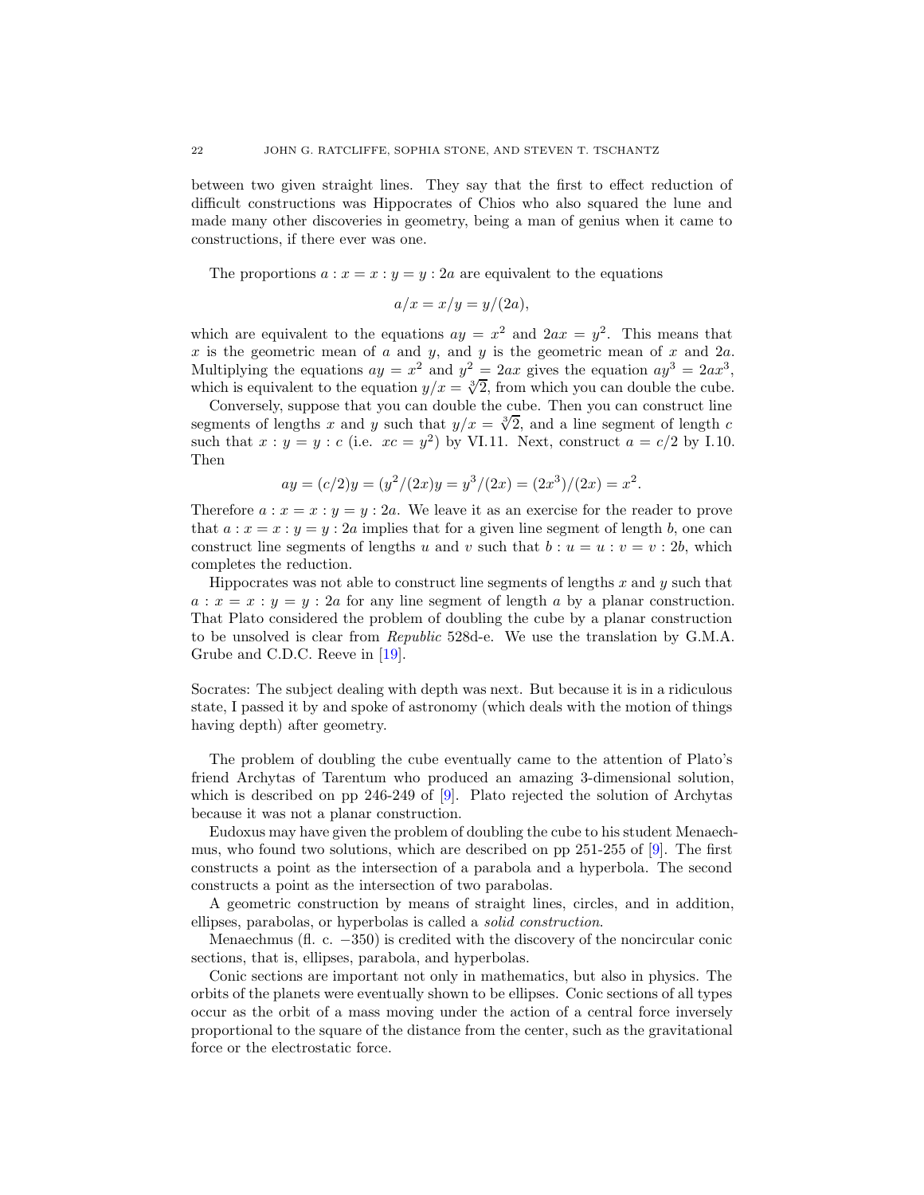between two given straight lines. They say that the first to effect reduction of difficult constructions was Hippocrates of Chios who also squared the lune and made many other discoveries in geometry, being a man of genius when it came to constructions, if there ever was one.

The proportions $a : x = x : y = y : 2a$ are equivalent to the equations

$$a/x = x/y = y/(2a),$$

which are equivalent to the equations $ay = x^2$ and $2ax = y^2$. This means that $x$ is the geometric mean of $a$ and $y$, and $y$ is the geometric mean of $x$ and $2a$. Multiplying the equations $ay = x^2$ and $y^2 = 2ax$ gives the equation $ay^3 = 2ax^3$, which is equivalent to the equation $y/x = \sqrt[3]{2}$, from which you can double the cube.

Conversely, suppose that you can double the cube. Then you can construct line segments of lengths $x$ and $y$ such that $y/x = \sqrt[3]{2}$, and a line segment of length $c$ such that $x : y = y : c$ (i.e. $xc = y^2$) by VI.11. Next, construct $a = c/2$ by I.10. Then

$$ay = (c/2)y = (y^2/(2x)y = y^3/(2x) = (2x^3)/(2x) = x^2.$$

Therefore $a : x = x : y = y : 2a$. We leave it as an exercise for the reader to prove that $a : x = x : y = y : 2a$ implies that for a given line segment of length $b$, one can construct line segments of lengths $u$ and $v$ such that $b : u = u : v = v : 2b$, which completes the reduction.

Hippocrates was not able to construct line segments of lengths $x$ and $y$ such that $a : x = x : y = y : 2a$ for any line segment of length $a$ by a planar construction. That Plato considered the problem of doubling the cube by a planar construction to be unsolved is clear from *Republic* 528d-e. We use the translation by G.M.A. Grube and C.D.C. Reeve in [19].

Socrates: The subject dealing with depth was next. But because it is in a ridiculous state, I passed it by and spoke of astronomy (which deals with the motion of things having depth) after geometry.

The problem of doubling the cube eventually came to the attention of Plato's friend Archytas of Tarentum who produced an amazing 3-dimensional solution, which is described on pp 246-249 of [9]. Plato rejected the solution of Archytas because it was not a planar construction.

Eudoxus may have given the problem of doubling the cube to his student Menaechmus, who found two solutions, which are described on pp 251-255 of [9]. The first constructs a point as the intersection of a parabola and a hyperbola. The second constructs a point as the intersection of two parabolas.

A geometric construction by means of straight lines, circles, and in addition, ellipses, parabolas, or hyperbolas is called a *solid construction*.

Menaechmus (fl. c. $-350$) is credited with the discovery of the noncircular conic sections, that is, ellipses, parabola, and hyperbolas.

Conic sections are important not only in mathematics, but also in physics. The orbits of the planets were eventually shown to be ellipses. Conic sections of all types occur as the orbit of a mass moving under the action of a central force inversely proportional to the square of the distance from the center, such as the gravitational force or the electrostatic force.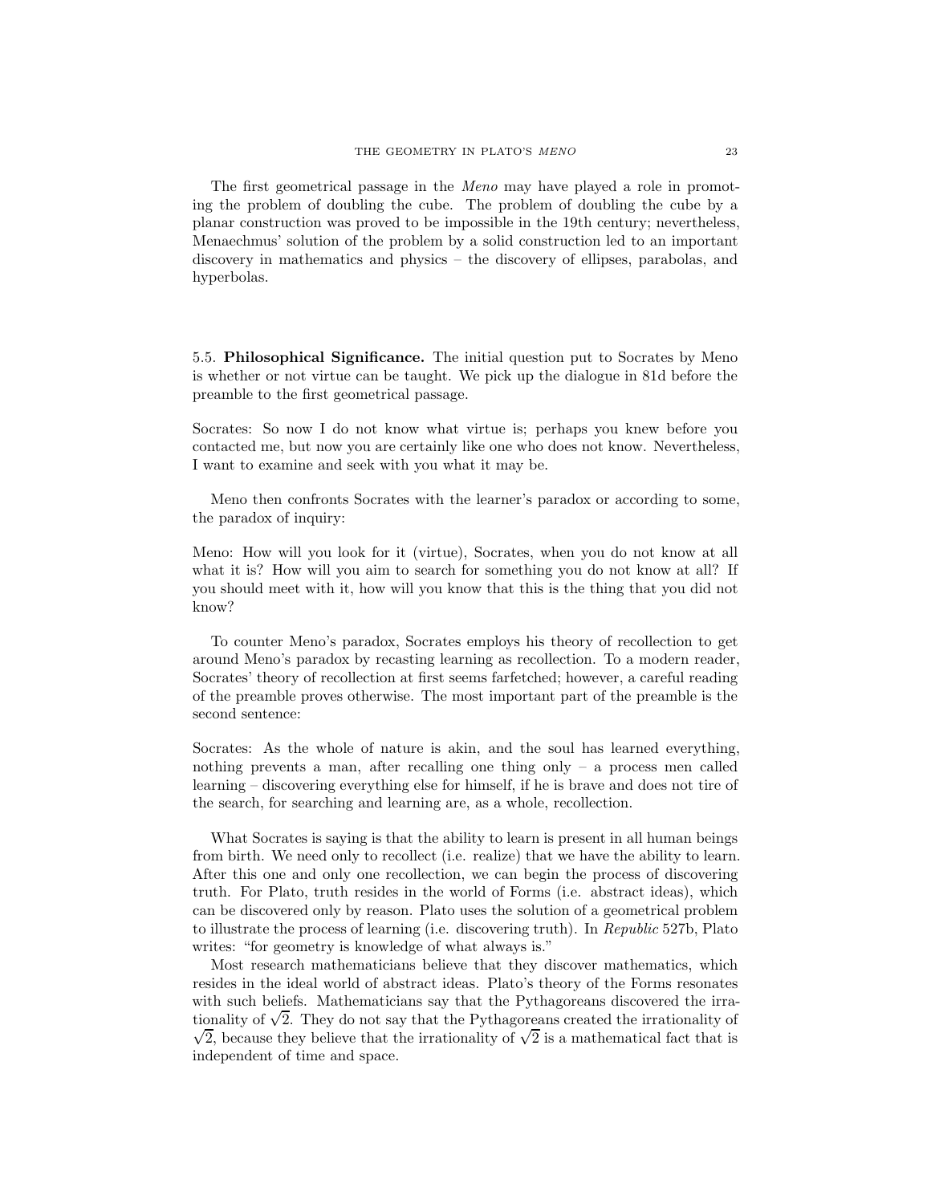The first geometrical passage in the *Meno* may have played a role in promoting the problem of doubling the cube. The problem of doubling the cube by a planar construction was proved to be impossible in the 19th century; nevertheless, Menaechmus' solution of the problem by a solid construction led to an important discovery in mathematics and physics – the discovery of ellipses, parabolas, and hyperbolas.

5.5. **Philosophical Significance.** The initial question put to Socrates by Meno is whether or not virtue can be taught. We pick up the dialogue in 81d before the preamble to the first geometrical passage.

Socrates: So now I do not know what virtue is; perhaps you knew before you contacted me, but now you are certainly like one who does not know. Nevertheless, I want to examine and seek with you what it may be.

Meno then confronts Socrates with the learner's paradox or according to some, the paradox of inquiry:

Meno: How will you look for it (virtue), Socrates, when you do not know at all what it is? How will you aim to search for something you do not know at all? If you should meet with it, how will you know that this is the thing that you did not know?

To counter Meno's paradox, Socrates employs his theory of recollection to get around Meno's paradox by recasting learning as recollection. To a modern reader, Socrates' theory of recollection at first seems farfetched; however, a careful reading of the preamble proves otherwise. The most important part of the preamble is the second sentence:

Socrates: As the whole of nature is akin, and the soul has learned everything, nothing prevents a man, after recalling one thing only – a process men called learning – discovering everything else for himself, if he is brave and does not tire of the search, for searching and learning are, as a whole, recollection.

What Socrates is saying is that the ability to learn is present in all human beings from birth. We need only to recollect (i.e. realize) that we have the ability to learn. After this one and only one recollection, we can begin the process of discovering truth. For Plato, truth resides in the world of Forms (i.e. abstract ideas), which can be discovered only by reason. Plato uses the solution of a geometrical problem to illustrate the process of learning (i.e. discovering truth). In *Republic* 527b, Plato writes: "for geometry is knowledge of what always is."

Most research mathematicians believe that they discover mathematics, which resides in the ideal world of abstract ideas. Plato's theory of the Forms resonates with such beliefs. Mathematicians say that the Pythagoreans discovered the irrationality of $\sqrt{2}$. They do not say that the Pythagoreans created the irrationality of $\sqrt{2}$, because they believe that the irrationality of $\sqrt{2}$ is a mathematical fact that is independent of time and space.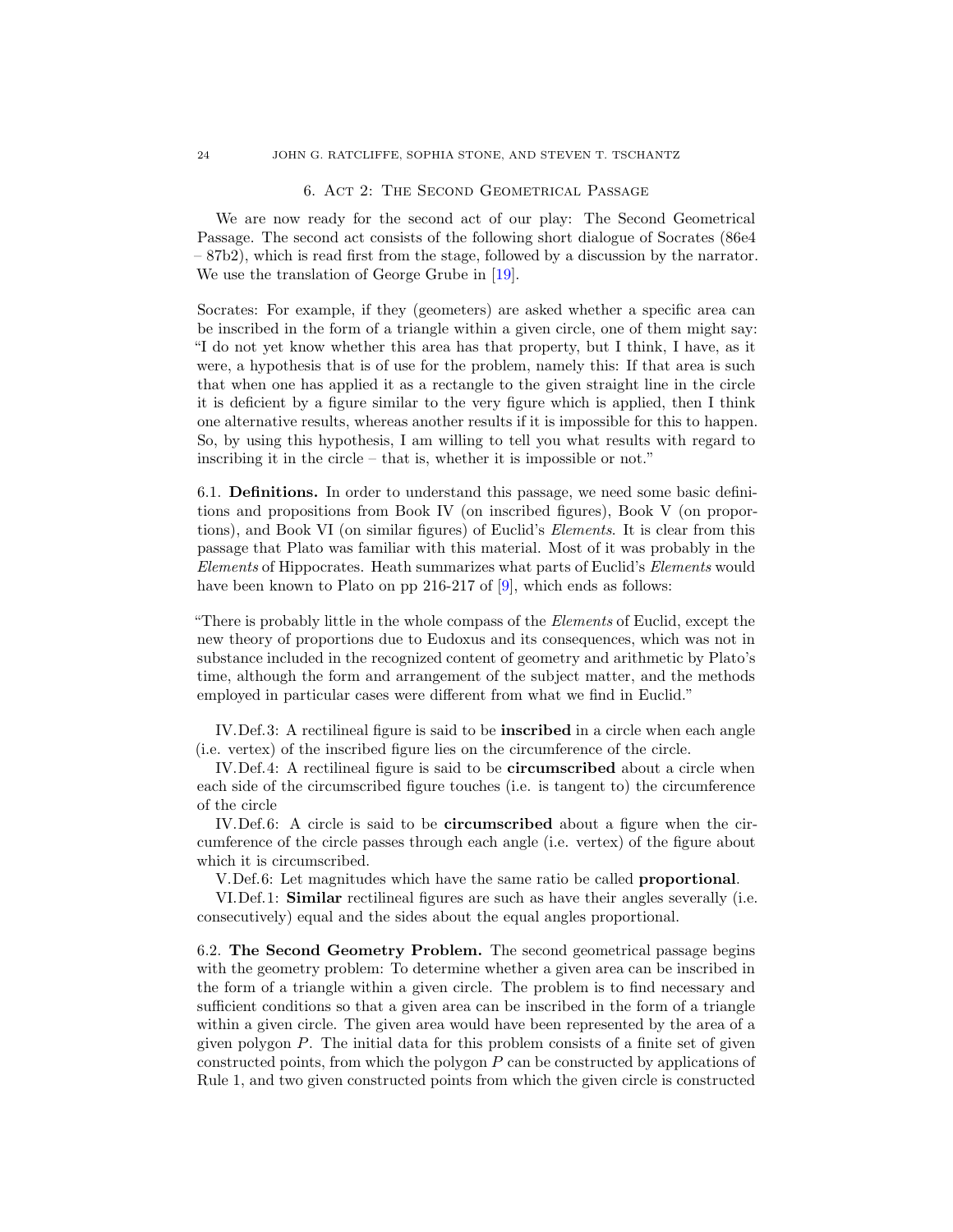## 6. Act 2: The Second Geometrical Passage

We are now ready for the second act of our play: The Second Geometrical Passage. The second act consists of the following short dialogue of Socrates (86e4 – 87b2), which is read first from the stage, followed by a discussion by the narrator. We use the translation of George Grube in [19].

Socrates: For example, if they (geometers) are asked whether a specific area can be inscribed in the form of a triangle within a given circle, one of them might say: "I do not yet know whether this area has that property, but I think, I have, as it were, a hypothesis that is of use for the problem, namely this: If that area is such that when one has applied it as a rectangle to the given straight line in the circle it is deficient by a figure similar to the very figure which is applied, then I think one alternative results, whereas another results if it is impossible for this to happen. So, by using this hypothesis, I am willing to tell you what results with regard to inscribing it in the circle – that is, whether it is impossible or not."

**6.1. Definitions.** In order to understand this passage, we need some basic definitions and propositions from Book IV (on inscribed figures), Book V (on proportions), and Book VI (on similar figures) of Euclid's *Elements*. It is clear from this passage that Plato was familiar with this material. Most of it was probably in the *Elements* of Hippocrates. Heath summarizes what parts of Euclid's *Elements* would have been known to Plato on pp 216-217 of [9], which ends as follows:

"There is probably little in the whole compass of the *Elements* of Euclid, except the new theory of proportions due to Eudoxus and its consequences, which was not in substance included in the recognized content of geometry and arithmetic by Plato's time, although the form and arrangement of the subject matter, and the methods employed in particular cases were different from what we find in Euclid."

IV.Def.3: A rectilineal figure is said to be **inscribed** in a circle when each angle (i.e. vertex) of the inscribed figure lies on the circumference of the circle.

IV.Def.4: A rectilineal figure is said to be **circumscribed** about a circle when each side of the circumscribed figure touches (i.e. is tangent to) the circumference of the circle

IV.Def.6: A circle is said to be **circumscribed** about a figure when the circumference of the circle passes through each angle (i.e. vertex) of the figure about which it is circumscribed.

V.Def.6: Let magnitudes which have the same ratio be called **proportional**.

VI.Def.1: **Similar** rectilineal figures are such as have their angles severally (i.e. consecutively) equal and the sides about the equal angles proportional.

**6.2. The Second Geometry Problem.** The second geometrical passage begins with the geometry problem: To determine whether a given area can be inscribed in the form of a triangle within a given circle. The problem is to find necessary and sufficient conditions so that a given area can be inscribed in the form of a triangle within a given circle. The given area would have been represented by the area of a given polygon $P$. The initial data for this problem consists of a finite set of given constructed points, from which the polygon $P$ can be constructed by applications of Rule 1, and two given constructed points from which the given circle is constructed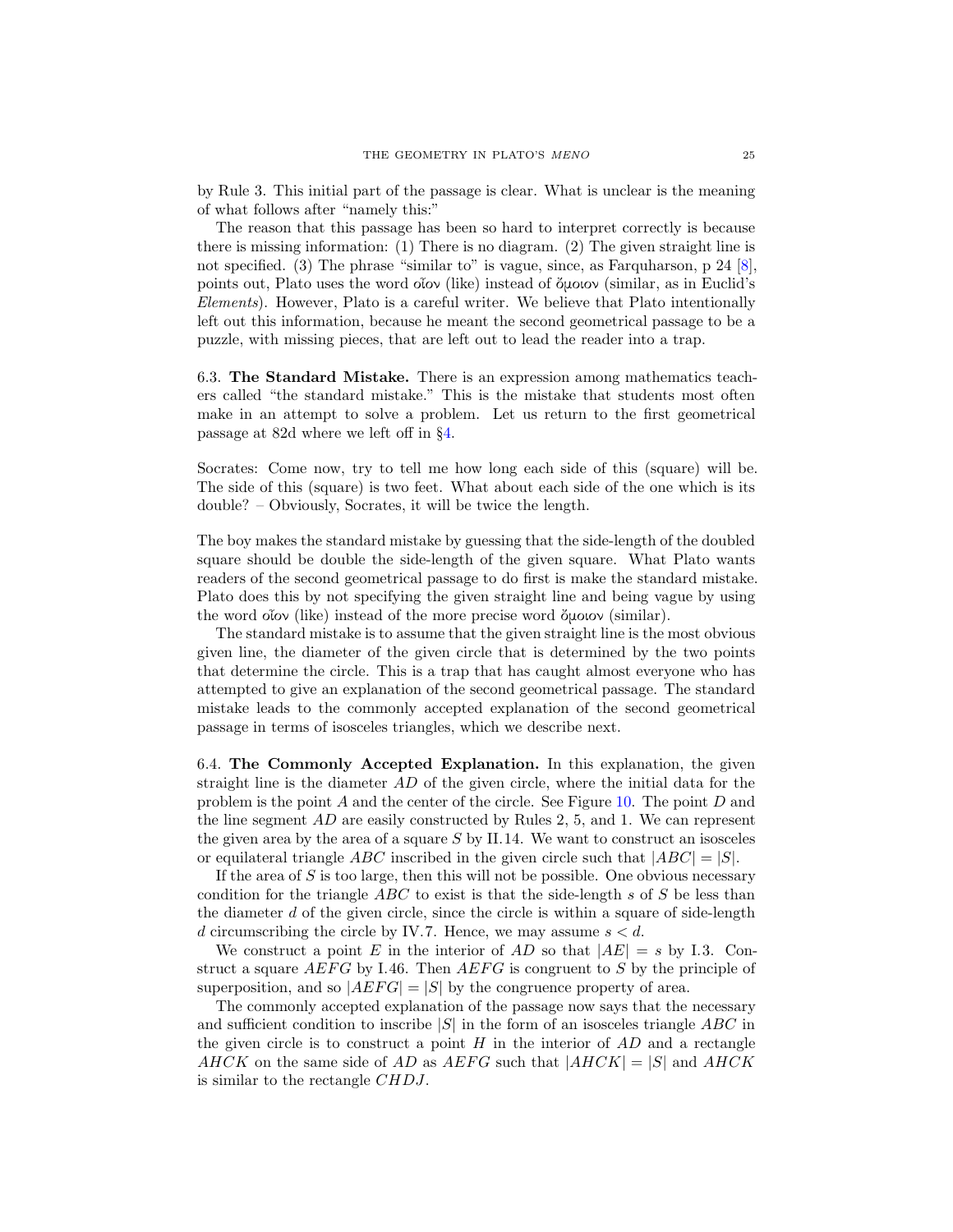by Rule 3. This initial part of the passage is clear. What is unclear is the meaning of what follows after "namely this:"

The reason that this passage has been so hard to interpret correctly is because there is missing information: (1) There is no diagram. (2) The given straight line is not specified. (3) The phrase "similar to" is vague, since, as Farquharson, p 24 [8], points out, Plato uses the word οἷον (like) instead of ὅμοιον (similar, as in Euclid's *Elements*). However, Plato is a careful writer. We believe that Plato intentionally left out this information, because he meant the second geometrical passage to be a puzzle, with missing pieces, that are left out to lead the reader into a trap.

### 6.3. The Standard Mistake.

There is an expression among mathematics teachers called "the standard mistake." This is the mistake that students most often make in an attempt to solve a problem. Let us return to the first geometrical passage at 82d where we left off in §4.

Socrates: Come now, try to tell me how long each side of this (square) will be. The side of this (square) is two feet. What about each side of the one which is its double? – Obviously, Socrates, it will be twice the length.

The boy makes the standard mistake by guessing that the side-length of the doubled square should be double the side-length of the given square. What Plato wants readers of the second geometrical passage to do first is make the standard mistake. Plato does this by not specifying the given straight line and being vague by using the word οἷον (like) instead of the more precise word ὅμοιον (similar).

The standard mistake is to assume that the given straight line is the most obvious given line, the diameter of the given circle that is determined by the two points that determine the circle. This is a trap that has caught almost everyone who has attempted to give an explanation of the second geometrical passage. The standard mistake leads to the commonly accepted explanation of the second geometrical passage in terms of isosceles triangles, which we describe next.

### 6.4. The Commonly Accepted Explanation.

In this explanation, the given straight line is the diameter $AD$ of the given circle, where the initial data for the problem is the point $A$ and the center of the circle. See Figure 10. The point $D$ and the line segment $AD$ are easily constructed by Rules 2, 5, and 1. We can represent the given area by the area of a square $S$ by II.14. We want to construct an isosceles or equilateral triangle $ABC$ inscribed in the given circle such that $|ABC| = |S|$.

If the area of $S$ is too large, then this will not be possible. One obvious necessary condition for the triangle $ABC$ to exist is that the side-length $s$ of $S$ be less than the diameter $d$ of the given circle, since the circle is within a square of side-length $d$ circumscribing the circle by IV.7. Hence, we may assume $s < d$.

We construct a point $E$ in the interior of $AD$ so that $|AE| = s$ by I.3. Construct a square $AEFG$ by I.46. Then $AEFG$ is congruent to $S$ by the principle of superposition, and so $|AEFG| = |S|$ by the congruence property of area.

The commonly accepted explanation of the passage now says that the necessary and sufficient condition to inscribe $|S|$ in the form of an isosceles triangle $ABC$ in the given circle is to construct a point $H$ in the interior of $AD$ and a rectangle $AHCK$ on the same side of $AD$ as $AEFG$ such that $|AHCK| = |S|$ and $AHCK$ is similar to the rectangle $CHDJ$.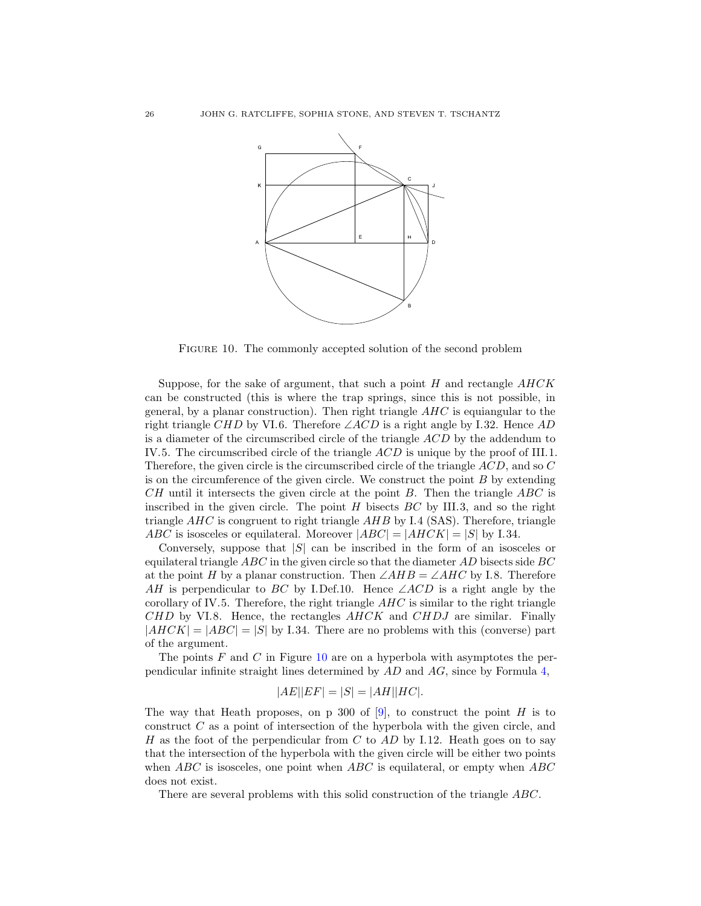FIGURE 10. The commonly accepted solution of the second problem

Suppose, for the sake of argument, that such a point $H$ and rectangle $AHCK$ can be constructed (this is where the trap springs, since this is not possible, in general, by a planar construction). Then right triangle $AHC$ is equiangular to the right triangle $CHD$ by VI.6. Therefore $\angle ACD$ is a right angle by I.32. Hence $AD$ is a diameter of the circumscribed circle of the triangle $ACD$ by the addendum to IV.5. The circumscribed circle of the triangle $ACD$ is unique by the proof of III.1. Therefore, the given circle is the circumscribed circle of the triangle $ACD$, and so $C$ is on the circumference of the given circle. We construct the point $B$ by extending $CH$ until it intersects the given circle at the point $B$. Then the triangle $ABC$ is inscribed in the given circle. The point $H$ bisects $BC$ by III.3, and so the right triangle $AHC$ is congruent to right triangle $AHB$ by I.4 (SAS). Therefore, triangle $ABC$ is isosceles or equilateral. Moreover $|ABC| = |AHCK| = |S|$ by I.34.

Conversely, suppose that $|S|$ can be inscribed in the form of an isosceles or equilateral triangle $ABC$ in the given circle so that the diameter $AD$ bisects side $BC$ at the point $H$ by a planar construction. Then $\angle AHB = \angle AHC$ by I.8. Therefore $AH$ is perpendicular to $BC$ by I.Def.10. Hence $\angle ACD$ is a right angle by the corollary of IV.5. Therefore, the right triangle $AHC$ is similar to the right triangle $CHD$ by VI.8. Hence, the rectangles $AHCK$ and $CHDJ$ are similar. Finally $|AHCK| = |ABC| = |S|$ by I.34. There are no problems with this (converse) part of the argument.

The points $F$ and $C$ in Figure 10 are on a hyperbola with asymptotes the perpendicular infinite straight lines determined by $AD$ and $AG$, since by Formula 4,

$$|AE||EF| = |S| = |AH||HC|.$$

The way that Heath proposes, on p 300 of [9], to construct the point $H$ is to construct $C$ as a point of intersection of the hyperbola with the given circle, and $H$ as the foot of the perpendicular from $C$ to $AD$ by I.12. Heath goes on to say that the intersection of the hyperbola with the given circle will be either two points when $ABC$ is isosceles, one point when $ABC$ is equilateral, or empty when $ABC$ does not exist.

There are several problems with this solid construction of the triangle $ABC$.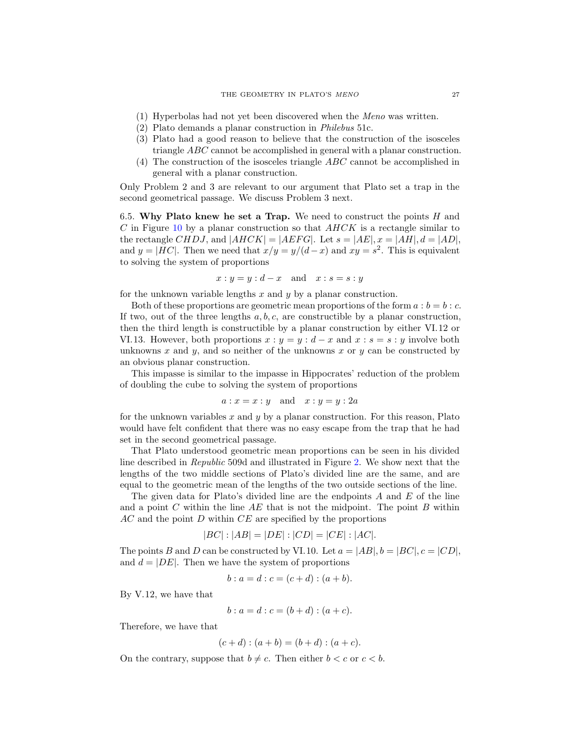(1) Hyperbolas had not yet been discovered when the *Meno* was written.
(2) Plato demands a planar construction in *Philebus* 51c.
(3) Plato had a good reason to believe that the construction of the isosceles triangle $ABC$ cannot be accomplished in general with a planar construction.
(4) The construction of the isosceles triangle $ABC$ cannot be accomplished in general with a planar construction.

Only Problem 2 and 3 are relevant to our argument that Plato set a trap in the second geometrical passage. We discuss Problem 3 next.

6.5. **Why Plato knew he set a Trap.** We need to construct the points $H$ and $C$ in Figure 10 by a planar construction so that $AHCK$ is a rectangle similar to the rectangle $CHDJ$, and $|AHCK| = |AEFG|$. Let $s = |AE|, x = |AH|, d = |AD|$, and $y = |HC|$. Then we need that $x/y = y/(d-x)$ and $xy = s^2$. This is equivalent to solving the system of proportions

$$x : y = y : d - x \quad \text{and} \quad x : s = s : y$$

for the unknown variable lengths $x$ and $y$ by a planar construction.

Both of these proportions are geometric mean proportions of the form $a : b = b : c$. If two, out of the three lengths $a, b, c$, are constructible by a planar construction, then the third length is constructible by a planar construction by either VI.12 or VI.13. However, both proportions $x : y = y : d - x$ and $x : s = s : y$ involve both unknowns $x$ and $y$, and so neither of the unknowns $x$ or $y$ can be constructed by an obvious planar construction.

This impasse is similar to the impasse in Hippocrates' reduction of the problem of doubling the cube to solving the system of proportions

$$a : x = x : y \quad \text{and} \quad x : y = y : 2a$$

for the unknown variables $x$ and $y$ by a planar construction. For this reason, Plato would have felt confident that there was no easy escape from the trap that he had set in the second geometrical passage.

That Plato understood geometric mean proportions can be seen in his divided line described in *Republic* 509d and illustrated in Figure 2. We show next that the lengths of the two middle sections of Plato's divided line are the same, and are equal to the geometric mean of the lengths of the two outside sections of the line.

The given data for Plato's divided line are the endpoints $A$ and $E$ of the line and a point $C$ within the line $AE$ that is not the midpoint. The point $B$ within $AC$ and the point $D$ within $CE$ are specified by the proportions

$$|BC| : |AB| = |DE| : |CD| = |CE| : |AC|.$$

The points $B$ and $D$ can be constructed by VI.10. Let $a = |AB|, b = |BC|, c = |CD|$, and $d = |DE|$. Then we have the system of proportions

$$b : a = d : c = (c + d) : (a + b).$$

By V.12, we have that

$$b : a = d : c = (b + d) : (a + c).$$

Therefore, we have that

$$(c + d) : (a + b) = (b + d) : (a + c).$$

On the contrary, suppose that $b \neq c$. Then either $b < c$ or $c < b$.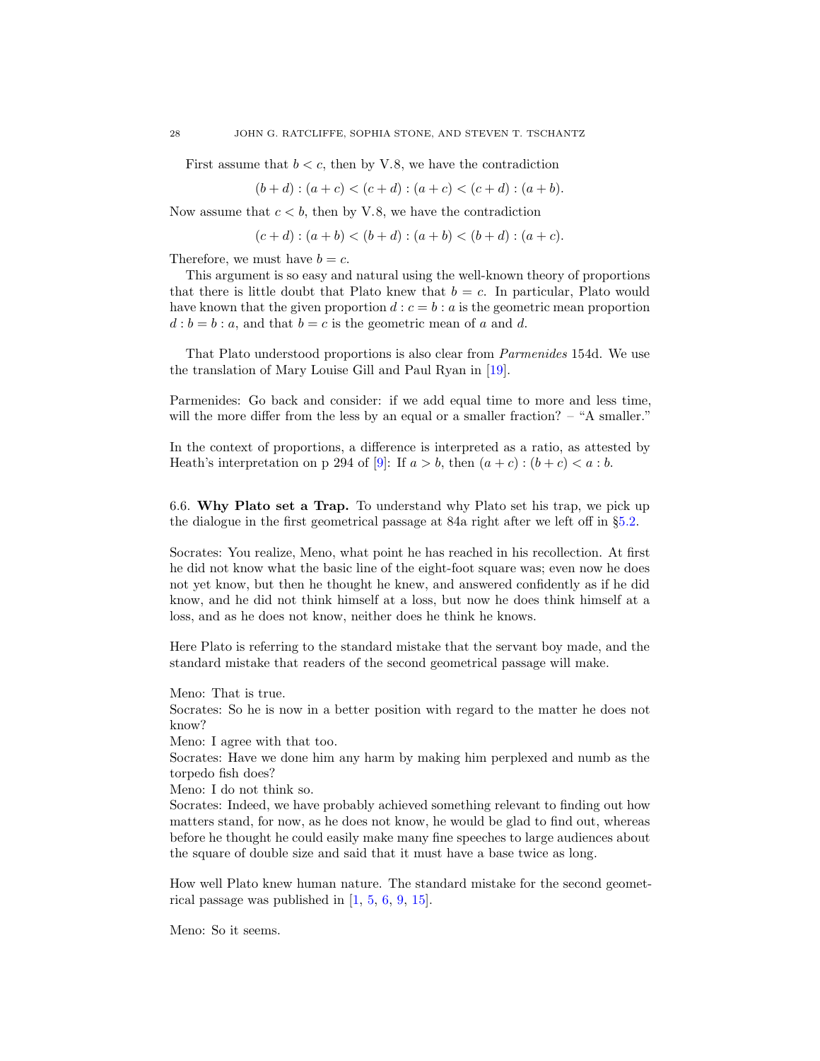First assume that $b < c$, then by V.8, we have the contradiction

$$(b + d) : (a + c) < (c + d) : (a + c) < (c + d) : (a + b).$$

Now assume that $c < b$, then by V.8, we have the contradiction

$$(c + d) : (a + b) < (b + d) : (a + b) < (b + d) : (a + c).$$

Therefore, we must have $b = c$.

This argument is so easy and natural using the well-known theory of proportions that there is little doubt that Plato knew that $b = c$. In particular, Plato would have known that the given proportion $d : c = b : a$ is the geometric mean proportion $d : b = b : a$, and that $b = c$ is the geometric mean of $a$ and $d$.

That Plato understood proportions is also clear from *Parmenides* 154d. We use the translation of Mary Louise Gill and Paul Ryan in [19].

Parmenides: Go back and consider: if we add equal time to more and less time, will the more differ from the less by an equal or a smaller fraction? – "A smaller."

In the context of proportions, a difference is interpreted as a ratio, as attested by Heath's interpretation on p 294 of [9]: If $a > b$, then $(a + c) : (b + c) < a : b$.

6.6. **Why Plato set a Trap.** To understand why Plato set his trap, we pick up the dialogue in the first geometrical passage at 84a right after we left off in §5.2.

Socrates: You realize, Meno, what point he has reached in his recollection. At first he did not know what the basic line of the eight-foot square was; even now he does not yet know, but then he thought he knew, and answered confidently as if he did know, and he did not think himself at a loss, but now he does think himself at a loss, and as he does not know, neither does he think he knows.

Here Plato is referring to the standard mistake that the servant boy made, and the standard mistake that readers of the second geometrical passage will make.

Meno: That is true.
Socrates: So he is now in a better position with regard to the matter he does not know?
Meno: I agree with that too.
Socrates: Have we done him any harm by making him perplexed and numb as the torpedo fish does?
Meno: I do not think so.
Socrates: Indeed, we have probably achieved something relevant to finding out how matters stand, for now, as he does not know, he would be glad to find out, whereas before he thought he could easily make many fine speeches to large audiences about the square of double size and said that it must have a base twice as long.

How well Plato knew human nature. The standard mistake for the second geometrical passage was published in [1, 5, 6, 9, 15].

Meno: So it seems.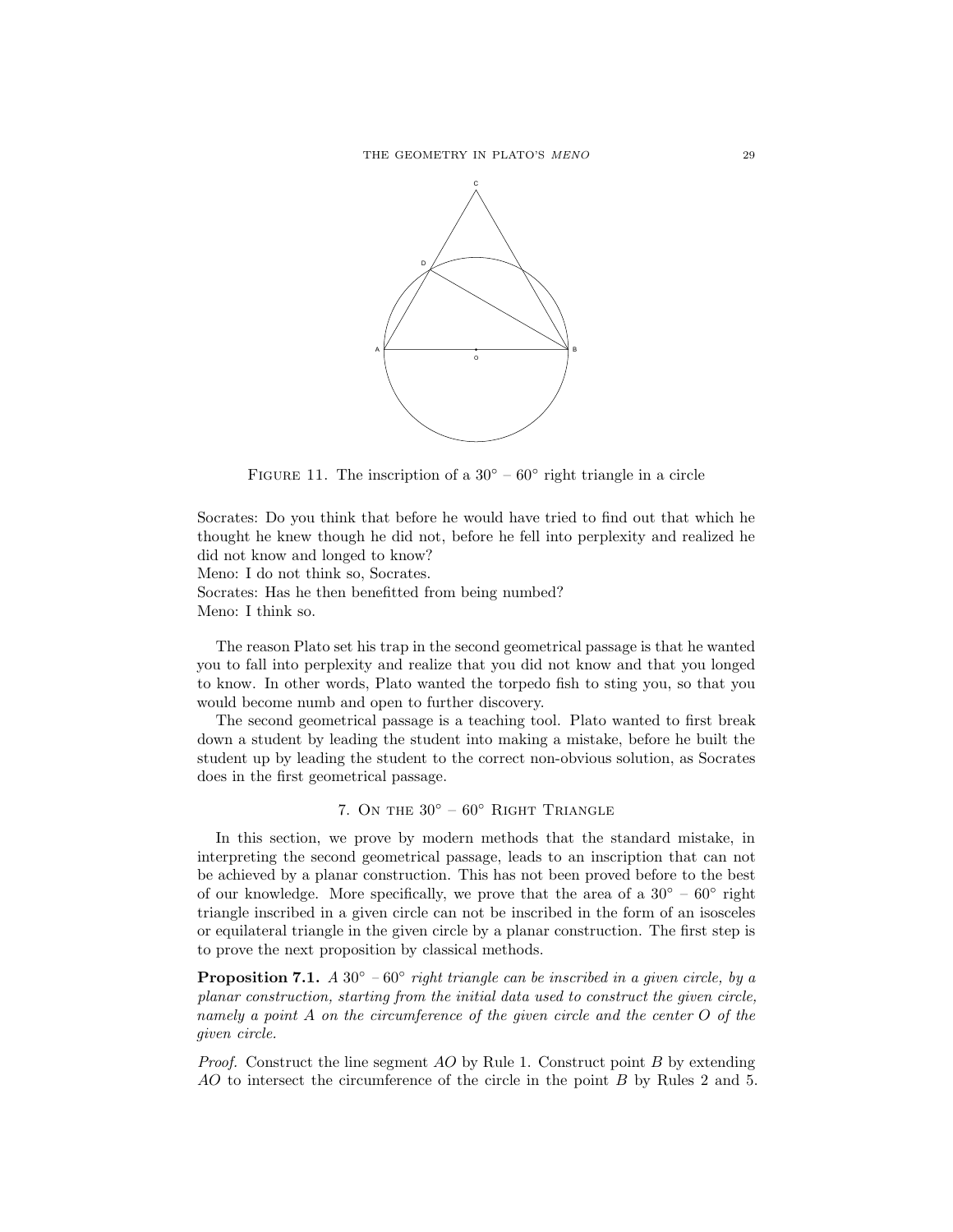FIGURE 11. The inscription of a $30^\circ$ – $60^\circ$ right triangle in a circle

Socrates: Do you think that before he would have tried to find out that which he thought he knew though he did not, before he fell into perplexity and realized he did not know and longed to know?
Meno: I do not think so, Socrates.
Socrates: Has he then benefitted from being numbed?
Meno: I think so.

The reason Plato set his trap in the second geometrical passage is that he wanted you to fall into perplexity and realize that you did not know and that you longed to know. In other words, Plato wanted the torpedo fish to sting you, so that you would become numb and open to further discovery.

The second geometrical passage is a teaching tool. Plato wanted to first break down a student by leading the student into making a mistake, before he built the student up by leading the student to the correct non-obvious solution, as Socrates does in the first geometrical passage.

## 7. On the $30^\circ$ – $60^\circ$ Right Triangle

In this section, we prove by modern methods that the standard mistake, in interpreting the second geometrical passage, leads to an inscription that can not be achieved by a planar construction. This has not been proved before to the best of our knowledge. More specifically, we prove that the area of a $30^\circ$ – $60^\circ$ right triangle inscribed in a given circle can not be inscribed in the form of an isosceles or equilateral triangle in the given circle by a planar construction. The first step is to prove the next proposition by classical methods.

**Proposition 7.1.** *A $30^\circ$ – $60^\circ$ right triangle can be inscribed in a given circle, by a planar construction, starting from the initial data used to construct the given circle, namely a point $A$ on the circumference of the given circle and the center $O$ of the given circle.*

*Proof.* Construct the line segment $AO$ by Rule 1. Construct point $B$ by extending $AO$ to intersect the circumference of the circle in the point $B$ by Rules 2 and 5.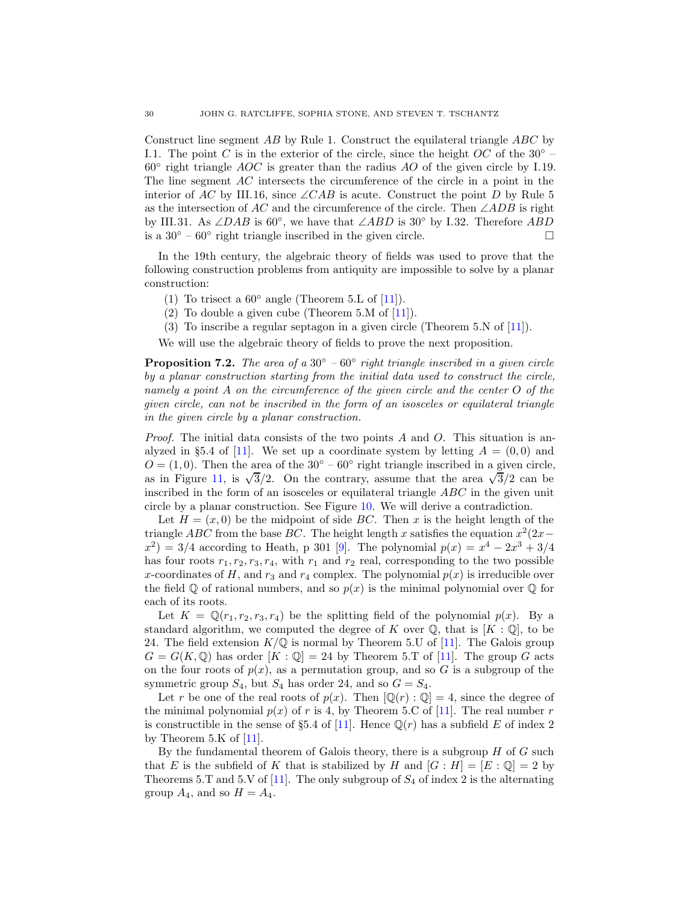Construct line segment $AB$ by Rule 1. Construct the equilateral triangle $ABC$ by I.1. The point $C$ is in the exterior of the circle, since the height $OC$ of the $30^\circ$ – $60^\circ$ right triangle $AOC$ is greater than the radius $AO$ of the given circle by I.19. The line segment $AC$ intersects the circumference of the circle in a point in the interior of $AC$ by III.16, since $\angle CAB$ is acute. Construct the point $D$ by Rule 5 as the intersection of $AC$ and the circumference of the circle. Then $\angle ADB$ is right by III.31. As $\angle DAB$ is $60^\circ$, we have that $\angle ABD$ is $30^\circ$ by I.32. Therefore $ABD$ is a $30^\circ$ – $60^\circ$ right triangle inscribed in the given circle. □

In the 19th century, the algebraic theory of fields was used to prove that the following construction problems from antiquity are impossible to solve by a planar construction:

(1) To trisect a $60^\circ$ angle (Theorem 5.L of [11]).
(2) To double a given cube (Theorem 5.M of [11]).
(3) To inscribe a regular septagon in a given circle (Theorem 5.N of [11]).

We will use the algebraic theory of fields to prove the next proposition.

**Proposition 7.2.** *The area of a $30^\circ$ – $60^\circ$ right triangle inscribed in a given circle by a planar construction starting from the initial data used to construct the circle, namely a point $A$ on the circumference of the given circle and the center $O$ of the given circle, can not be inscribed in the form of an isosceles or equilateral triangle in the given circle by a planar construction.*

*Proof.* The initial data consists of the two points $A$ and $O$. This situation is analyzed in §5.4 of [11]. We set up a coordinate system by letting $A = (0, 0)$ and $O = (1, 0)$. Then the area of the $30^\circ$ – $60^\circ$ right triangle inscribed in a given circle, as in Figure 11, is $\sqrt{3}/2$. On the contrary, assume that the area $\sqrt{3}/2$ can be inscribed in the form of an isosceles or equilateral triangle $ABC$ in the given unit circle by a planar construction. See Figure 10. We will derive a contradiction.

Let $H = (x, 0)$ be the midpoint of side $BC$. Then $x$ is the height length of the triangle $ABC$ from the base $BC$. The height length $x$ satisfies the equation $x^2(2x - x^2) = 3/4$ according to Heath, p 301 [9]. The polynomial $p(x) = x^4 - 2x^3 + 3/4$ has four roots $r_1, r_2, r_3, r_4$, with $r_1$ and $r_2$ real, corresponding to the two possible $x$-coordinates of $H$, and $r_3$ and $r_4$ complex. The polynomial $p(x)$ is irreducible over the field $\mathbb{Q}$ of rational numbers, and so $p(x)$ is the minimal polynomial over $\mathbb{Q}$ for each of its roots.

Let $K = \mathbb{Q}(r_1, r_2, r_3, r_4)$ be the splitting field of the polynomial $p(x)$. By a standard algorithm, we computed the degree of $K$ over $\mathbb{Q}$, that is $[K : \mathbb{Q}]$, to be 24. The field extension $K/\mathbb{Q}$ is normal by Theorem 5.U of [11]. The Galois group $G = G(K, \mathbb{Q})$ has order $[K : \mathbb{Q}] = 24$ by Theorem 5.T of [11]. The group $G$ acts on the four roots of $p(x)$, as a permutation group, and so $G$ is a subgroup of the symmetric group $S_4$, but $S_4$ has order 24, and so $G = S_4$.

Let $r$ be one of the real roots of $p(x)$. Then $[\mathbb{Q}(r) : \mathbb{Q}] = 4$, since the degree of the minimal polynomial $p(x)$ of $r$ is 4, by Theorem 5.C of [11]. The real number $r$ is constructible in the sense of §5.4 of [11]. Hence $\mathbb{Q}(r)$ has a subfield $E$ of index 2 by Theorem 5.K of [11].

By the fundamental theorem of Galois theory, there is a subgroup $H$ of $G$ such that $E$ is the subfield of $K$ that is stabilized by $H$ and $[G : H] = [E : \mathbb{Q}] = 2$ by Theorems 5.T and 5.V of [11]. The only subgroup of $S_4$ of index 2 is the alternating group $A_4$, and so $H = A_4$.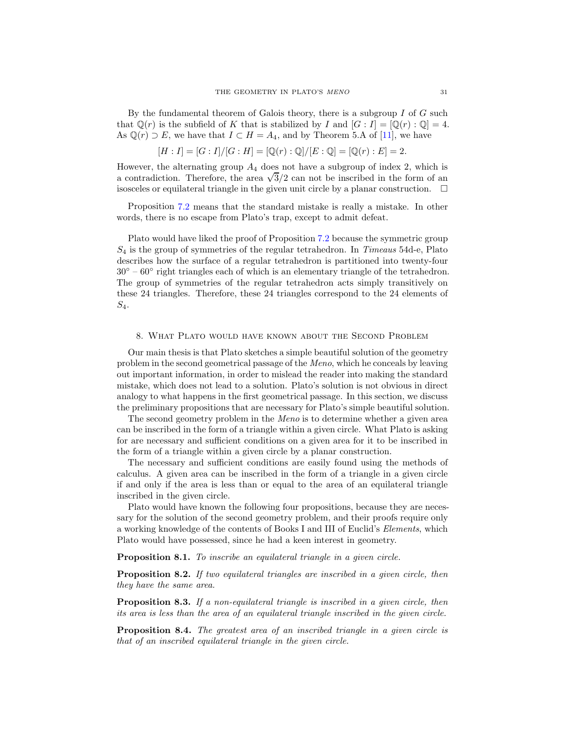By the fundamental theorem of Galois theory, there is a subgroup $I$ of $G$ such that $\mathbb{Q}(r)$ is the subfield of $K$ that is stabilized by $I$ and $[G : I] = [\mathbb{Q}(r) : \mathbb{Q}] = 4$. As $\mathbb{Q}(r) \supset E$, we have that $I \subset H = A_4$, and by Theorem 5.A of [11], we have

$$[H : I] = [G : I]/[G : H] = [\mathbb{Q}(r) : \mathbb{Q}]/[E : \mathbb{Q}] = [\mathbb{Q}(r) : E] = 2.$$

However, the alternating group $A_4$ does not have a subgroup of index 2, which is a contradiction. Therefore, the area $\sqrt{3}/2$ can not be inscribed in the form of an isosceles or equilateral triangle in the given unit circle by a planar construction. □

Proposition 7.2 means that the standard mistake is really a mistake. In other words, there is no escape from Plato's trap, except to admit defeat.

Plato would have liked the proof of Proposition 7.2 because the symmetric group $S_4$ is the group of symmetries of the regular tetrahedron. In *Timeaus* 54d-e, Plato describes how the surface of a regular tetrahedron is partitioned into twenty-four $30^\circ$ – $60^\circ$ right triangles each of which is an elementary triangle of the tetrahedron. The group of symmetries of the regular tetrahedron acts simply transitively on these 24 triangles. Therefore, these 24 triangles correspond to the 24 elements of $S_4$.

## 8. What Plato would have known about the Second Problem

Our main thesis is that Plato sketches a simple beautiful solution of the geometry problem in the second geometrical passage of the *Meno*, which he conceals by leaving out important information, in order to mislead the reader into making the standard mistake, which does not lead to a solution. Plato's solution is not obvious in direct analogy to what happens in the first geometrical passage. In this section, we discuss the preliminary propositions that are necessary for Plato's simple beautiful solution.

The second geometry problem in the *Meno* is to determine whether a given area can be inscribed in the form of a triangle within a given circle. What Plato is asking for are necessary and sufficient conditions on a given area for it to be inscribed in the form of a triangle within a given circle by a planar construction.

The necessary and sufficient conditions are easily found using the methods of calculus. A given area can be inscribed in the form of a triangle in a given circle if and only if the area is less than or equal to the area of an equilateral triangle inscribed in the given circle.

Plato would have known the following four propositions, because they are necessary for the solution of the second geometry problem, and their proofs require only a working knowledge of the contents of Books I and III of Euclid's *Elements*, which Plato would have possessed, since he had a keen interest in geometry.

**Proposition 8.1.** *To inscribe an equilateral triangle in a given circle.*

**Proposition 8.2.** *If two equilateral triangles are inscribed in a given circle, then they have the same area.*

**Proposition 8.3.** *If a non-equilateral triangle is inscribed in a given circle, then its area is less than the area of an equilateral triangle inscribed in the given circle.*

**Proposition 8.4.** *The greatest area of an inscribed triangle in a given circle is that of an inscribed equilateral triangle in the given circle.*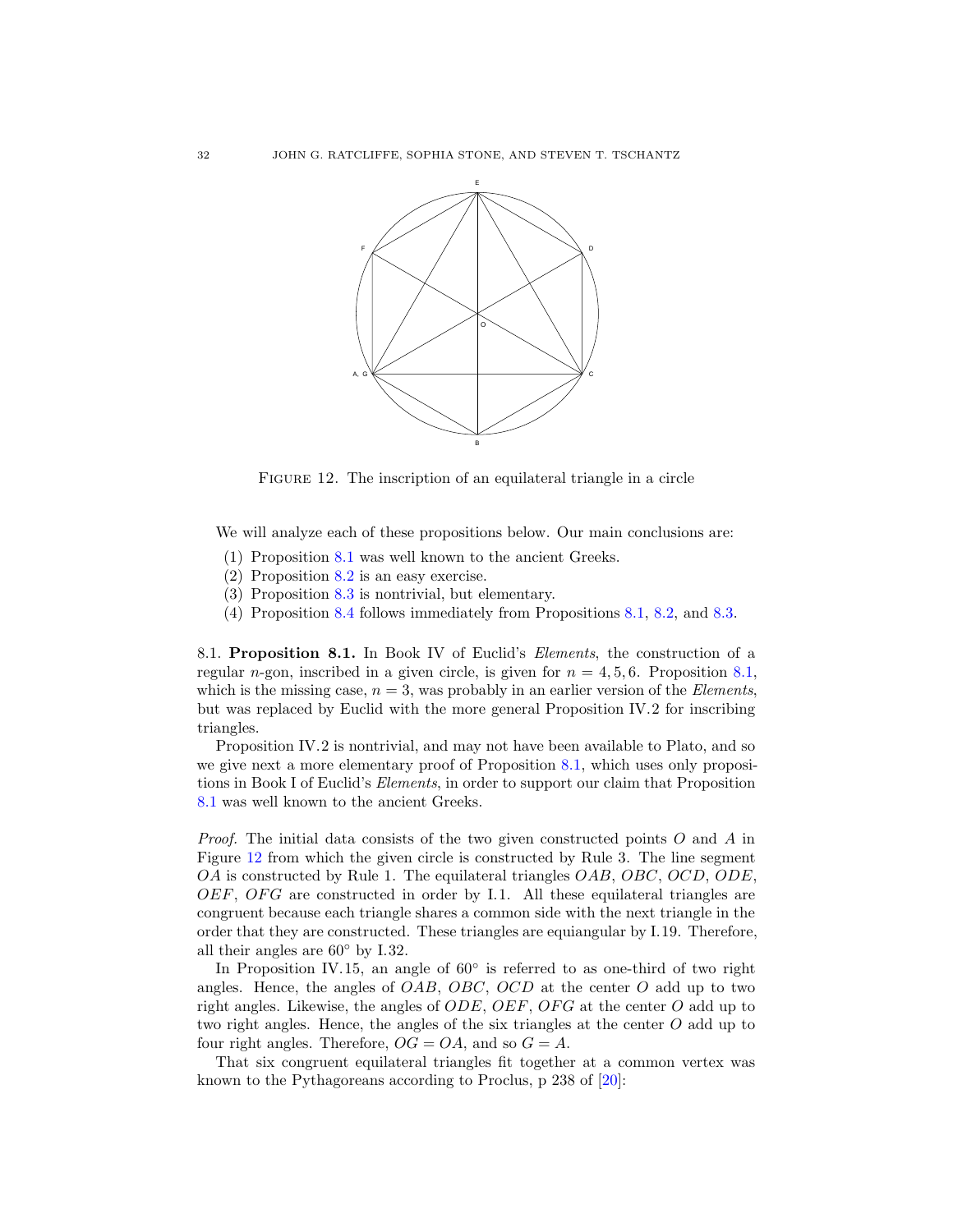FIGURE 12. The inscription of an equilateral triangle in a circle

We will analyze each of these propositions below. Our main conclusions are:

1. Proposition 8.1 was well known to the ancient Greeks.
2. Proposition 8.2 is an easy exercise.
3. Proposition 8.3 is nontrivial, but elementary.
4. Proposition 8.4 follows immediately from Propositions 8.1, 8.2, and 8.3.

**8.1. Proposition 8.1.** In Book IV of Euclid's *Elements*, the construction of a regular $n$-gon, inscribed in a given circle, is given for $n = 4, 5, 6$. Proposition 8.1, which is the missing case, $n = 3$, was probably in an earlier version of the *Elements*, but was replaced by Euclid with the more general Proposition IV.2 for inscribing triangles.

Proposition IV.2 is nontrivial, and may not have been available to Plato, and so we give next a more elementary proof of Proposition 8.1, which uses only propositions in Book I of Euclid's *Elements*, in order to support our claim that Proposition 8.1 was well known to the ancient Greeks.

*Proof.* The initial data consists of the two given constructed points $O$ and $A$ in Figure 12 from which the given circle is constructed by Rule 3. The line segment $OA$ is constructed by Rule 1. The equilateral triangles $OAB$, $OBC$, $OCD$, $ODE$, $OEF$, $OFG$ are constructed in order by I.1. All these equilateral triangles are congruent because each triangle shares a common side with the next triangle in the order that they are constructed. These triangles are equiangular by I.19. Therefore, all their angles are $60^\circ$ by I.32.

In Proposition IV.15, an angle of $60^\circ$ is referred to as one-third of two right angles. Hence, the angles of $OAB$, $OBC$, $OCD$ at the center $O$ add up to two right angles. Likewise, the angles of $ODE$, $OEF$, $OFG$ at the center $O$ add up to two right angles. Hence, the angles of the six triangles at the center $O$ add up to four right angles. Therefore, $OG = OA$, and so $G = A$.

That six congruent equilateral triangles fit together at a common vertex was known to the Pythagoreans according to Proclus, p 238 of [20]: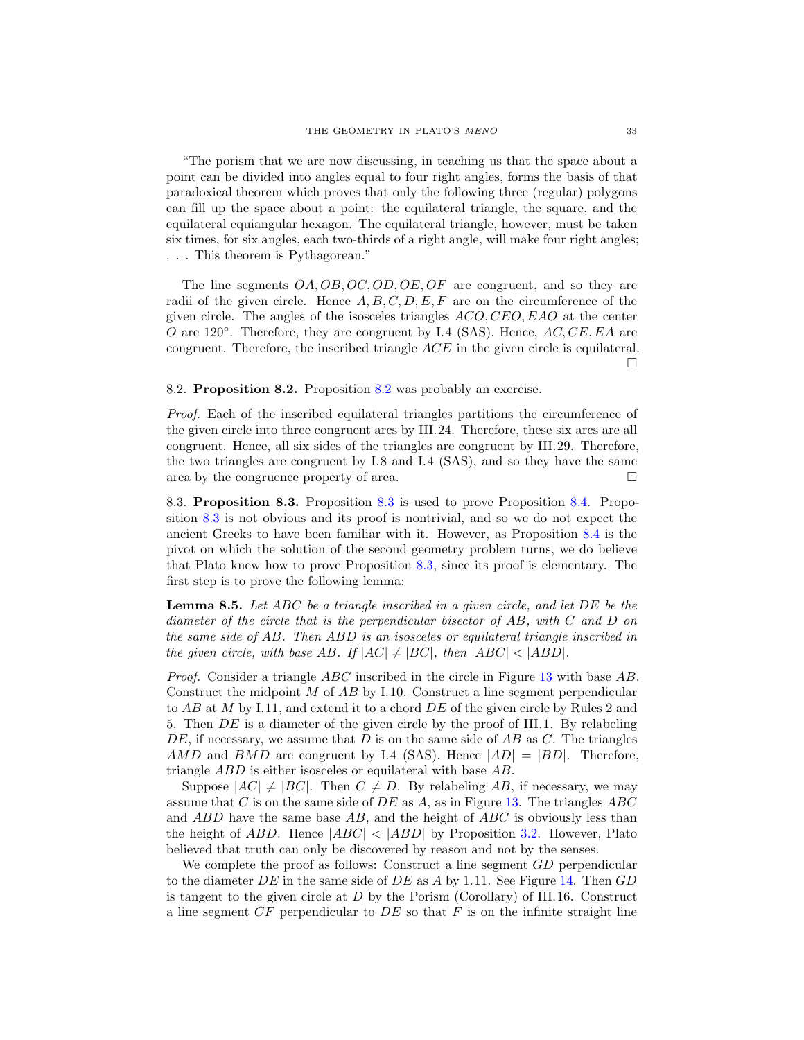"The porism that we are now discussing, in teaching us that the space about a point can be divided into angles equal to four right angles, forms the basis of that paradoxical theorem which proves that only the following three (regular) polygons can fill up the space about a point: the equilateral triangle, the square, and the equilateral equiangular hexagon. The equilateral triangle, however, must be taken six times, for six angles, each two-thirds of a right angle, will make four right angles; . . . This theorem is Pythagorean."

The line segments $OA, OB, OC, OD, OE, OF$ are congruent, and so they are radii of the given circle. Hence $A, B, C, D, E, F$ are on the circumference of the given circle. The angles of the isosceles triangles $ACO, CEO, EAO$ at the center $O$ are $120°$. Therefore, they are congruent by I.4 (SAS). Hence, $AC, CE, EA$ are congruent. Therefore, the inscribed triangle $ACE$ in the given circle is equilateral. □

8.2. **Proposition 8.2.** Proposition 8.2 was probably an exercise.

*Proof.* Each of the inscribed equilateral triangles partitions the circumference of the given circle into three congruent arcs by III.24. Therefore, these six arcs are all congruent. Hence, all six sides of the triangles are congruent by III.29. Therefore, the two triangles are congruent by I.8 and I.4 (SAS), and so they have the same area by the congruence property of area. □

8.3. **Proposition 8.3.** Proposition 8.3 is used to prove Proposition 8.4. Proposition 8.3 is not obvious and its proof is nontrivial, and so we do not expect the ancient Greeks to have been familiar with it. However, as Proposition 8.4 is the pivot on which the solution of the second geometry problem turns, we do believe that Plato knew how to prove Proposition 8.3, since its proof is elementary. The first step is to prove the following lemma:

**Lemma 8.5.** *Let $ABC$ be a triangle inscribed in a given circle, and let $DE$ be the diameter of the circle that is the perpendicular bisector of $AB$, with $C$ and $D$ on the same side of $AB$. Then $ABD$ is an isosceles or equilateral triangle inscribed in the given circle, with base $AB$. If $|AC| \neq |BC|$, then $|ABC| < |ABD|$.*

*Proof.* Consider a triangle $ABC$ inscribed in the circle in Figure 13 with base $AB$. Construct the midpoint $M$ of $AB$ by I.10. Construct a line segment perpendicular to $AB$ at $M$ by I.11, and extend it to a chord $DE$ of the given circle by Rules 2 and 5. Then $DE$ is a diameter of the given circle by the proof of III.1. By relabeling $DE$, if necessary, we assume that $D$ is on the same side of $AB$ as $C$. The triangles $AMD$ and $BMD$ are congruent by I.4 (SAS). Hence $|AD| = |BD|$. Therefore, triangle $ABD$ is either isosceles or equilateral with base $AB$.

Suppose $|AC| \neq |BC|$. Then $C \neq D$. By relabeling $AB$, if necessary, we may assume that $C$ is on the same side of $DE$ as $A$, as in Figure 13. The triangles $ABC$ and $ABD$ have the same base $AB$, and the height of $ABC$ is obviously less than the height of $ABD$. Hence $|ABC| < |ABD|$ by Proposition 3.2. However, Plato believed that truth can only be discovered by reason and not by the senses.

We complete the proof as follows: Construct a line segment $GD$ perpendicular to the diameter $DE$ in the same side of $DE$ as $A$ by 1.11. See Figure 14. Then $GD$ is tangent to the given circle at $D$ by the Porism (Corollary) of III.16. Construct a line segment $CF$ perpendicular to $DE$ so that $F$ is on the infinite straight line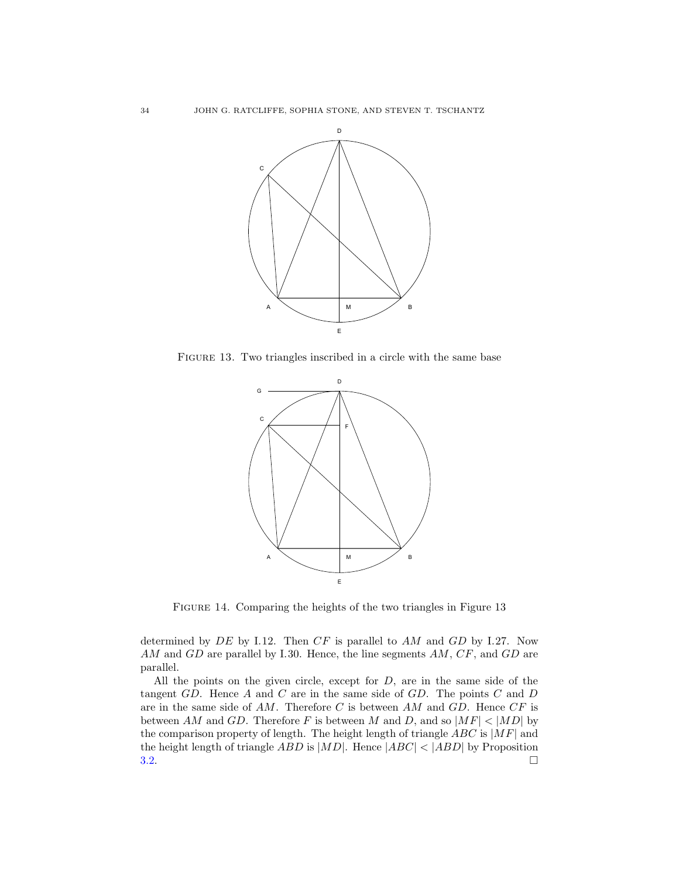FIGURE 13. Two triangles inscribed in a circle with the same base

FIGURE 14. Comparing the heights of the two triangles in Figure 13

determined by $DE$ by I.12. Then $CF$ is parallel to $AM$ and $GD$ by I.27. Now $AM$ and $GD$ are parallel by I.30. Hence, the line segments $AM$, $CF$, and $GD$ are parallel.

All the points on the given circle, except for $D$, are in the same side of the tangent $GD$. Hence $A$ and $C$ are in the same side of $GD$. The points $C$ and $D$ are in the same side of $AM$. Therefore $C$ is between $AM$ and $GD$. Hence $CF$ is between $AM$ and $GD$. Therefore $F$ is between $M$ and $D$, and so $|MF| < |MD|$ by the comparison property of length. The height length of triangle $ABC$ is $|MF|$ and the height length of triangle $ABD$ is $|MD|$. Hence $|ABC| < |ABD|$ by Proposition 3.2. □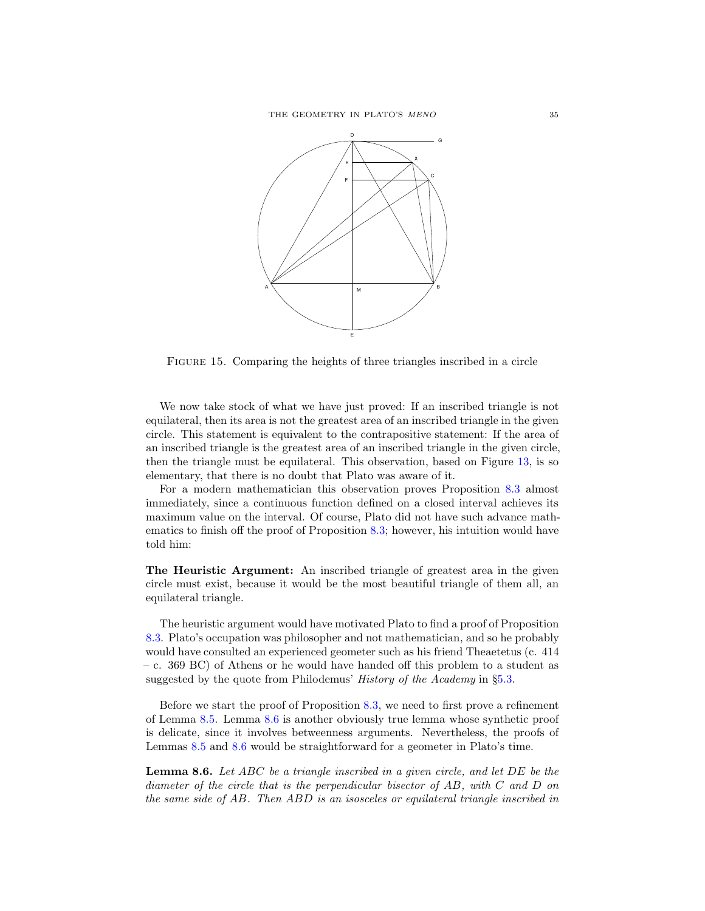FIGURE 15. Comparing the heights of three triangles inscribed in a circle

We now take stock of what we have just proved: If an inscribed triangle is not equilateral, then its area is not the greatest area of an inscribed triangle in the given circle. This statement is equivalent to the contrapositive statement: If the area of an inscribed triangle is the greatest area of an inscribed triangle in the given circle, then the triangle must be equilateral. This observation, based on Figure 13, is so elementary, that there is no doubt that Plato was aware of it.

For a modern mathematician this observation proves Proposition 8.3 almost immediately, since a continuous function defined on a closed interval achieves its maximum value on the interval. Of course, Plato did not have such advance mathematics to finish off the proof of Proposition 8.3; however, his intuition would have told him:

**The Heuristic Argument:** An inscribed triangle of greatest area in the given circle must exist, because it would be the most beautiful triangle of them all, an equilateral triangle.

The heuristic argument would have motivated Plato to find a proof of Proposition 8.3. Plato's occupation was philosopher and not mathematician, and so he probably would have consulted an experienced geometer such as his friend Theaetetus (c. 414 – c. 369 BC) of Athens or he would have handed off this problem to a student as suggested by the quote from Philodemus' *History of the Academy* in §5.3.

Before we start the proof of Proposition 8.3, we need to first prove a refinement of Lemma 8.5. Lemma 8.6 is another obviously true lemma whose synthetic proof is delicate, since it involves betweenness arguments. Nevertheless, the proofs of Lemmas 8.5 and 8.6 would be straightforward for a geometer in Plato's time.

**Lemma 8.6.** *Let $ABC$ be a triangle inscribed in a given circle, and let $DE$ be the diameter of the circle that is the perpendicular bisector of $AB$, with $C$ and $D$ on the same side of $AB$. Then $ABD$ is an isosceles or equilateral triangle inscribed in*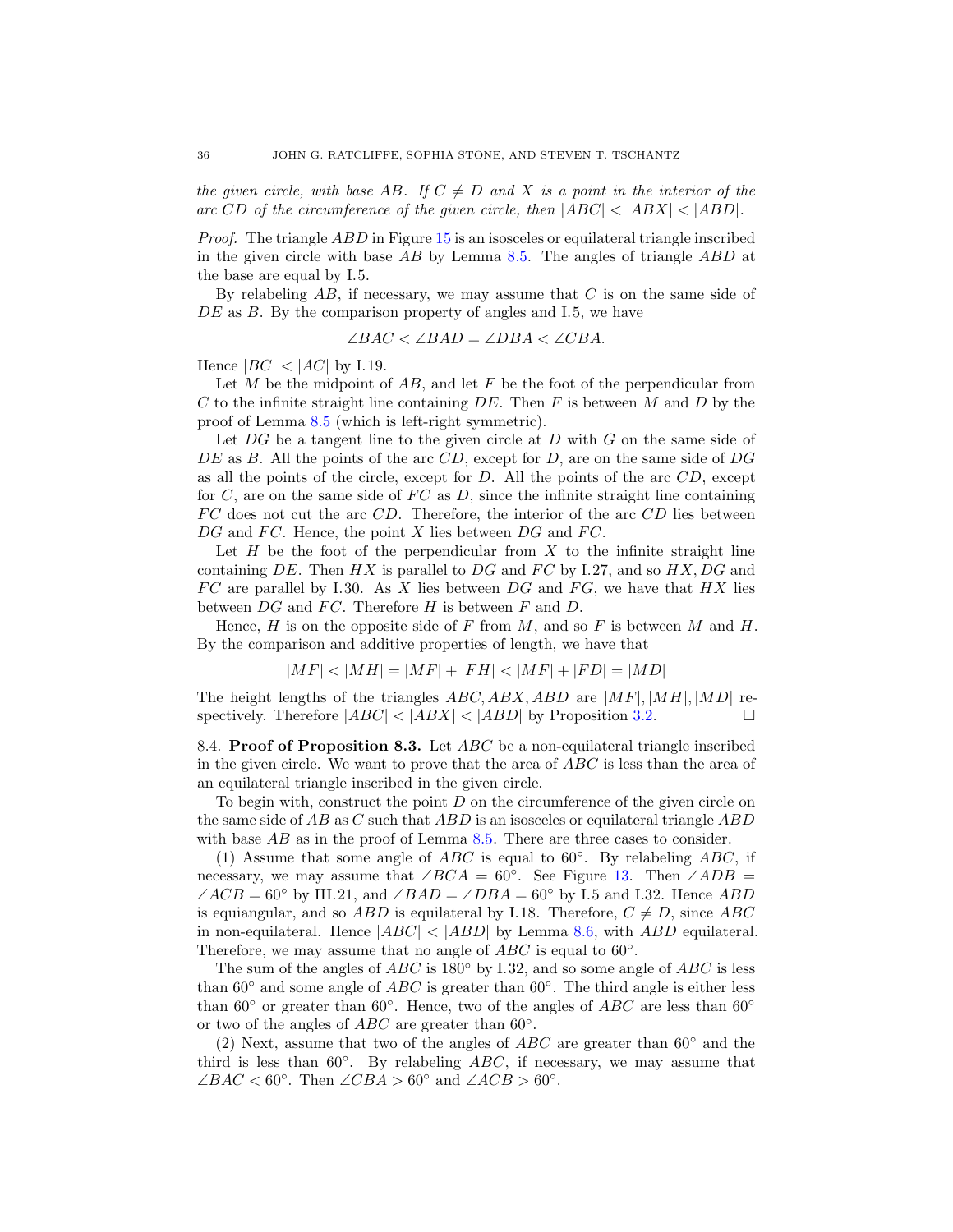*the given circle, with base $AB$. If $C \neq D$ and $X$ is a point in the interior of the arc $CD$ of the circumference of the given circle, then $|ABC| < |ABX| < |ABD|$.*

*Proof.* The triangle $ABD$ in Figure 15 is an isosceles or equilateral triangle inscribed in the given circle with base $AB$ by Lemma 8.5. The angles of triangle $ABD$ at the base are equal by I.5.

By relabeling $AB$, if necessary, we may assume that $C$ is on the same side of $DE$ as $B$. By the comparison property of angles and I.5, we have

$$\angle BAC < \angle BAD = \angle DBA < \angle CBA.$$

Hence $|BC| < |AC|$ by I.19.

Let $M$ be the midpoint of $AB$, and let $F$ be the foot of the perpendicular from $C$ to the infinite straight line containing $DE$. Then $F$ is between $M$ and $D$ by the proof of Lemma 8.5 (which is left-right symmetric).

Let $DG$ be a tangent line to the given circle at $D$ with $G$ on the same side of $DE$ as $B$. All the points of the arc $CD$, except for $D$, are on the same side of $DG$ as all the points of the circle, except for $D$. All the points of the arc $CD$, except for $C$, are on the same side of $FC$ as $D$, since the infinite straight line containing $FC$ does not cut the arc $CD$. Therefore, the interior of the arc $CD$ lies between $DG$ and $FC$. Hence, the point $X$ lies between $DG$ and $FC$.

Let $H$ be the foot of the perpendicular from $X$ to the infinite straight line containing $DE$. Then $HX$ is parallel to $DG$ and $FC$ by I.27, and so $HX$, $DG$ and $FC$ are parallel by I.30. As $X$ lies between $DG$ and $FG$, we have that $HX$ lies between $DG$ and $FC$. Therefore $H$ is between $F$ and $D$.

Hence, $H$ is on the opposite side of $F$ from $M$, and so $F$ is between $M$ and $H$. By the comparison and additive properties of length, we have that

$$|MF| < |MH| = |MF| + |FH| < |MF| + |FD| = |MD|$$

The height lengths of the triangles $ABC, ABX, ABD$ are $|MF|, |MH|, |MD|$ respectively. Therefore $|ABC| < |ABX| < |ABD|$ by Proposition 3.2. $\square$

8.4. **Proof of Proposition 8.3.** Let $ABC$ be a non-equilateral triangle inscribed in the given circle. We want to prove that the area of $ABC$ is less than the area of an equilateral triangle inscribed in the given circle.

To begin with, construct the point $D$ on the circumference of the given circle on the same side of $AB$ as $C$ such that $ABD$ is an isosceles or equilateral triangle $ABD$ with base $AB$ as in the proof of Lemma 8.5. There are three cases to consider.

(1) Assume that some angle of $ABC$ is equal to $60°$. By relabeling $ABC$, if necessary, we may assume that $\angle BCA = 60°$. See Figure 13. Then $\angle ADB = \angle ACB = 60°$ by III.21, and $\angle BAD = \angle DBA = 60°$ by I.5 and I.32. Hence $ABD$ is equiangular, and so $ABD$ is equilateral by I.18. Therefore, $C \neq D$, since $ABC$ in non-equilateral. Hence $|ABC| < |ABD|$ by Lemma 8.6, with $ABD$ equilateral. Therefore, we may assume that no angle of $ABC$ is equal to $60°$.

The sum of the angles of $ABC$ is $180°$ by I.32, and so some angle of $ABC$ is less than $60°$ and some angle of $ABC$ is greater than $60°$. The third angle is either less than $60°$ or greater than $60°$. Hence, two of the angles of $ABC$ are less than $60°$ or two of the angles of $ABC$ are greater than $60°$.

(2) Next, assume that two of the angles of $ABC$ are greater than $60°$ and the third is less than $60°$. By relabeling $ABC$, if necessary, we may assume that $\angle BAC < 60°$. Then $\angle CBA > 60°$ and $\angle ACB > 60°$.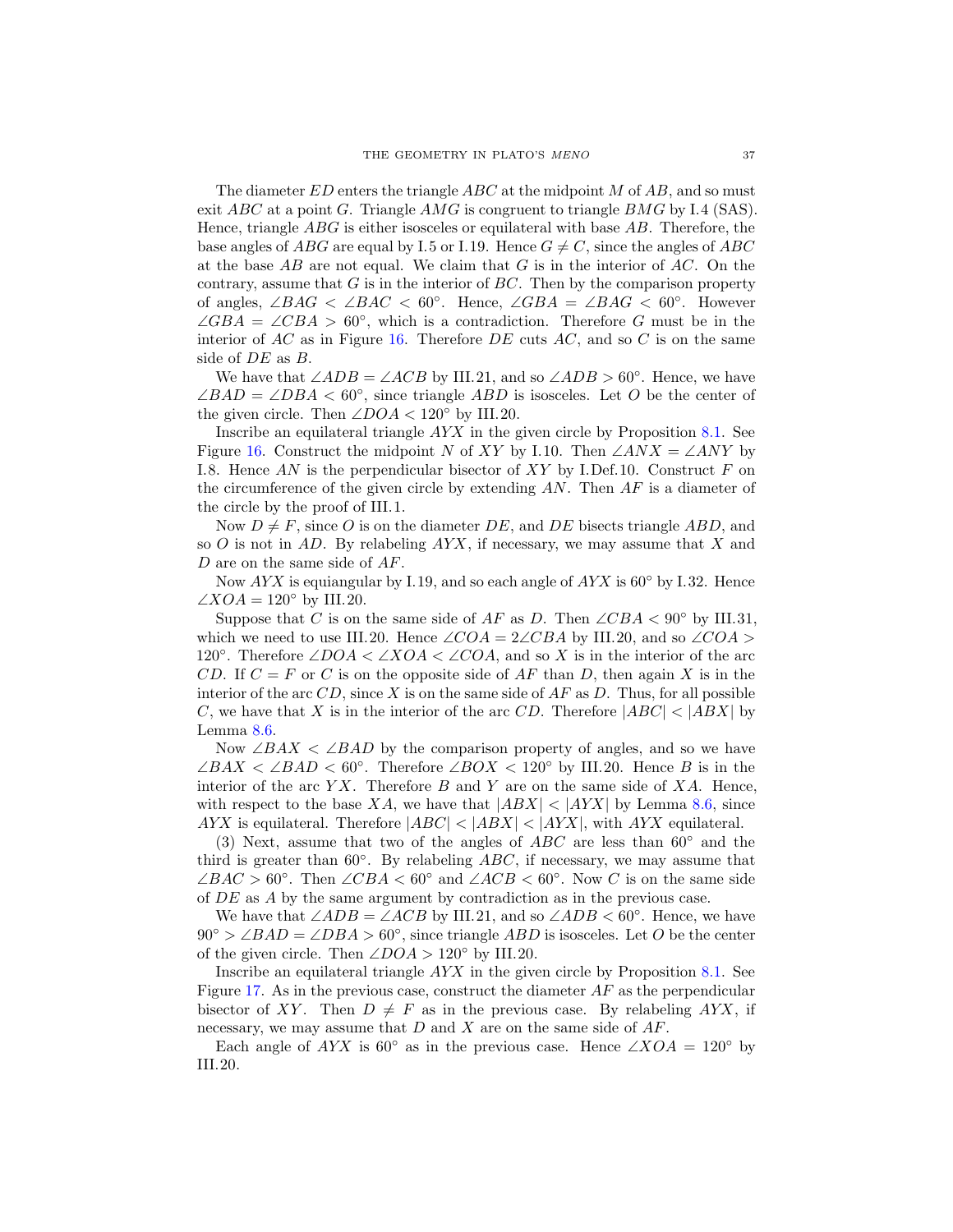The diameter $ED$ enters the triangle $ABC$ at the midpoint $M$ of $AB$, and so must exit $ABC$ at a point $G$. Triangle $AMG$ is congruent to triangle $BMG$ by I.4 (SAS). Hence, triangle $ABG$ is either isosceles or equilateral with base $AB$. Therefore, the base angles of $ABG$ are equal by I.5 or I.19. Hence $G \neq C$, since the angles of $ABC$ at the base $AB$ are not equal. We claim that $G$ is in the interior of $AC$. On the contrary, assume that $G$ is in the interior of $BC$. Then by the comparison property of angles, $\angle BAG < \angle BAC < 60°$. Hence, $\angle GBA = \angle BAG < 60°$. However $\angle GBA = \angle CBA > 60°$, which is a contradiction. Therefore $G$ must be in the interior of $AC$ as in Figure 16. Therefore $DE$ cuts $AC$, and so $C$ is on the same side of $DE$ as $B$.

We have that $\angle ADB = \angle ACB$ by III.21, and so $\angle ADB > 60°$. Hence, we have $\angle BAD = \angle DBA < 60°$, since triangle $ABD$ is isosceles. Let $O$ be the center of the given circle. Then $\angle DOA < 120°$ by III.20.

Inscribe an equilateral triangle $AYX$ in the given circle by Proposition 8.1. See Figure 16. Construct the midpoint $N$ of $XY$ by I.10. Then $\angle ANX = \angle ANY$ by I.8. Hence $AN$ is the perpendicular bisector of $XY$ by I.Def.10. Construct $F$ on the circumference of the given circle by extending $AN$. Then $AF$ is a diameter of the circle by the proof of III.1.

Now $D \neq F$, since $O$ is on the diameter $DE$, and $DE$ bisects triangle $ABD$, and so $O$ is not in $AD$. By relabeling $AYX$, if necessary, we may assume that $X$ and $D$ are on the same side of $AF$.

Now $AYX$ is equiangular by I.19, and so each angle of $AYX$ is $60°$ by I.32. Hence $\angle XOA = 120°$ by III.20.

Suppose that $C$ is on the same side of $AF$ as $D$. Then $\angle CBA < 90°$ by III.31, which we need to use III.20. Hence $\angle COA = 2\angle CBA$ by III.20, and so $\angle COA > 120°$. Therefore $\angle DOA < \angle XOA < \angle COA$, and so $X$ is in the interior of the arc $CD$. If $C = F$ or $C$ is on the opposite side of $AF$ than $D$, then again $X$ is in the interior of the arc $CD$, since $X$ is on the same side of $AF$ as $D$. Thus, for all possible $C$, we have that $X$ is in the interior of the arc $CD$. Therefore $|ABC| < |ABX|$ by Lemma 8.6.

Now $\angle BAX < \angle BAD$ by the comparison property of angles, and so we have $\angle BAX < \angle BAD < 60°$. Therefore $\angle BOX < 120°$ by III.20. Hence $B$ is in the interior of the arc $YX$. Therefore $B$ and $Y$ are on the same side of $XA$. Hence, with respect to the base $XA$, we have that $|ABX| < |AYX|$ by Lemma 8.6, since $AYX$ is equilateral. Therefore $|ABC| < |ABX| < |AYX|$, with $AYX$ equilateral.

(3) Next, assume that two of the angles of $ABC$ are less than $60°$ and the third is greater than $60°$. By relabeling $ABC$, if necessary, we may assume that $\angle BAC > 60°$. Then $\angle CBA < 60°$ and $\angle ACB < 60°$. Now $C$ is on the same side of $DE$ as $A$ by the same argument by contradiction as in the previous case.

We have that $\angle ADB = \angle ACB$ by III.21, and so $\angle ADB < 60°$. Hence, we have $90° > \angle BAD = \angle DBA > 60°$, since triangle $ABD$ is isosceles. Let $O$ be the center of the given circle. Then $\angle DOA > 120°$ by III.20.

Inscribe an equilateral triangle $AYX$ in the given circle by Proposition 8.1. See Figure 17. As in the previous case, construct the diameter $AF$ as the perpendicular bisector of $XY$. Then $D \neq F$ as in the previous case. By relabeling $AYX$, if necessary, we may assume that $D$ and $X$ are on the same side of $AF$.

Each angle of $AYX$ is $60°$ as in the previous case. Hence $\angle XOA = 120°$ by III.20.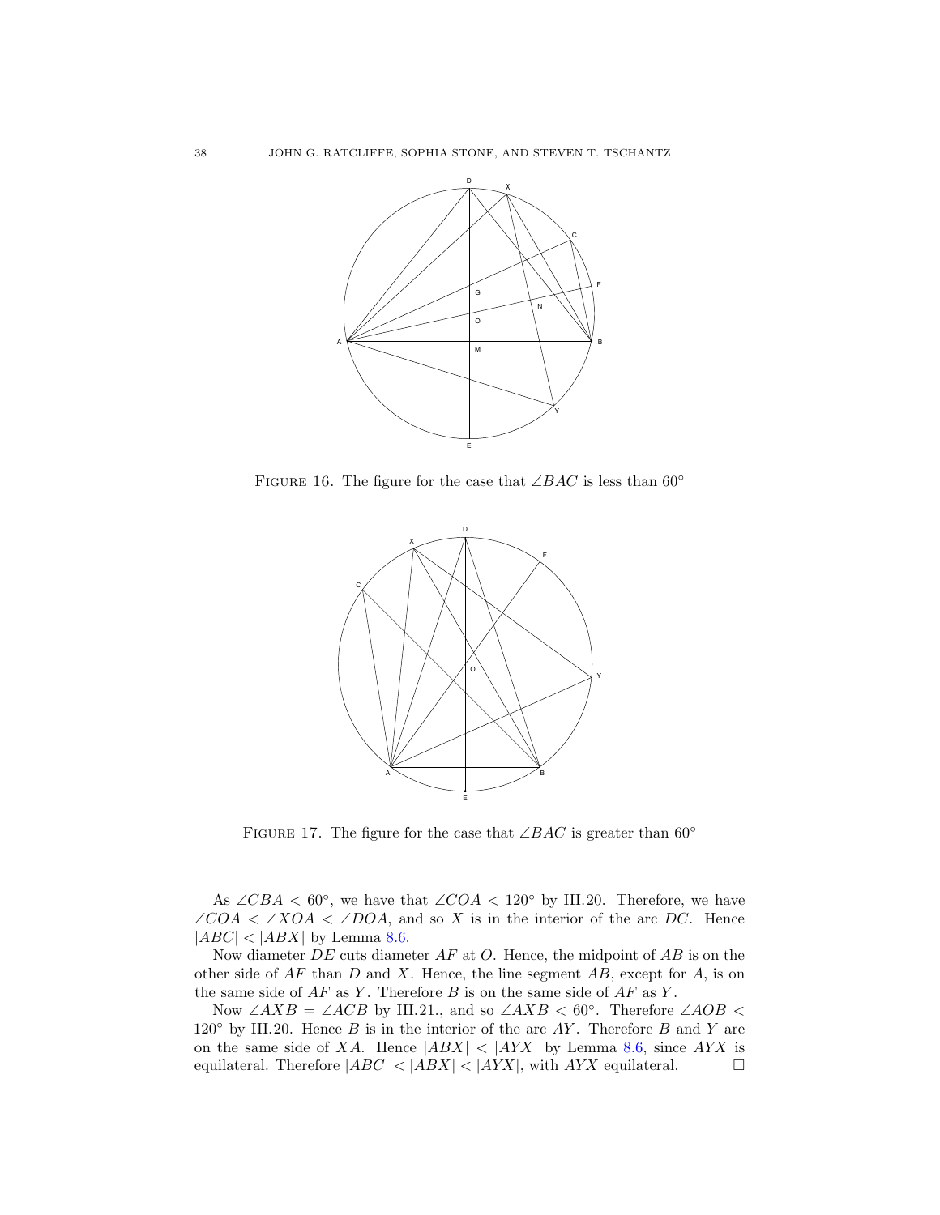FIGURE 16. The figure for the case that $\angle BAC$ is less than $60^\circ$

FIGURE 17. The figure for the case that $\angle BAC$ is greater than $60^\circ$

As $\angle CBA < 60^\circ$, we have that $\angle COA < 120^\circ$ by III.20. Therefore, we have $\angle COA < \angle XOA < \angle DOA$, and so $X$ is in the interior of the arc $DC$. Hence $|ABC| < |ABX|$ by Lemma 8.6.

Now diameter $DE$ cuts diameter $AF$ at $O$. Hence, the midpoint of $AB$ is on the other side of $AF$ than $D$ and $X$. Hence, the line segment $AB$, except for $A$, is on the same side of $AF$ as $Y$. Therefore $B$ is on the same side of $AF$ as $Y$.

Now $\angle AXB = \angle ACB$ by III.21., and so $\angle AXB < 60^\circ$. Therefore $\angle AOB < 120^\circ$ by III.20. Hence $B$ is in the interior of the arc $AY$. Therefore $B$ and $Y$ are on the same side of $XA$. Hence $|ABX| < |AYX|$ by Lemma 8.6, since $AYX$ is equilateral. Therefore $|ABC| < |ABX| < |AYX|$, with $AYX$ equilateral. $\square$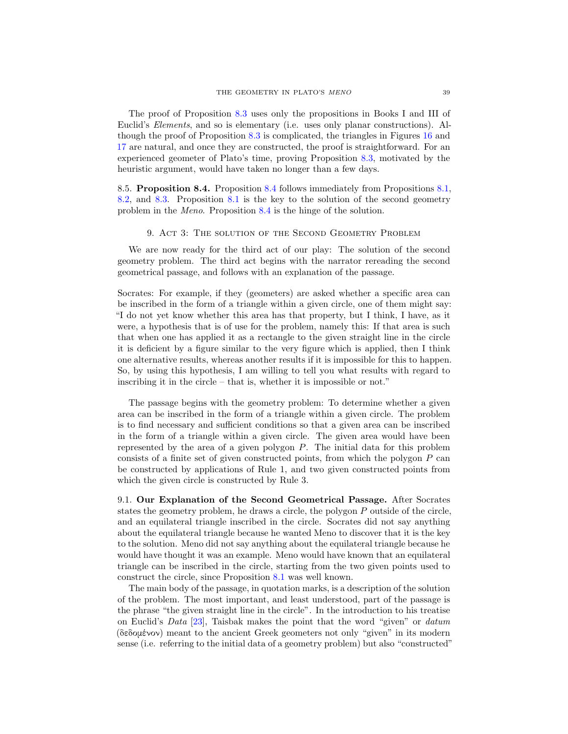The proof of Proposition 8.3 uses only the propositions in Books I and III of Euclid's *Elements*, and so is elementary (i.e. uses only planar constructions). Although the proof of Proposition 8.3 is complicated, the triangles in Figures 16 and 17 are natural, and once they are constructed, the proof is straightforward. For an experienced geometer of Plato's time, proving Proposition 8.3, motivated by the heuristic argument, would have taken no longer than a few days.

8.5. **Proposition 8.4.** Proposition 8.4 follows immediately from Propositions 8.1, 8.2, and 8.3. Proposition 8.1 is the key to the solution of the second geometry problem in the *Meno*. Proposition 8.4 is the hinge of the solution.

## 9. Act 3: The solution of the Second Geometry Problem

We are now ready for the third act of our play: The solution of the second geometry problem. The third act begins with the narrator rereading the second geometrical passage, and follows with an explanation of the passage.

Socrates: For example, if they (geometers) are asked whether a specific area can be inscribed in the form of a triangle within a given circle, one of them might say: "I do not yet know whether this area has that property, but I think, I have, as it were, a hypothesis that is of use for the problem, namely this: If that area is such that when one has applied it as a rectangle to the given straight line in the circle it is deficient by a figure similar to the very figure which is applied, then I think one alternative results, whereas another results if it is impossible for this to happen. So, by using this hypothesis, I am willing to tell you what results with regard to inscribing it in the circle – that is, whether it is impossible or not."

The passage begins with the geometry problem: To determine whether a given area can be inscribed in the form of a triangle within a given circle. The problem is to find necessary and sufficient conditions so that a given area can be inscribed in the form of a triangle within a given circle. The given area would have been represented by the area of a given polygon $P$. The initial data for this problem consists of a finite set of given constructed points, from which the polygon $P$ can be constructed by applications of Rule 1, and two given constructed points from which the given circle is constructed by Rule 3.

9.1. **Our Explanation of the Second Geometrical Passage.** After Socrates states the geometry problem, he draws a circle, the polygon $P$ outside of the circle, and an equilateral triangle inscribed in the circle. Socrates did not say anything about the equilateral triangle because he wanted Meno to discover that it is the key to the solution. Meno did not say anything about the equilateral triangle because he would have thought it was an example. Meno would have known that an equilateral triangle can be inscribed in the circle, starting from the two given points used to construct the circle, since Proposition 8.1 was well known.

The main body of the passage, in quotation marks, is a description of the solution of the problem. The most important, and least understood, part of the passage is the phrase "the given straight line in the circle". In the introduction to his treatise on Euclid's *Data* [23], Taisbak makes the point that the word "given" or *datum* (δεδομένον) meant to the ancient Greek geometers not only "given" in its modern sense (i.e. referring to the initial data of a geometry problem) but also "constructed"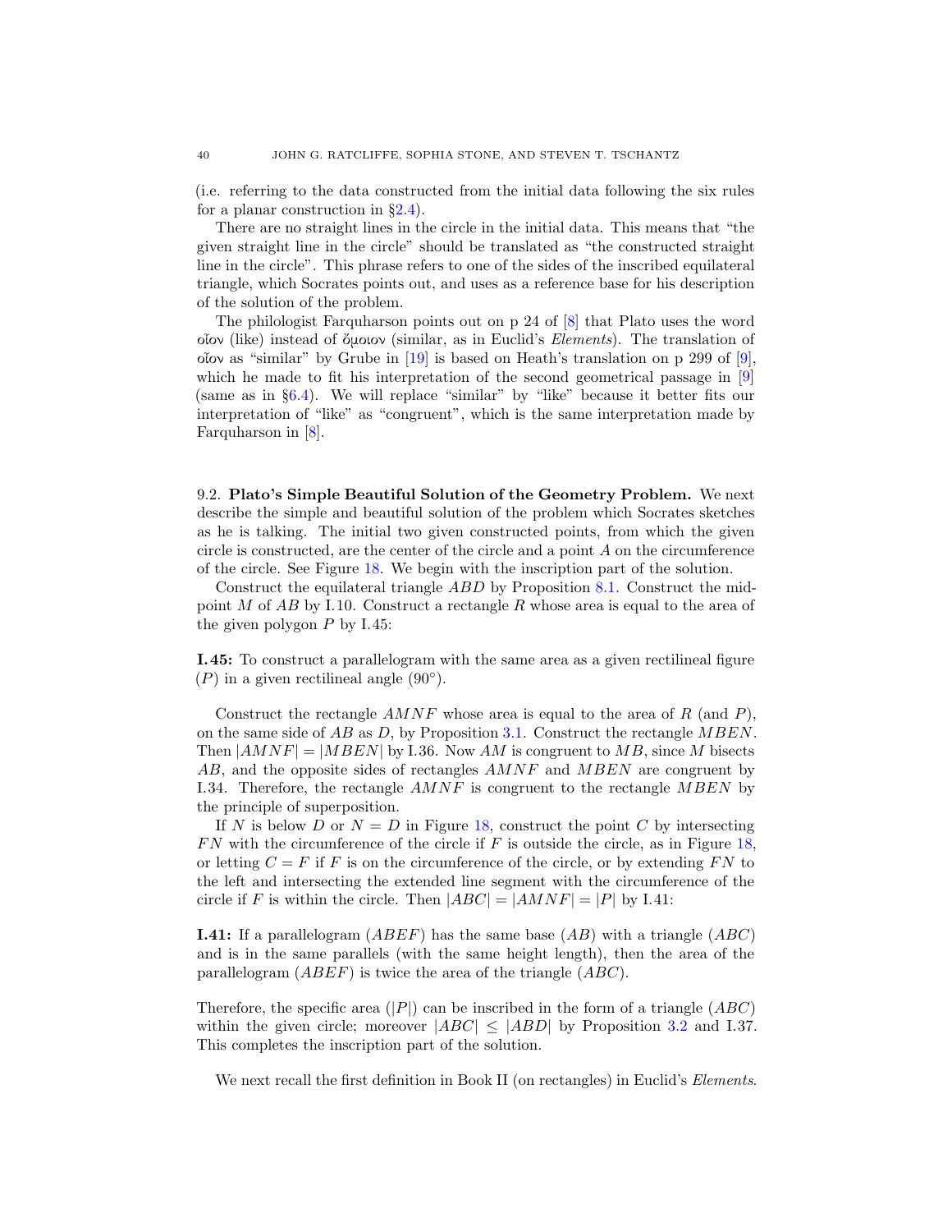(i.e. referring to the data constructed from the initial data following the six rules for a planar construction in §2.4).

There are no straight lines in the circle in the initial data. This means that "the given straight line in the circle" should be translated as "the constructed straight line in the circle". This phrase refers to one of the sides of the inscribed equilateral triangle, which Socrates points out, and uses as a reference base for his description of the solution of the problem.

The philologist Farquharson points out on p 24 of [8] that Plato uses the word οἷον (like) instead of ὅμοιον (similar, as in Euclid's *Elements*). The translation of οἷον as "similar" by Grube in [19] is based on Heath's translation on p 299 of [9], which he made to fit his interpretation of the second geometrical passage in [9] (same as in §6.4). We will replace "similar" by "like" because it better fits our interpretation of "like" as "congruent", which is the same interpretation made by Farquharson in [8].

### 9.2. Plato's Simple Beautiful Solution of the Geometry Problem.

We next describe the simple and beautiful solution of the problem which Socrates sketches as he is talking. The initial two given constructed points, from which the given circle is constructed, are the center of the circle and a point $A$ on the circumference of the circle. See Figure 18. We begin with the inscription part of the solution.

Construct the equilateral triangle $ABD$ by Proposition 8.1. Construct the midpoint $M$ of $AB$ by I.10. Construct a rectangle $R$ whose area is equal to the area of the given polygon $P$ by I.45:

**I.45:** To construct a parallelogram with the same area as a given rectilineal figure ($P$) in a given rectilineal angle ($90°$).

Construct the rectangle $AMNF$ whose area is equal to the area of $R$ (and $P$), on the same side of $AB$ as $D$, by Proposition 3.1. Construct the rectangle $MBEN$. Then $|AMNF| = |MBEN|$ by I.36. Now $AM$ is congruent to $MB$, since $M$ bisects $AB$, and the opposite sides of rectangles $AMNF$ and $MBEN$ are congruent by I.34. Therefore, the rectangle $AMNF$ is congruent to the rectangle $MBEN$ by the principle of superposition.

If $N$ is below $D$ or $N = D$ in Figure 18, construct the point $C$ by intersecting $FN$ with the circumference of the circle if $F$ is outside the circle, as in Figure 18, or letting $C = F$ if $F$ is on the circumference of the circle, or by extending $FN$ to the left and intersecting the extended line segment with the circumference of the circle if $F$ is within the circle. Then $|ABC| = |AMNF| = |P|$ by I.41:

**I.41:** If a parallelogram ($ABEF$) has the same base ($AB$) with a triangle ($ABC$) and is in the same parallels (with the same height length), then the area of the parallelogram ($ABEF$) is twice the area of the triangle ($ABC$).

Therefore, the specific area ($|P|$) can be inscribed in the form of a triangle ($ABC$) within the given circle; moreover $|ABC| \leq |ABD|$ by Proposition 3.2 and I.37. This completes the inscription part of the solution.

We next recall the first definition in Book II (on rectangles) in Euclid's *Elements*.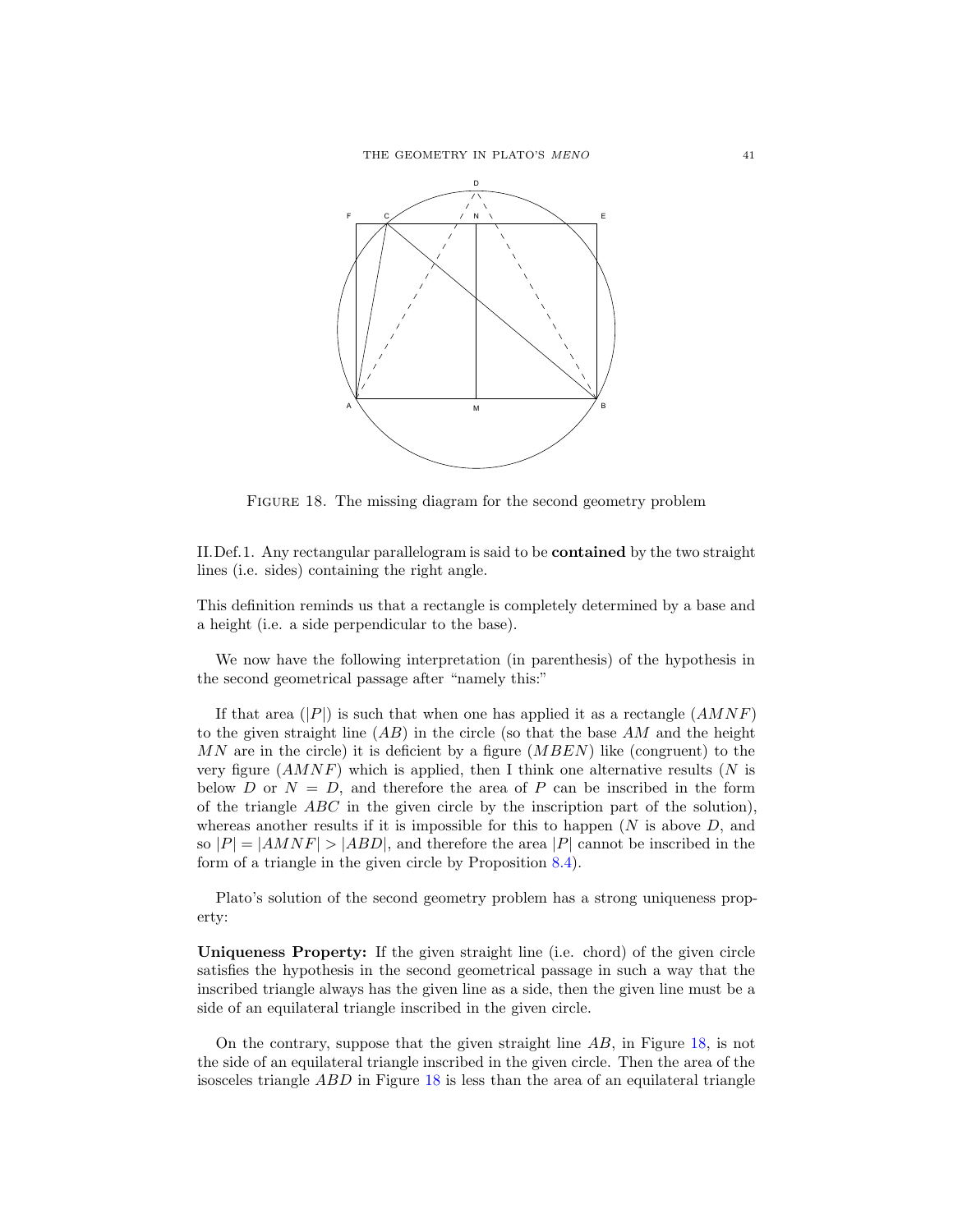FIGURE 18. The missing diagram for the second geometry problem

II.Def.1. Any rectangular parallelogram is said to be **contained** by the two straight lines (i.e. sides) containing the right angle.

This definition reminds us that a rectangle is completely determined by a base and a height (i.e. a side perpendicular to the base).

We now have the following interpretation (in parenthesis) of the hypothesis in the second geometrical passage after "namely this:"

If that area ($|P|$) is such that when one has applied it as a rectangle ($AMNF$) to the given straight line ($AB$) in the circle (so that the base $AM$ and the height $MN$ are in the circle) it is deficient by a figure ($MBEN$) like (congruent) to the very figure ($AMNF$) which is applied, then I think one alternative results ($N$ is below $D$ or $N = D$, and therefore the area of $P$ can be inscribed in the form of the triangle $ABC$ in the given circle by the inscription part of the solution), whereas another results if it is impossible for this to happen ($N$ is above $D$, and so $|P| = |AMNF| > |ABD|$, and therefore the area $|P|$ cannot be inscribed in the form of a triangle in the given circle by Proposition 8.4).

Plato's solution of the second geometry problem has a strong uniqueness property:

**Uniqueness Property:** If the given straight line (i.e. chord) of the given circle satisfies the hypothesis in the second geometrical passage in such a way that the inscribed triangle always has the given line as a side, then the given line must be a side of an equilateral triangle inscribed in the given circle.

On the contrary, suppose that the given straight line $AB$, in Figure 18, is not the side of an equilateral triangle inscribed in the given circle. Then the area of the isosceles triangle $ABD$ in Figure 18 is less than the area of an equilateral triangle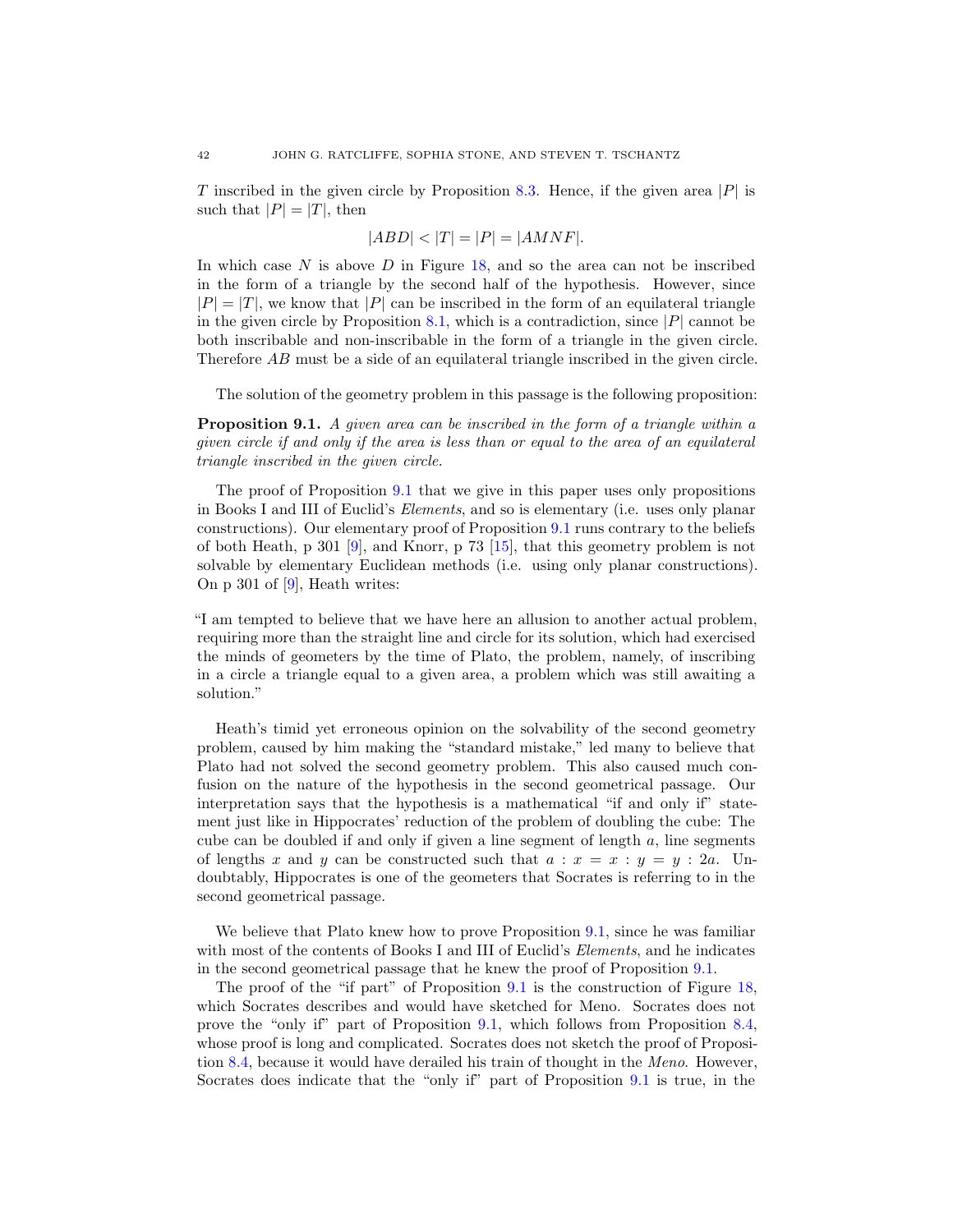$T$ inscribed in the given circle by Proposition 8.3. Hence, if the given area $|P|$ is such that $|P| = |T|$, then

$$|ABD| < |T| = |P| = |AMNF|.$$

In which case $N$ is above $D$ in Figure 18, and so the area can not be inscribed in the form of a triangle by the second half of the hypothesis. However, since $|P| = |T|$, we know that $|P|$ can be inscribed in the form of an equilateral triangle in the given circle by Proposition 8.1, which is a contradiction, since $|P|$ cannot be both inscribable and non-inscribable in the form of a triangle in the given circle. Therefore $AB$ must be a side of an equilateral triangle inscribed in the given circle.

The solution of the geometry problem in this passage is the following proposition:

**Proposition 9.1.** *A given area can be inscribed in the form of a triangle within a given circle if and only if the area is less than or equal to the area of an equilateral triangle inscribed in the given circle.*

The proof of Proposition 9.1 that we give in this paper uses only propositions in Books I and III of Euclid's *Elements*, and so is elementary (i.e. uses only planar constructions). Our elementary proof of Proposition 9.1 runs contrary to the beliefs of both Heath, p 301 [9], and Knorr, p 73 [15], that this geometry problem is not solvable by elementary Euclidean methods (i.e. using only planar constructions). On p 301 of [9], Heath writes:

"I am tempted to believe that we have here an allusion to another actual problem, requiring more than the straight line and circle for its solution, which had exercised the minds of geometers by the time of Plato, the problem, namely, of inscribing in a circle a triangle equal to a given area, a problem which was still awaiting a solution."

Heath's timid yet erroneous opinion on the solvability of the second geometry problem, caused by him making the "standard mistake," led many to believe that Plato had not solved the second geometry problem. This also caused much confusion on the nature of the hypothesis in the second geometrical passage. Our interpretation says that the hypothesis is a mathematical "if and only if" statement just like in Hippocrates' reduction of the problem of doubling the cube: The cube can be doubled if and only if given a line segment of length $a$, line segments of lengths $x$ and $y$ can be constructed such that $a : x = x : y = y : 2a$. Undoubtably, Hippocrates is one of the geometers that Socrates is referring to in the second geometrical passage.

We believe that Plato knew how to prove Proposition 9.1, since he was familiar with most of the contents of Books I and III of Euclid's *Elements*, and he indicates in the second geometrical passage that he knew the proof of Proposition 9.1.

The proof of the "if part" of Proposition 9.1 is the construction of Figure 18, which Socrates describes and would have sketched for Meno. Socrates does not prove the "only if" part of Proposition 9.1, which follows from Proposition 8.4, whose proof is long and complicated. Socrates does not sketch the proof of Proposition 8.4, because it would have derailed his train of thought in the *Meno*. However, Socrates does indicate that the "only if" part of Proposition 9.1 is true, in the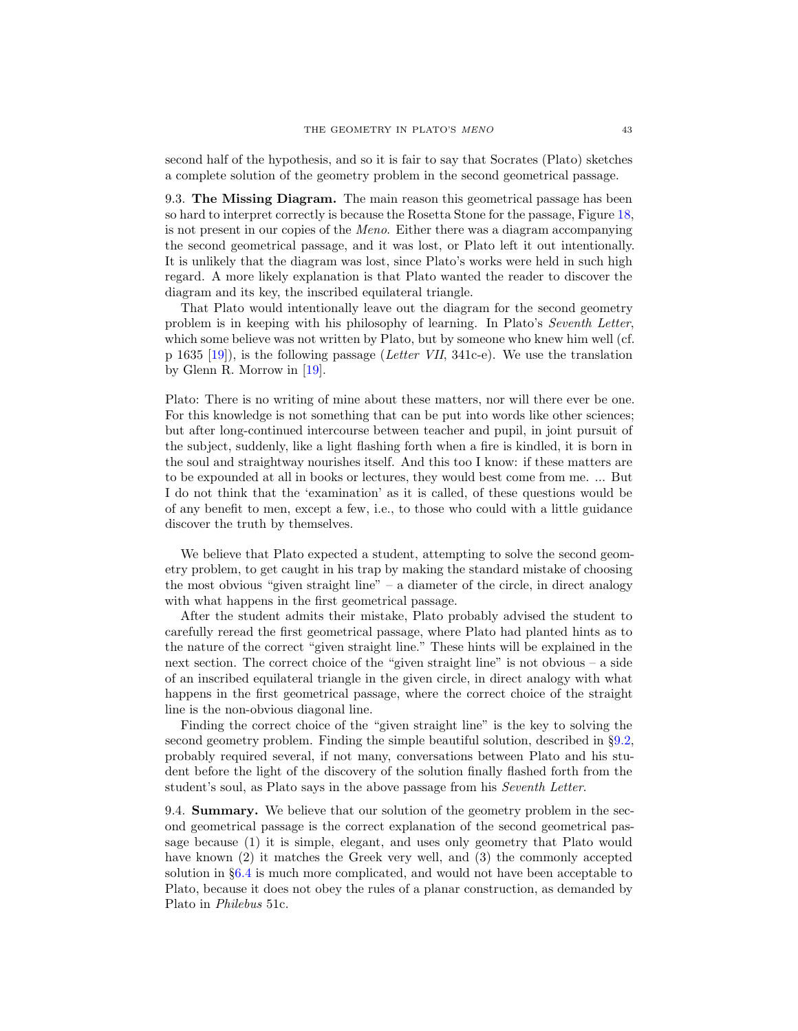second half of the hypothesis, and so it is fair to say that Socrates (Plato) sketches a complete solution of the geometry problem in the second geometrical passage.

9.3. **The Missing Diagram.** The main reason this geometrical passage has been so hard to interpret correctly is because the Rosetta Stone for the passage, Figure 18, is not present in our copies of the *Meno*. Either there was a diagram accompanying the second geometrical passage, and it was lost, or Plato left it out intentionally. It is unlikely that the diagram was lost, since Plato's works were held in such high regard. A more likely explanation is that Plato wanted the reader to discover the diagram and its key, the inscribed equilateral triangle.

That Plato would intentionally leave out the diagram for the second geometry problem is in keeping with his philosophy of learning. In Plato's *Seventh Letter*, which some believe was not written by Plato, but by someone who knew him well (cf. p 1635 [19]), is the following passage (*Letter VII*, 341c-e). We use the translation by Glenn R. Morrow in [19].

Plato: There is no writing of mine about these matters, nor will there ever be one. For this knowledge is not something that can be put into words like other sciences; but after long-continued intercourse between teacher and pupil, in joint pursuit of the subject, suddenly, like a light flashing forth when a fire is kindled, it is born in the soul and straightway nourishes itself. And this too I know: if these matters are to be expounded at all in books or lectures, they would best come from me. ... But I do not think that the 'examination' as it is called, of these questions would be of any benefit to men, except a few, i.e., to those who could with a little guidance discover the truth by themselves.

We believe that Plato expected a student, attempting to solve the second geometry problem, to get caught in his trap by making the standard mistake of choosing the most obvious "given straight line" – a diameter of the circle, in direct analogy with what happens in the first geometrical passage.

After the student admits their mistake, Plato probably advised the student to carefully reread the first geometrical passage, where Plato had planted hints as to the nature of the correct "given straight line." These hints will be explained in the next section. The correct choice of the "given straight line" is not obvious – a side of an inscribed equilateral triangle in the given circle, in direct analogy with what happens in the first geometrical passage, where the correct choice of the straight line is the non-obvious diagonal line.

Finding the correct choice of the "given straight line" is the key to solving the second geometry problem. Finding the simple beautiful solution, described in §9.2, probably required several, if not many, conversations between Plato and his student before the light of the discovery of the solution finally flashed forth from the student's soul, as Plato says in the above passage from his *Seventh Letter*.

9.4. **Summary.** We believe that our solution of the geometry problem in the second geometrical passage is the correct explanation of the second geometrical passage because (1) it is simple, elegant, and uses only geometry that Plato would have known (2) it matches the Greek very well, and (3) the commonly accepted solution in §6.4 is much more complicated, and would not have been acceptable to Plato, because it does not obey the rules of a planar construction, as demanded by Plato in *Philebus* 51c.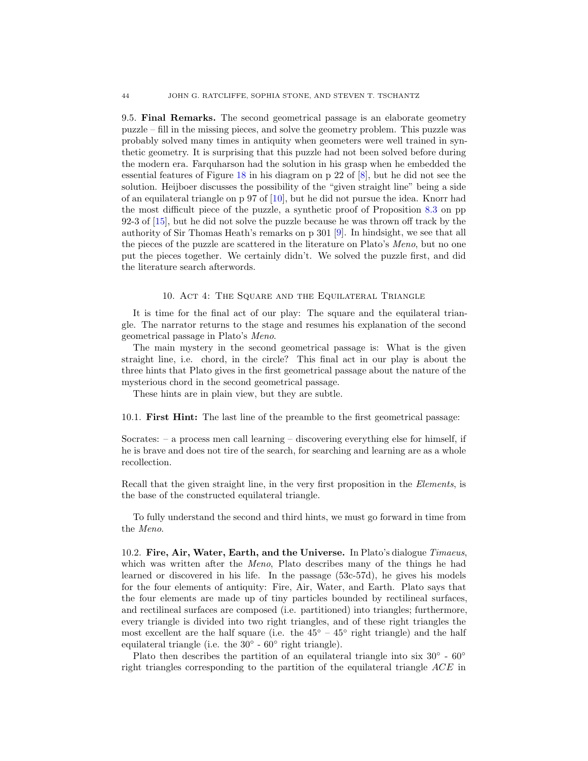**9.5. Final Remarks.** The second geometrical passage is an elaborate geometry puzzle – fill in the missing pieces, and solve the geometry problem. This puzzle was probably solved many times in antiquity when geometers were well trained in synthetic geometry. It is surprising that this puzzle had not been solved before during the modern era. Farquharson had the solution in his grasp when he embedded the essential features of Figure 18 in his diagram on p 22 of [8], but he did not see the solution. Heijboer discusses the possibility of the "given straight line" being a side of an equilateral triangle on p 97 of [10], but he did not pursue the idea. Knorr had the most difficult piece of the puzzle, a synthetic proof of Proposition 8.3 on pp 92-3 of [15], but he did not solve the puzzle because he was thrown off track by the authority of Sir Thomas Heath's remarks on p 301 [9]. In hindsight, we see that all the pieces of the puzzle are scattered in the literature on Plato's *Meno*, but no one put the pieces together. We certainly didn't. We solved the puzzle first, and did the literature search afterwords.

## 10. Act 4: The Square and the Equilateral Triangle

It is time for the final act of our play: The square and the equilateral triangle. The narrator returns to the stage and resumes his explanation of the second geometrical passage in Plato's *Meno*.

The main mystery in the second geometrical passage is: What is the given straight line, i.e. chord, in the circle? This final act in our play is about the three hints that Plato gives in the first geometrical passage about the nature of the mysterious chord in the second geometrical passage.

These hints are in plain view, but they are subtle.

**10.1. First Hint:** The last line of the preamble to the first geometrical passage:

Socrates: – a process men call learning – discovering everything else for himself, if he is brave and does not tire of the search, for searching and learning are as a whole recollection.

Recall that the given straight line, in the very first proposition in the *Elements*, is the base of the constructed equilateral triangle.

To fully understand the second and third hints, we must go forward in time from the *Meno*.

**10.2. Fire, Air, Water, Earth, and the Universe.** In Plato's dialogue *Timaeus*, which was written after the *Meno*, Plato describes many of the things he had learned or discovered in his life. In the passage (53c-57d), he gives his models for the four elements of antiquity: Fire, Air, Water, and Earth. Plato says that the four elements are made up of tiny particles bounded by rectilineal surfaces, and rectilineal surfaces are composed (i.e. partitioned) into triangles; furthermore, every triangle is divided into two right triangles, and of these right triangles the most excellent are the half square (i.e. the $45^\circ$ – $45^\circ$ right triangle) and the half equilateral triangle (i.e. the $30^\circ$ - $60^\circ$ right triangle).

Plato then describes the partition of an equilateral triangle into six $30^\circ$ - $60^\circ$ right triangles corresponding to the partition of the equilateral triangle $ACE$ in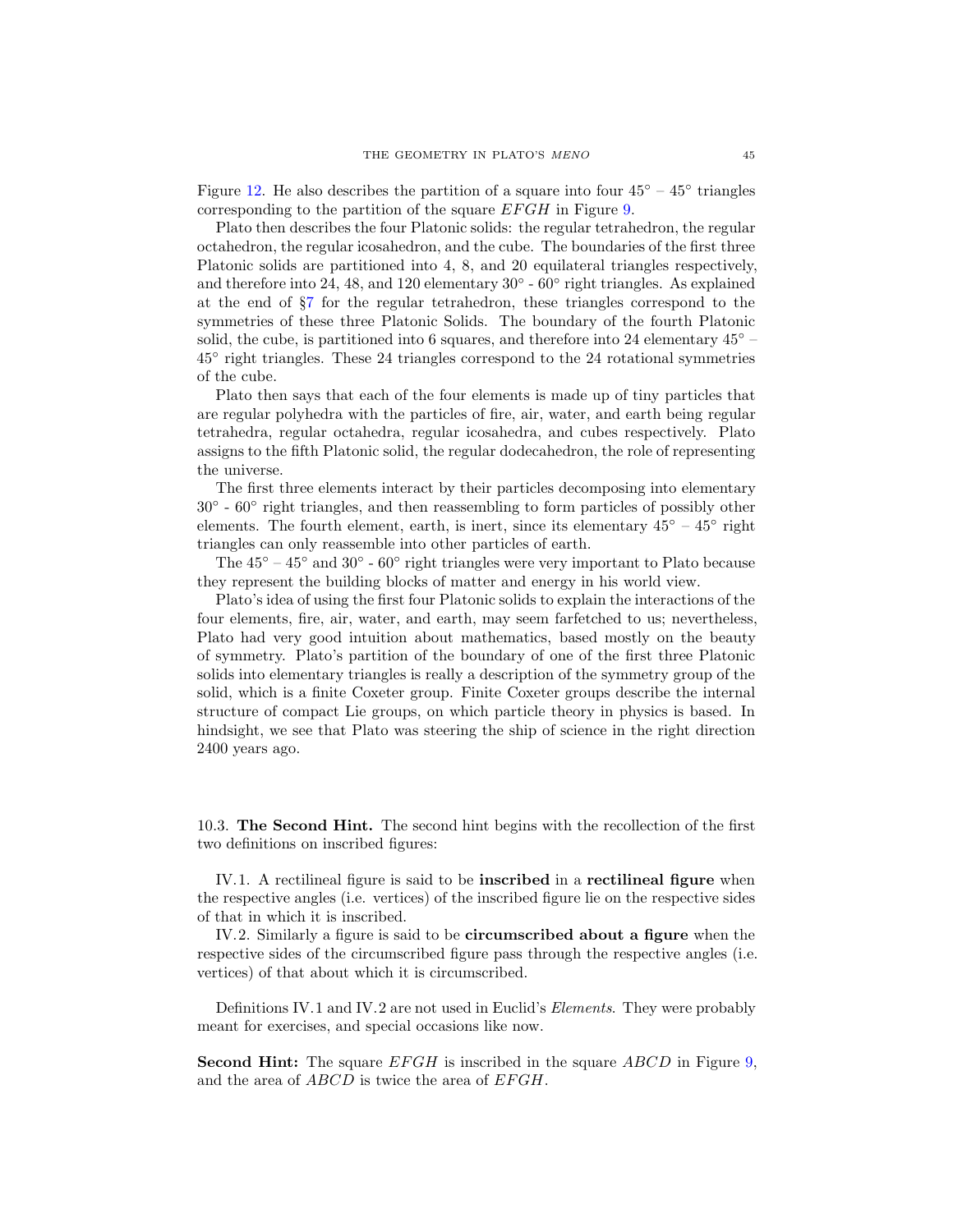Figure 12. He also describes the partition of a square into four $45^\circ$ – $45^\circ$ triangles corresponding to the partition of the square $EFGH$ in Figure 9.

Plato then describes the four Platonic solids: the regular tetrahedron, the regular octahedron, the regular icosahedron, and the cube. The boundaries of the first three Platonic solids are partitioned into 4, 8, and 20 equilateral triangles respectively, and therefore into 24, 48, and 120 elementary $30^\circ$ - $60^\circ$ right triangles. As explained at the end of §7 for the regular tetrahedron, these triangles correspond to the symmetries of these three Platonic Solids. The boundary of the fourth Platonic solid, the cube, is partitioned into 6 squares, and therefore into 24 elementary $45^\circ$ – $45^\circ$ right triangles. These 24 triangles correspond to the 24 rotational symmetries of the cube.

Plato then says that each of the four elements is made up of tiny particles that are regular polyhedra with the particles of fire, air, water, and earth being regular tetrahedra, regular octahedra, regular icosahedra, and cubes respectively. Plato assigns to the fifth Platonic solid, the regular dodecahedron, the role of representing the universe.

The first three elements interact by their particles decomposing into elementary $30^\circ$ - $60^\circ$ right triangles, and then reassembling to form particles of possibly other elements. The fourth element, earth, is inert, since its elementary $45^\circ$ – $45^\circ$ right triangles can only reassemble into other particles of earth.

The $45^\circ$ – $45^\circ$ and $30^\circ$ - $60^\circ$ right triangles were very important to Plato because they represent the building blocks of matter and energy in his world view.

Plato's idea of using the first four Platonic solids to explain the interactions of the four elements, fire, air, water, and earth, may seem farfetched to us; nevertheless, Plato had very good intuition about mathematics, based mostly on the beauty of symmetry. Plato's partition of the boundary of one of the first three Platonic solids into elementary triangles is really a description of the symmetry group of the solid, which is a finite Coxeter group. Finite Coxeter groups describe the internal structure of compact Lie groups, on which particle theory in physics is based. In hindsight, we see that Plato was steering the ship of science in the right direction 2400 years ago.

10.3. **The Second Hint.** The second hint begins with the recollection of the first two definitions on inscribed figures:

IV.1. A rectilineal figure is said to be **inscribed** in a **rectilineal figure** when the respective angles (i.e. vertices) of the inscribed figure lie on the respective sides of that in which it is inscribed.

IV.2. Similarly a figure is said to be **circumscribed about a figure** when the respective sides of the circumscribed figure pass through the respective angles (i.e. vertices) of that about which it is circumscribed.

Definitions IV.1 and IV.2 are not used in Euclid's *Elements*. They were probably meant for exercises, and special occasions like now.

**Second Hint:** The square $EFGH$ is inscribed in the square $ABCD$ in Figure 9, and the area of $ABCD$ is twice the area of $EFGH$.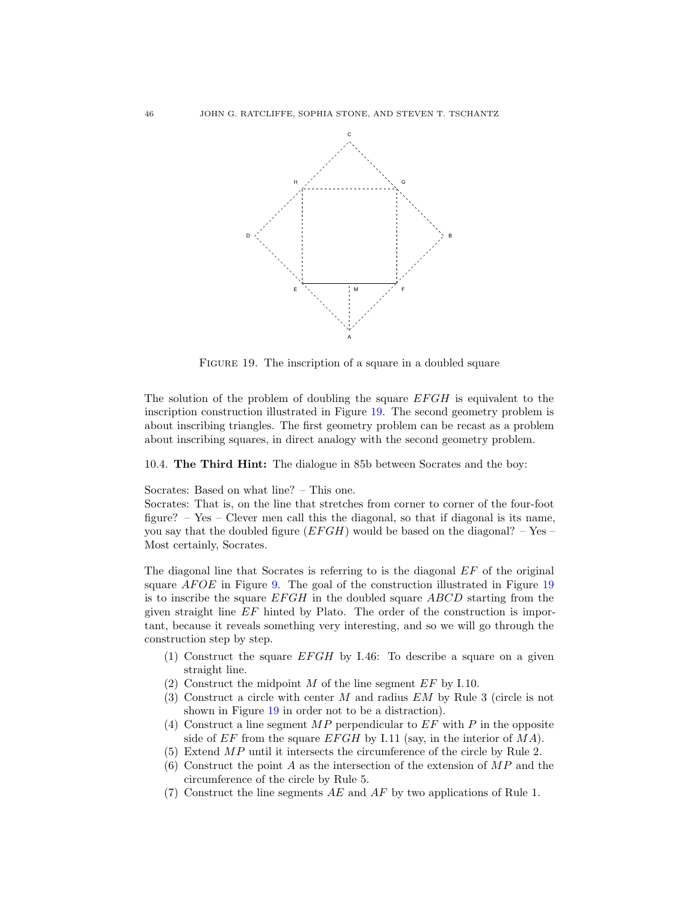FIGURE 19. The inscription of a square in a doubled square

The solution of the problem of doubling the square $EFGH$ is equivalent to the inscription construction illustrated in Figure 19. The second geometry problem is about inscribing triangles. The first geometry problem can be recast as a problem about inscribing squares, in direct analogy with the second geometry problem.

10.4. **The Third Hint:** The dialogue in 85b between Socrates and the boy:

Socrates: Based on what line? – This one.
Socrates: That is, on the line that stretches from corner to corner of the four-foot figure? – Yes – Clever men call this the diagonal, so that if diagonal is its name, you say that the doubled figure ($EFGH$) would be based on the diagonal? – Yes – Most certainly, Socrates.

The diagonal line that Socrates is referring to is the diagonal $EF$ of the original square $AFOE$ in Figure 9. The goal of the construction illustrated in Figure 19 is to inscribe the square $EFGH$ in the doubled square $ABCD$ starting from the given straight line $EF$ hinted by Plato. The order of the construction is important, because it reveals something very interesting, and so we will go through the construction step by step.

1. Construct the square $EFGH$ by I.46: To describe a square on a given straight line.
2. Construct the midpoint $M$ of the line segment $EF$ by I.10.
3. Construct a circle with center $M$ and radius $EM$ by Rule 3 (circle is not shown in Figure 19 in order not to be a distraction).
4. Construct a line segment $MP$ perpendicular to $EF$ with $P$ in the opposite side of $EF$ from the square $EFGH$ by I.11 (say, in the interior of $MA$).
5. Extend $MP$ until it intersects the circumference of the circle by Rule 2.
6. Construct the point $A$ as the intersection of the extension of $MP$ and the circumference of the circle by Rule 5.
7. Construct the line segments $AE$ and $AF$ by two applications of Rule 1.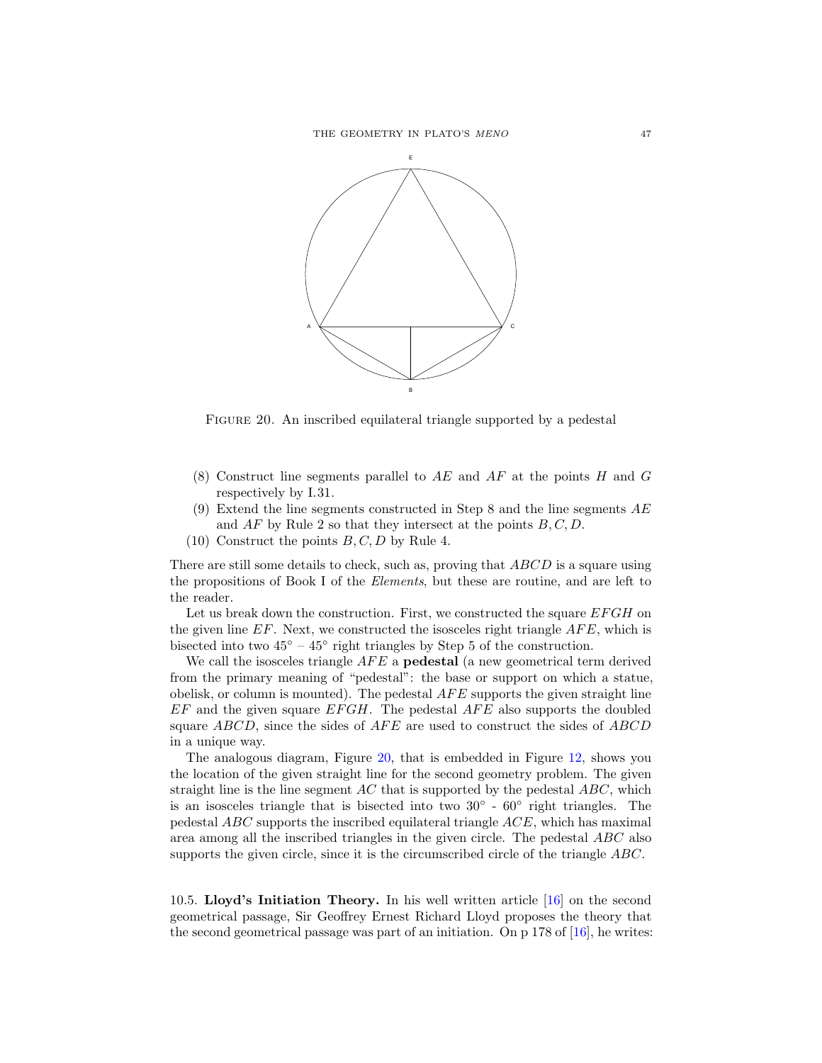FIGURE 20. An inscribed equilateral triangle supported by a pedestal

(8) Construct line segments parallel to $AE$ and $AF$ at the points $H$ and $G$ respectively by I.31.
(9) Extend the line segments constructed in Step 8 and the line segments $AE$ and $AF$ by Rule 2 so that they intersect at the points $B, C, D$.
(10) Construct the points $B, C, D$ by Rule 4.

There are still some details to check, such as, proving that $ABCD$ is a square using the propositions of Book I of the *Elements*, but these are routine, and are left to the reader.

Let us break down the construction. First, we constructed the square $EFGH$ on the given line $EF$. Next, we constructed the isosceles right triangle $AFE$, which is bisected into two $45^\circ$ – $45^\circ$ right triangles by Step 5 of the construction.

We call the isosceles triangle $AFE$ a **pedestal** (a new geometrical term derived from the primary meaning of "pedestal": the base or support on which a statue, obelisk, or column is mounted). The pedestal $AFE$ supports the given straight line $EF$ and the given square $EFGH$. The pedestal $AFE$ also supports the doubled square $ABCD$, since the sides of $AFE$ are used to construct the sides of $ABCD$ in a unique way.

The analogous diagram, Figure 20, that is embedded in Figure 12, shows you the location of the given straight line for the second geometry problem. The given straight line is the line segment $AC$ that is supported by the pedestal $ABC$, which is an isosceles triangle that is bisected into two $30^\circ$ - $60^\circ$ right triangles. The pedestal $ABC$ supports the inscribed equilateral triangle $ACE$, which has maximal area among all the inscribed triangles in the given circle. The pedestal $ABC$ also supports the given circle, since it is the circumscribed circle of the triangle $ABC$.

10.5. **Lloyd's Initiation Theory.** In his well written article [16] on the second geometrical passage, Sir Geoffrey Ernest Richard Lloyd proposes the theory that the second geometrical passage was part of an initiation. On p 178 of [16], he writes: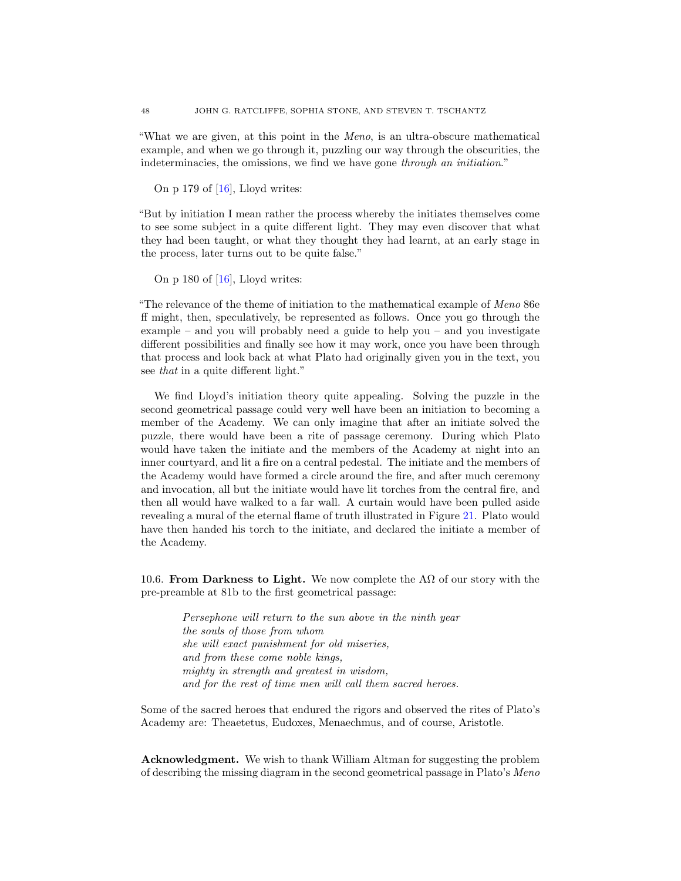"What we are given, at this point in the *Meno*, is an ultra-obscure mathematical example, and when we go through it, puzzling our way through the obscurities, the indeterminacies, the omissions, we find we have gone *through an initiation*."

On p 179 of [16], Lloyd writes:

"But by initiation I mean rather the process whereby the initiates themselves come to see some subject in a quite different light. They may even discover that what they had been taught, or what they thought they had learnt, at an early stage in the process, later turns out to be quite false."

On p 180 of [16], Lloyd writes:

"The relevance of the theme of initiation to the mathematical example of *Meno* 86e ff might, then, speculatively, be represented as follows. Once you go through the example – and you will probably need a guide to help you – and you investigate different possibilities and finally see how it may work, once you have been through that process and look back at what Plato had originally given you in the text, you see *that* in a quite different light."

We find Lloyd's initiation theory quite appealing. Solving the puzzle in the second geometrical passage could very well have been an initiation to becoming a member of the Academy. We can only imagine that after an initiate solved the puzzle, there would have been a rite of passage ceremony. During which Plato would have taken the initiate and the members of the Academy at night into an inner courtyard, and lit a fire on a central pedestal. The initiate and the members of the Academy would have formed a circle around the fire, and after much ceremony and invocation, all but the initiate would have lit torches from the central fire, and then all would have walked to a far wall. A curtain would have been pulled aside revealing a mural of the eternal flame of truth illustrated in Figure 21. Plato would have then handed his torch to the initiate, and declared the initiate a member of the Academy.

10.6. **From Darkness to Light.** We now complete the AΩ of our story with the pre-preamble at 81b to the first geometrical passage:

> *Persephone will return to the sun above in the ninth year*
> *the souls of those from whom*
> *she will exact punishment for old miseries,*
> *and from these come noble kings,*
> *mighty in strength and greatest in wisdom,*
> *and for the rest of time men will call them sacred heroes.*

Some of the sacred heroes that endured the rigors and observed the rites of Plato's Academy are: Theaetetus, Eudoxes, Menaechmus, and of course, Aristotle.

**Acknowledgment.** We wish to thank William Altman for suggesting the problem of describing the missing diagram in the second geometrical passage in Plato's *Meno*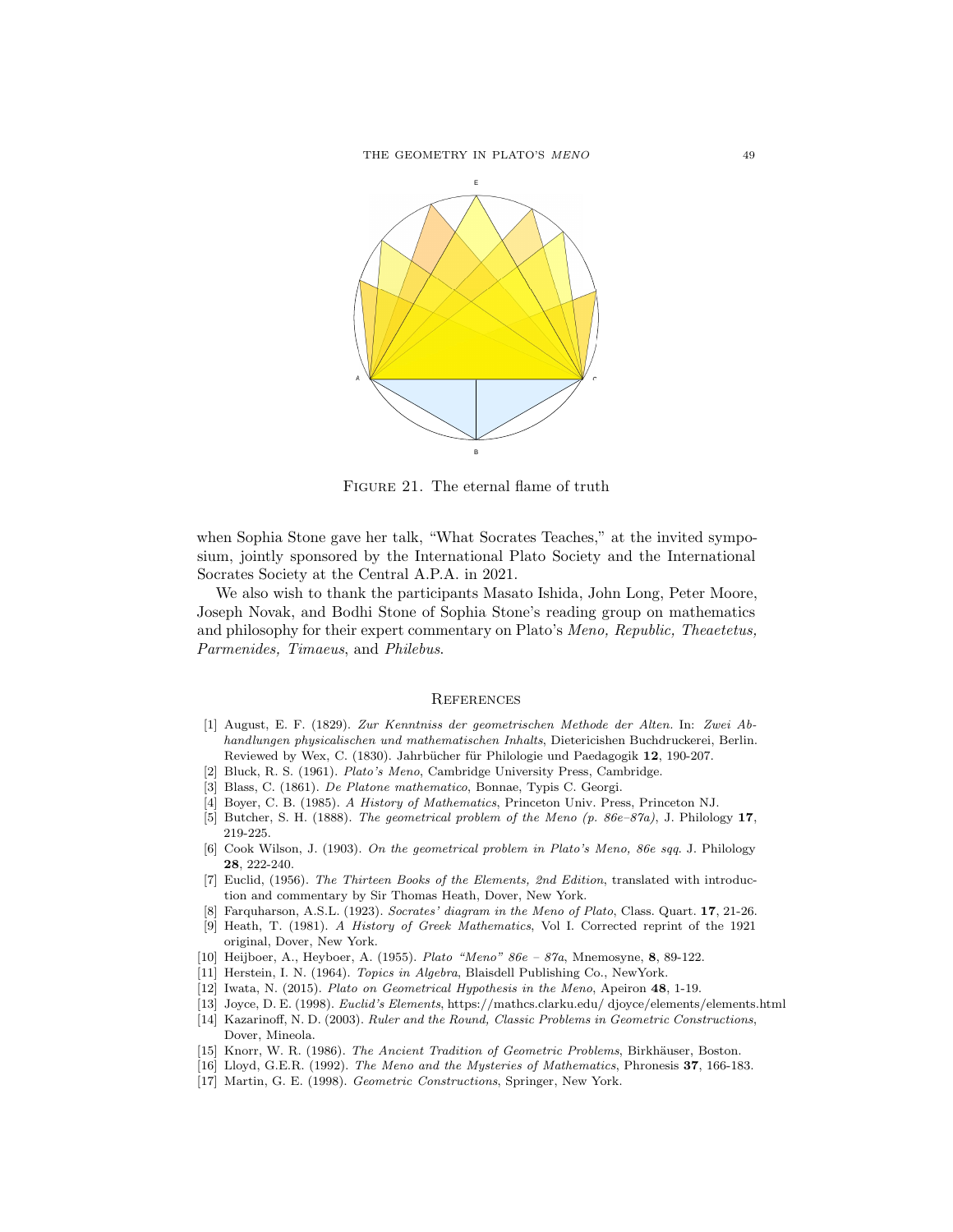FIGURE 21. The eternal flame of truth

when Sophia Stone gave her talk, "What Socrates Teaches," at the invited symposium, jointly sponsored by the International Plato Society and the International Socrates Society at the Central A.P.A. in 2021.

We also wish to thank the participants Masato Ishida, John Long, Peter Moore, Joseph Novak, and Bodhi Stone of Sophia Stone's reading group on mathematics and philosophy for their expert commentary on Plato's *Meno, Republic, Theaetetus, Parmenides, Timaeus*, and *Philebus*.

## REFERENCES

[1] August, E. F. (1829). *Zur Kenntniss der geometrischen Methode der Alten.* In: *Zwei Abhandlungen physicalischen und mathematischen Inhalts*, Dietericishen Buchdruckerei, Berlin. Reviewed by Wex, C. (1830). Jahrbücher für Philologie und Paedagogik **12**, 190-207.

[2] Bluck, R. S. (1961). *Plato's Meno*, Cambridge University Press, Cambridge.

[3] Blass, C. (1861). *De Platone mathematico*, Bonnae, Typis C. Georgi.

[4] Boyer, C. B. (1985). *A History of Mathematics*, Princeton Univ. Press, Princeton NJ.

[5] Butcher, S. H. (1888). *The geometrical problem of the Meno (p. 86e–87a)*, J. Philology **17**, 219-225.

[6] Cook Wilson, J. (1903). *On the geometrical problem in Plato's Meno, 86e sqq.* J. Philology **28**, 222-240.

[7] Euclid, (1956). *The Thirteen Books of the Elements, 2nd Edition*, translated with introduction and commentary by Sir Thomas Heath, Dover, New York.

[8] Farquharson, A.S.L. (1923). *Socrates' diagram in the Meno of Plato*, Class. Quart. **17**, 21-26.

[9] Heath, T. (1981). *A History of Greek Mathematics*, Vol I. Corrected reprint of the 1921 original, Dover, New York.

[10] Heijboer, A., Heyboer, A. (1955). *Plato "Meno" 86e – 87a*, Mnemosyne, **8**, 89-122.

[11] Herstein, I. N. (1964). *Topics in Algebra*, Blaisdell Publishing Co., NewYork.

[12] Iwata, N. (2015). *Plato on Geometrical Hypothesis in the Meno*, Apeiron **48**, 1-19.

[13] Joyce, D. E. (1998). *Euclid's Elements*, https://mathcs.clarku.edu/ djoyce/elements/elements.html

[14] Kazarinoff, N. D. (2003). *Ruler and the Round, Classic Problems in Geometric Constructions*, Dover, Mineola.

[15] Knorr, W. R. (1986). *The Ancient Tradition of Geometric Problems*, Birkhäuser, Boston.

[16] Lloyd, G.E.R. (1992). *The Meno and the Mysteries of Mathematics*, Phronesis **37**, 166-183.

[17] Martin, G. E. (1998). *Geometric Constructions*, Springer, New York.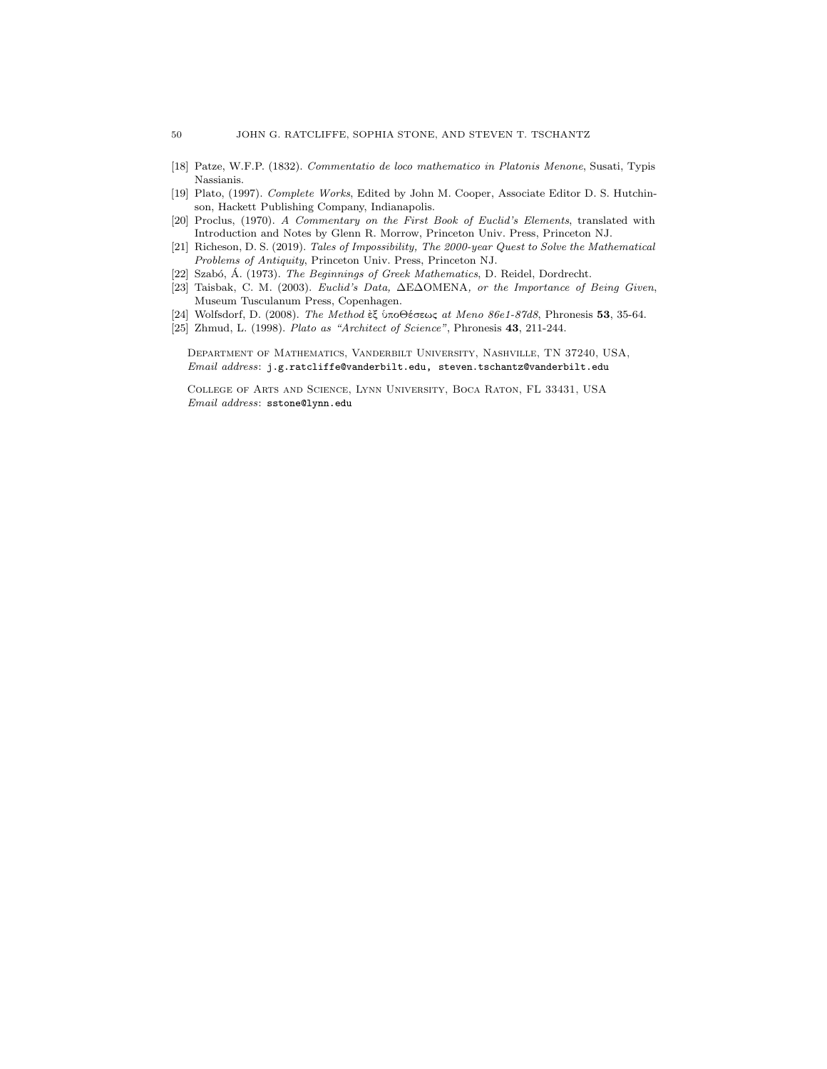[18] Patze, W.F.P. (1832). *Commentatio de loco mathematico in Platonis Menone*, Susati, Typis Nassianis.

[19] Plato, (1997). *Complete Works*, Edited by John M. Cooper, Associate Editor D. S. Hutchinson, Hackett Publishing Company, Indianapolis.

[20] Proclus, (1970). *A Commentary on the First Book of Euclid's Elements*, translated with Introduction and Notes by Glenn R. Morrow, Princeton Univ. Press, Princeton NJ.

[21] Richeson, D. S. (2019). *Tales of Impossibility, The 2000-year Quest to Solve the Mathematical Problems of Antiquity*, Princeton Univ. Press, Princeton NJ.

[22] Szabó, Á. (1973). *The Beginnings of Greek Mathematics*, D. Reidel, Dordrecht.

[23] Taisbak, C. M. (2003). *Euclid's Data,* ΔΕΔΟΜΕΝΑ*, or the Importance of Being Given*, Museum Tusculanum Press, Copenhagen.

[24] Wolfsdorf, D. (2008). *The Method* ἐξ ὑποθέσεως *at Meno 86e1-87d8*, Phronesis **53**, 35-64.

[25] Zhmud, L. (1998). *Plato as "Architect of Science"*, Phronesis **43**, 211-244.

Department of Mathematics, Vanderbilt University, Nashville, TN 37240, USA,
*Email address*: `j.g.ratcliffe@vanderbilt.edu, steven.tschantz@vanderbilt.edu`

College of Arts and Science, Lynn University, Boca Raton, FL 33431, USA
*Email address*: `sstone@lynn.edu`